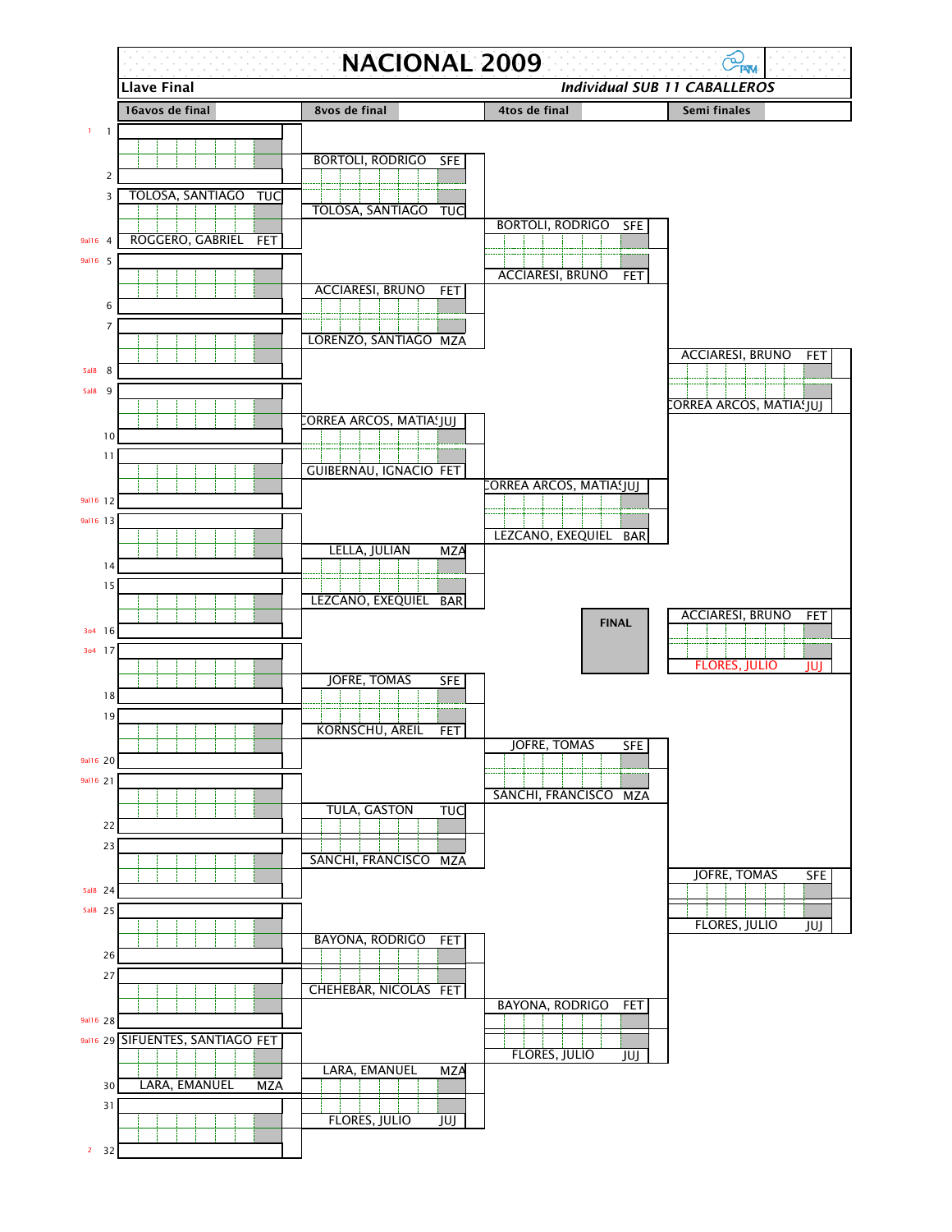# NACIONAL 2009

**Llave Final** *Individual SUB 11 CABALLEROS*

## 16avos de final

| Seed | # | Player | Assoc. |
|---|---|---|---|
| 1 | 1 | | |
| | 2 | | |
| | 3 | TOLOSA, SANTIAGO | TUC |
| 9al16 | 4 | ROGGERO, GABRIEL | FET |
| 9al16 | 5 | | |
| | 6 | | |
| | 7 | | |
| 5al8 | 8 | | |
| 5al8 | 9 | | |
| | 10 | | |
| | 11 | | |
| 9al16 | 12 | | |
| 9al16 | 13 | | |
| | 14 | | |
| | 15 | | |
| 3o4 | 16 | | |
| 3o4 | 17 | | |
| | 18 | | |
| | 19 | | |
| 9al16 | 20 | | |
| 9al16 | 21 | | |
| | 22 | | |
| | 23 | | |
| 5al8 | 24 | | |
| 5al8 | 25 | | |
| | 26 | | |
| | 27 | | |
| 9al16 | 28 | | |
| 9al16 | 29 | SIFUENTES, SANTIAGO | FET |
| | 30 | LARA, EMANUEL | MZA |
| | 31 | | |
| 2 | 32 | | |

## 8vos de final

| Player | Assoc. |
|---|---|
| BORTOLI, RODRIGO | SFE |
| TOLOSA, SANTIAGO | TUC |
| ACCIARESI, BRUNO | FET |
| LORENZO, SANTIAGO | MZA |
| CORREA ARCOS, MATIAS | JUJ |
| GUIBERNAU, IGNACIO | FET |
| LELLA, JULIAN | MZA |
| LEZCANO, EXEQUIEL | BAR |
| JOFRE, TOMAS | SFE |
| KORNSCHU, AREIL | FET |
| TULA, GASTON | TUC |
| SANCHI, FRANCISCO | MZA |
| BAYONA, RODRIGO | FET |
| CHEHEBAR, NICOLAS | FET |
| LARA, EMANUEL | MZA |
| FLORES, JULIO | JUJ |

## 4tos de final

| Player | Assoc. |
|---|---|
| BORTOLI, RODRIGO | SFE |
| ACCIARESI, BRUNO | FET |
| CORREA ARCOS, MATIAS | JUJ |
| LEZCANO, EXEQUIEL | BAR |
| JOFRE, TOMAS | SFE |
| SANCHI, FRANCISCO | MZA |
| BAYONA, RODRIGO | FET |
| FLORES, JULIO | JUJ |

## Semi finales

| Player | Assoc. |
|---|---|
| ACCIARESI, BRUNO | FET |
| CORREA ARCOS, MATIAS | JUJ |
| JOFRE, TOMAS | SFE |
| FLORES, JULIO | JUJ |

## FINAL

| Player | Assoc. |
|---|---|
| ACCIARESI, BRUNO | FET |
| FLORES, JULIO | JUJ |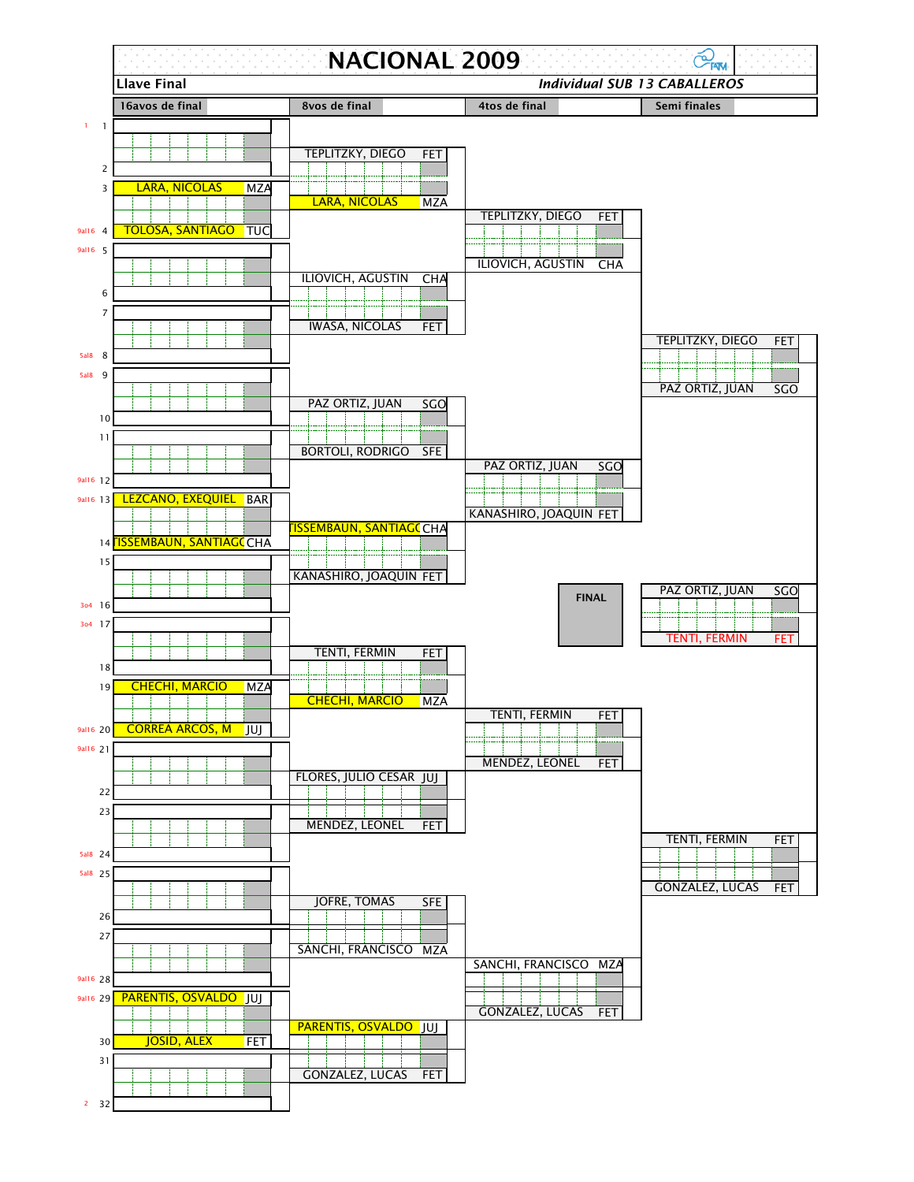# NACIONAL 2009

**Llave Final** — ***Individual SUB 13 CABALLEROS***

## 16avos de final

| Seed | # | Player | Club |
|---|---|---|---|
| 1 | 1 | | |
| | 2 | | |
| | 3 | LARA, NICOLAS | MZA |
| 9al16 | 4 | TOLOSA, SANTIAGO | TUC |
| 9al16 | 5 | | |
| | 6 | | |
| | 7 | | |
| 5al8 | 8 | | |
| 5al8 | 9 | | |
| | 10 | | |
| | 11 | | |
| 9al16 | 12 | | |
| 9al16 | 13 | LEZCANO, EXEQUIEL | BAR |
| | 14 | TISSEMBAUN, SANTIAGO | CHA |
| | 15 | | |
| 3o4 | 16 | | |
| 3o4 | 17 | | |
| | 18 | | |
| | 19 | CHECHI, MARCIO | MZA |
| 9al16 | 20 | CORREA ARCOS, M | JUJ |
| 9al16 | 21 | | |
| | 22 | | |
| | 23 | | |
| 5al8 | 24 | | |
| 5al8 | 25 | | |
| | 26 | | |
| | 27 | | |
| 9al16 | 28 | | |
| 9al16 | 29 | PARENTIS, OSVALDO | JUJ |
| | 30 | JOSID, ALEX | FET |
| | 31 | | |
| 2 | 32 | | |

## 8vos de final

| Player | Club |
|---|---|
| TEPLITZKY, DIEGO | FET |
| LARA, NICOLAS | MZA |
| ILIOVICH, AGUSTIN | CHA |
| IWASA, NICOLAS | FET |
| PAZ ORTIZ, JUAN | SGO |
| BORTOLI, RODRIGO | SFE |
| TISSEMBAUN, SANTIAGO | CHA |
| KANASHIRO, JOAQUIN | FET |
| TENTI, FERMIN | FET |
| CHECHI, MARCIO | MZA |
| FLORES, JULIO CESAR | JUJ |
| MENDEZ, LEONEL | FET |
| JOFRE, TOMAS | SFE |
| SANCHI, FRANCISCO | MZA |
| PARENTIS, OSVALDO | JUJ |
| GONZALEZ, LUCAS | FET |

## 4tos de final

| Player | Club |
|---|---|
| TEPLITZKY, DIEGO | FET |
| ILIOVICH, AGUSTIN | CHA |
| PAZ ORTIZ, JUAN | SGO |
| KANASHIRO, JOAQUIN | FET |
| TENTI, FERMIN | FET |
| MENDEZ, LEONEL | FET |
| SANCHI, FRANCISCO | MZA |
| GONZALEZ, LUCAS | FET |

## Semi finales

| Player | Club |
|---|---|
| TEPLITZKY, DIEGO | FET |
| PAZ ORTIZ, JUAN | SGO |
| TENTI, FERMIN | FET |
| GONZALEZ, LUCAS | FET |

## FINAL

| Player | Club |
|---|---|
| PAZ ORTIZ, JUAN | SGO |
| TENTI, FERMIN | FET |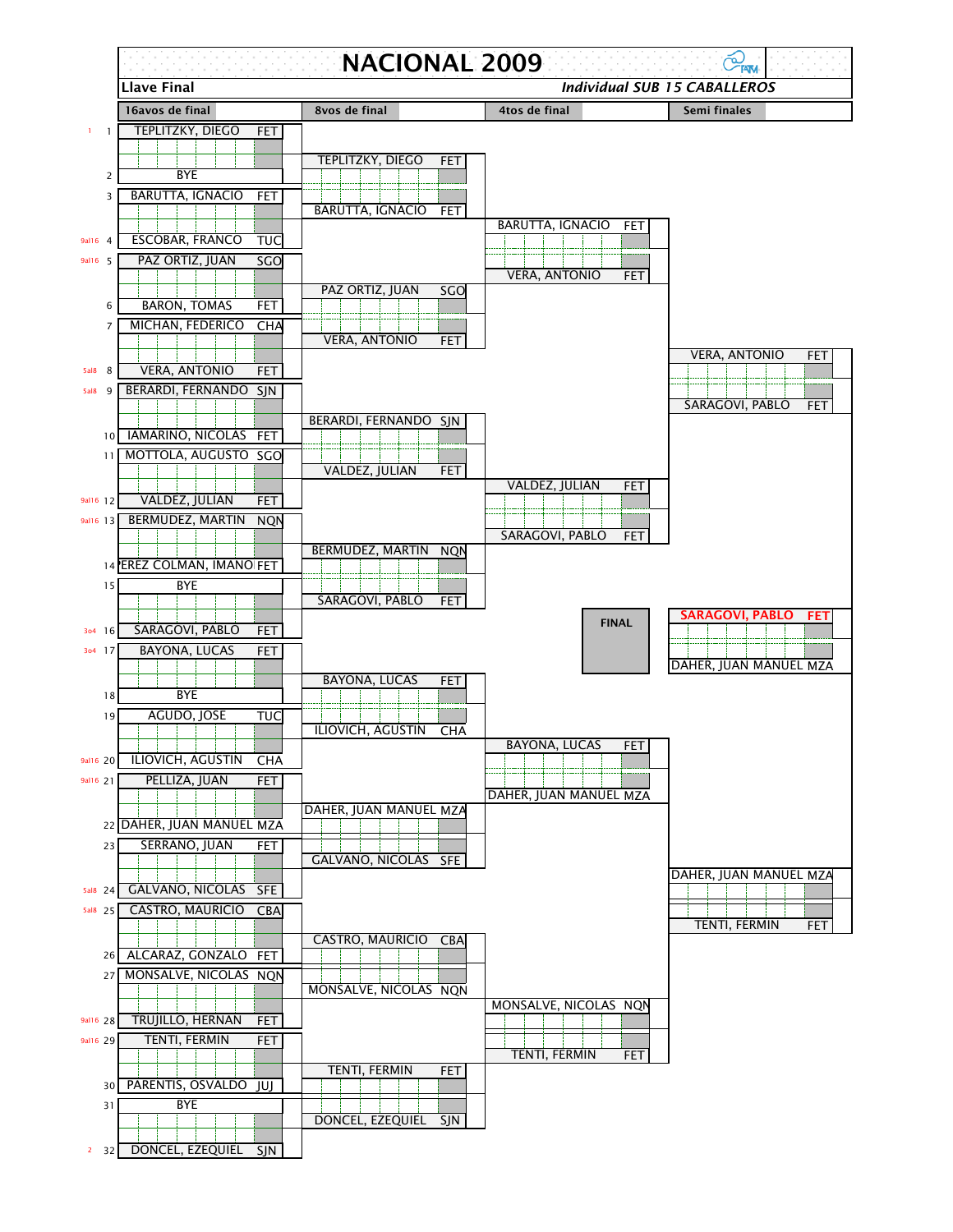# NACIONAL 2009

**Llave Final** — ***Individual SUB 15 CABALLEROS***

### 16avos de final

| Seed | # | Jugador | Club |
|---|---|---|---|
| 1 | 1 | TEPLITZKY, DIEGO | FET |
| | 2 | BYE | |
| | 3 | BARUTTA, IGNACIO | FET |
| 9al16 | 4 | ESCOBAR, FRANCO | TUC |
| 9al16 | 5 | PAZ ORTIZ, JUAN | SGO |
| | 6 | BARON, TOMAS | FET |
| | 7 | MICHAN, FEDERICO | CHA |
| 5al8 | 8 | VERA, ANTONIO | FET |
| 5al8 | 9 | BERARDI, FERNANDO | SJN |
| | 10 | IAMARINO, NICOLAS | FET |
| | 11 | MOTTOLA, AUGUSTO | SGO |
| 9al16 | 12 | VALDEZ, JULIAN | FET |
| 9al16 | 13 | BERMUDEZ, MARTIN | NQN |
| | 14 | PEREZ COLMAN, IMANOL | FET |
| | 15 | BYE | |
| 3o4 | 16 | SARAGOVI, PABLO | FET |
| 3o4 | 17 | BAYONA, LUCAS | FET |
| | 18 | BYE | |
| | 19 | AGUDO, JOSE | TUC |
| 9al16 | 20 | ILIOVICH, AGUSTIN | CHA |
| 9al16 | 21 | PELLIZA, JUAN | FET |
| | 22 | DAHER, JUAN MANUEL | MZA |
| | 23 | SERRANO, JUAN | FET |
| 5al8 | 24 | GALVANO, NICOLAS | SFE |
| 5al8 | 25 | CASTRO, MAURICIO | CBA |
| | 26 | ALCARAZ, GONZALO | FET |
| | 27 | MONSALVE, NICOLAS | NQN |
| 9al16 | 28 | TRUJILLO, HERNAN | FET |
| 9al16 | 29 | TENTI, FERMIN | FET |
| | 30 | PARENTIS, OSVALDO | JUJ |
| | 31 | BYE | |
| 2 | 32 | DONCEL, EZEQUIEL | SJN |

### 8vos de final

| Jugador | Club |
|---|---|
| TEPLITZKY, DIEGO | FET |
| BARUTTA, IGNACIO | FET |
| PAZ ORTIZ, JUAN | SGO |
| VERA, ANTONIO | FET |
| BERARDI, FERNANDO | SJN |
| VALDEZ, JULIAN | FET |
| BERMUDEZ, MARTIN | NQN |
| SARAGOVI, PABLO | FET |
| BAYONA, LUCAS | FET |
| ILIOVICH, AGUSTIN | CHA |
| DAHER, JUAN MANUEL | MZA |
| GALVANO, NICOLAS | SFE |
| CASTRO, MAURICIO | CBA |
| MONSALVE, NICOLAS | NQN |
| TENTI, FERMIN | FET |
| DONCEL, EZEQUIEL | SJN |

### 4tos de final

| Jugador | Club |
|---|---|
| BARUTTA, IGNACIO | FET |
| VERA, ANTONIO | FET |
| VALDEZ, JULIAN | FET |
| SARAGOVI, PABLO | FET |
| BAYONA, LUCAS | FET |
| DAHER, JUAN MANUEL | MZA |
| MONSALVE, NICOLAS | NQN |
| TENTI, FERMIN | FET |

### Semi finales

| Jugador | Club |
|---|---|
| VERA, ANTONIO | FET |
| SARAGOVI, PABLO | FET |
| DAHER, JUAN MANUEL | MZA |
| TENTI, FERMIN | FET |

### FINAL

| Jugador | Club |
|---|---|
| SARAGOVI, PABLO | FET |
| DAHER, JUAN MANUEL | MZA |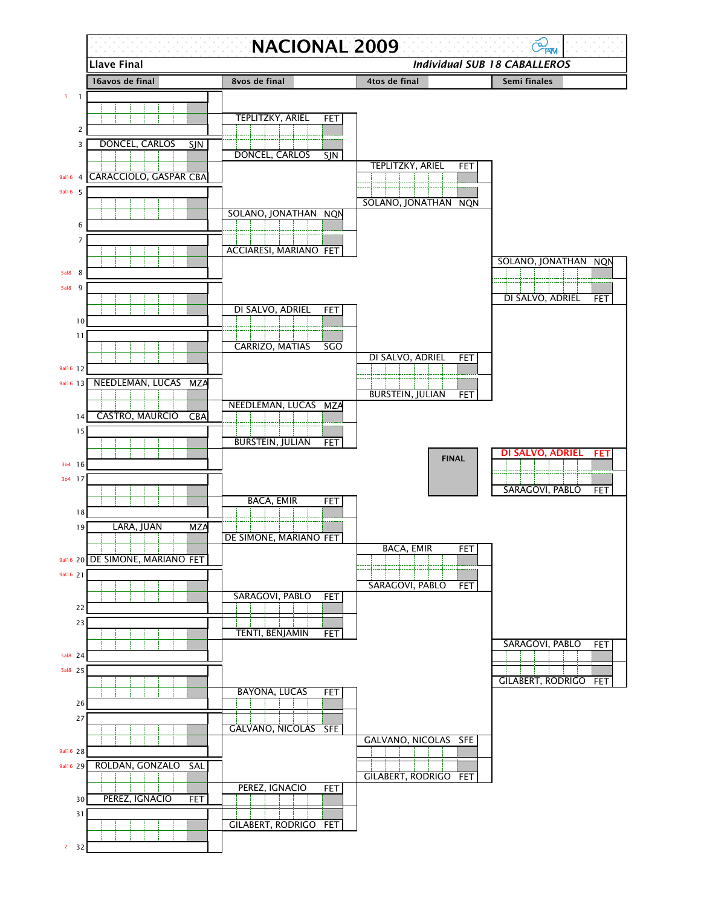# NACIONAL 2009

**Llave Final** — ***Individual SUB 18 CABALLEROS***

**16avos de final**

| Seed | # | Player | Assoc. |
|---|---|---|---|
| 1 | 1 | | |
| | 2 | | |
| | 3 | DONCEL, CARLOS | SJN |
| 9al16 | 4 | CARACCIOLO, GASPAR | CBA |
| 9al16 | 5 | | |
| | 6 | | |
| | 7 | | |
| 5al8 | 8 | | |
| 5al8 | 9 | | |
| | 10 | | |
| | 11 | | |
| 9al16 | 12 | | |
| 9al16 | 13 | NEEDLEMAN, LUCAS | MZA |
| | 14 | CASTRO, MAURCIO | CBA |
| | 15 | | |
| 3o4 | 16 | | |
| 3o4 | 17 | | |
| | 18 | | |
| | 19 | LARA, JUAN | MZA |
| 9al16 | 20 | DE SIMONE, MARIANO | FET |
| 9al16 | 21 | | |
| | 22 | | |
| | 23 | | |
| 5al8 | 24 | | |
| 5al8 | 25 | | |
| | 26 | | |
| | 27 | | |
| 9al16 | 28 | | |
| 9al16 | 29 | ROLDAN, GONZALO | SAL |
| | 30 | PEREZ, IGNACIO | FET |
| | 31 | | |
| 2 | 32 | | |

**8vos de final**

- TEPLITZKY, ARIEL — FET
- DONCEL, CARLOS — SJN
- SOLANO, JONATHAN — NQN
- ACCIARESI, MARIANO — FET
- DI SALVO, ADRIEL — FET
- CARRIZO, MATIAS — SGO
- NEEDLEMAN, LUCAS — MZA
- BURSTEIN, JULIAN — FET
- BACA, EMIR — FET
- DE SIMONE, MARIANO — FET
- SARAGOVI, PABLO — FET
- TENTI, BENJAMIN — FET
- BAYONA, LUCAS — FET
- GALVANO, NICOLAS — SFE
- PEREZ, IGNACIO — FET
- GILABERT, RODRIGO — FET

**4tos de final**

- TEPLITZKY, ARIEL — FET
- SOLANO, JONATHAN — NQN
- DI SALVO, ADRIEL — FET
- BURSTEIN, JULIAN — FET
- BACA, EMIR — FET
- SARAGOVI, PABLO — FET
- GALVANO, NICOLAS — SFE
- GILABERT, RODRIGO — FET

**Semi finales**

- SOLANO, JONATHAN — NQN
- DI SALVO, ADRIEL — FET
- SARAGOVI, PABLO — FET
- GILABERT, RODRIGO — FET

**FINAL**

- DI SALVO, ADRIEL — FET
- SARAGOVI, PABLO — FET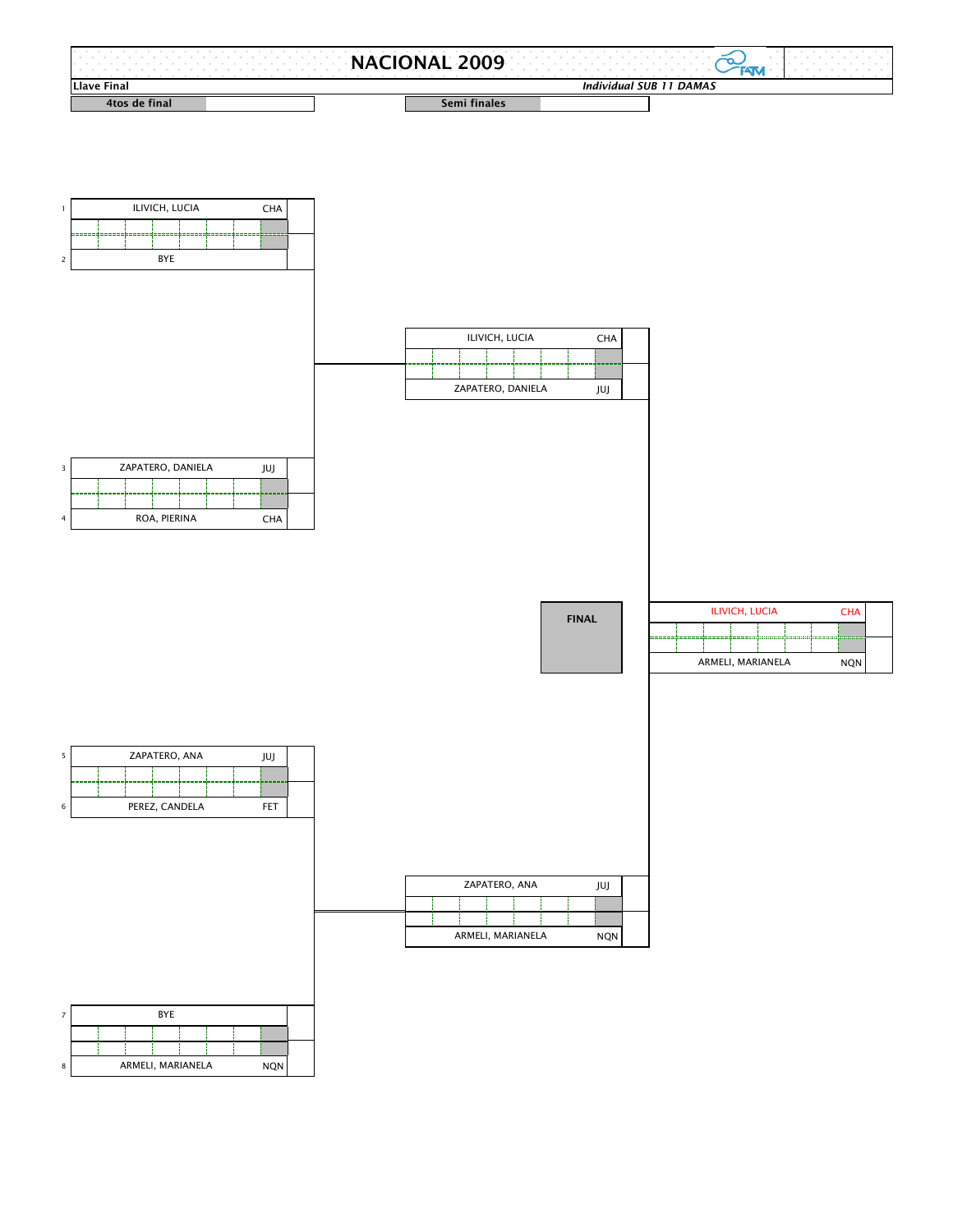# NACIONAL 2009

**Llave Final** — *Individual SUB 11 DAMAS*

## 4tos de final

| # | Jugadora | Asoc. |
|---|---|---|
| 1 | ILIVICH, LUCIA | CHA |
| 2 | BYE | |
| 3 | ZAPATERO, DANIELA | JUJ |
| 4 | ROA, PIERINA | CHA |
| 5 | ZAPATERO, ANA | JUJ |
| 6 | PEREZ, CANDELA | FET |
| 7 | BYE | |
| 8 | ARMELI, MARIANELA | NQN |

## Semi finales

| Jugadora | Asoc. |
|---|---|
| ILIVICH, LUCIA | CHA |
| ZAPATERO, DANIELA | JUJ |

| Jugadora | Asoc. |
|---|---|
| ZAPATERO, ANA | JUJ |
| ARMELI, MARIANELA | NQN |

## FINAL

| Jugadora | Asoc. |
|---|---|
| ILIVICH, LUCIA | CHA |
| ARMELI, MARIANELA | NQN |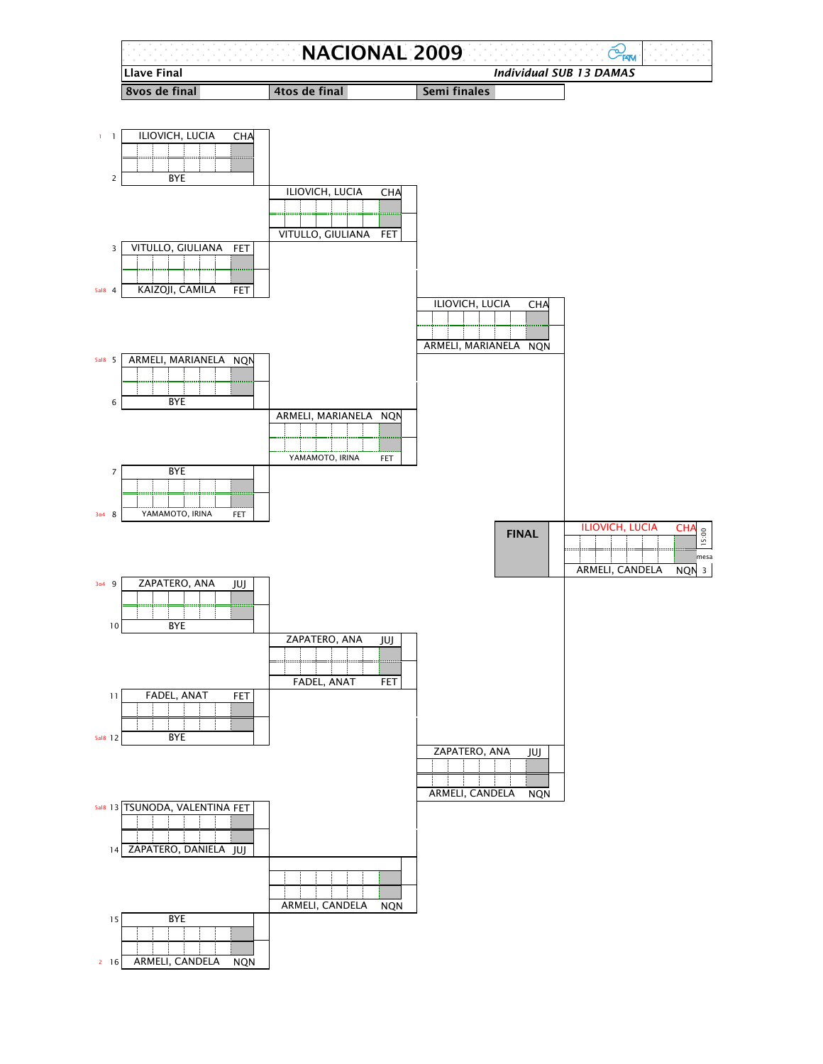# NACIONAL 2009

**Llave Final** *Individual SUB 13 DAMAS*

**8vos de final** | **4tos de final** | **Semi finales**

## 8vos de final

| Seed | # | Player | Assoc. |
|---|---|---|---|
| 1 | 1 | ILIOVICH, LUCIA | CHA |
| | 2 | BYE | |
| | 3 | VITULLO, GIULIANA | FET |
| 5al8 | 4 | KAIZOJI, CAMILA | FET |
| 5al8 | 5 | ARMELI, MARIANELA | NQN |
| | 6 | BYE | |
| | 7 | BYE | |
| 3o4 | 8 | YAMAMOTO, IRINA | FET |
| 3o4 | 9 | ZAPATERO, ANA | JUJ |
| | 10 | BYE | |
| | 11 | FADEL, ANAT | FET |
| 5al8 | 12 | BYE | |
| 5al8 | 13 | TSUNODA, VALENTINA | FET |
| | 14 | ZAPATERO, DANIELA | JUJ |
| | 15 | BYE | |
| 2 | 16 | ARMELI, CANDELA | NQN |

## 4tos de final

| Player | Assoc. |
|---|---|
| ILIOVICH, LUCIA | CHA |
| VITULLO, GIULIANA | FET |
| ARMELI, MARIANELA | NQN |
| YAMAMOTO, IRINA | FET |
| ZAPATERO, ANA | JUJ |
| FADEL, ANAT | FET |
| | |
| ARMELI, CANDELA | NQN |

## Semi finales

| Player | Assoc. |
|---|---|
| ILIOVICH, LUCIA | CHA |
| ARMELI, MARIANELA | NQN |
| ZAPATERO, ANA | JUJ |
| ARMELI, CANDELA | NQN |

## FINAL

| Player | Assoc. | |
|---|---|---|
| ILIOVICH, LUCIA | CHA | 15:00 |
| ARMELI, CANDELA | NQN | mesa 3 |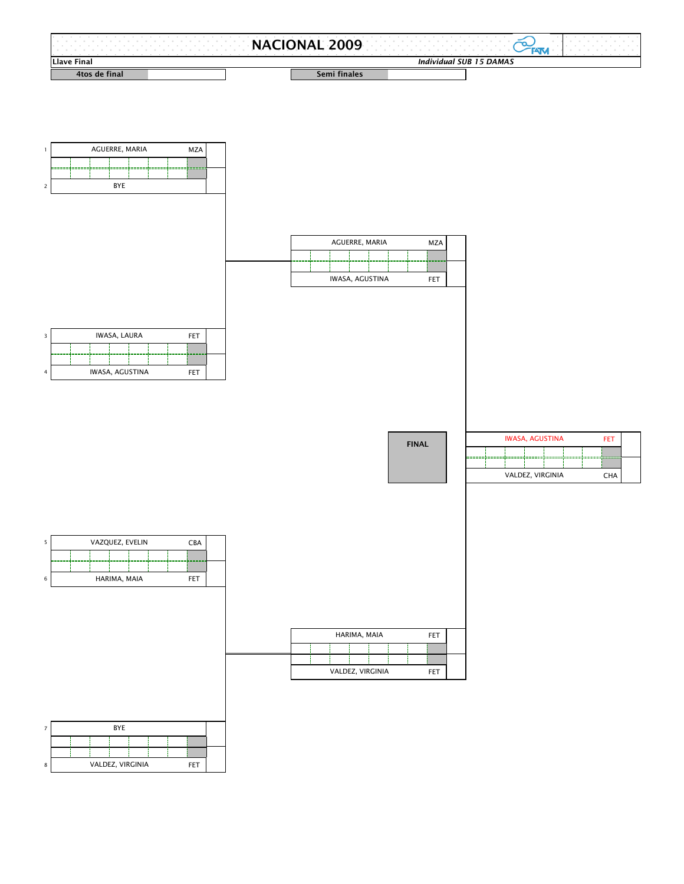# NACIONAL 2009

**Llave Final** — *Individual SUB 15 DAMAS*

## 4tos de final

| # | Jugador | Asoc. |
|---|---|---|
| 1 | AGUERRE, MARIA | MZA |
| 2 | BYE | |
| 3 | IWASA, LAURA | FET |
| 4 | IWASA, AGUSTINA | FET |
| 5 | VAZQUEZ, EVELIN | CBA |
| 6 | HARIMA, MAIA | FET |
| 7 | BYE | |
| 8 | VALDEZ, VIRGINIA | FET |

## Semi finales

| Jugador | Asoc. |
|---|---|
| AGUERRE, MARIA | MZA |
| IWASA, AGUSTINA | FET |
| HARIMA, MAIA | FET |
| VALDEZ, VIRGINIA | FET |

## FINAL

| Jugador | Asoc. |
|---|---|
| IWASA, AGUSTINA | FET |
| VALDEZ, VIRGINIA | CHA |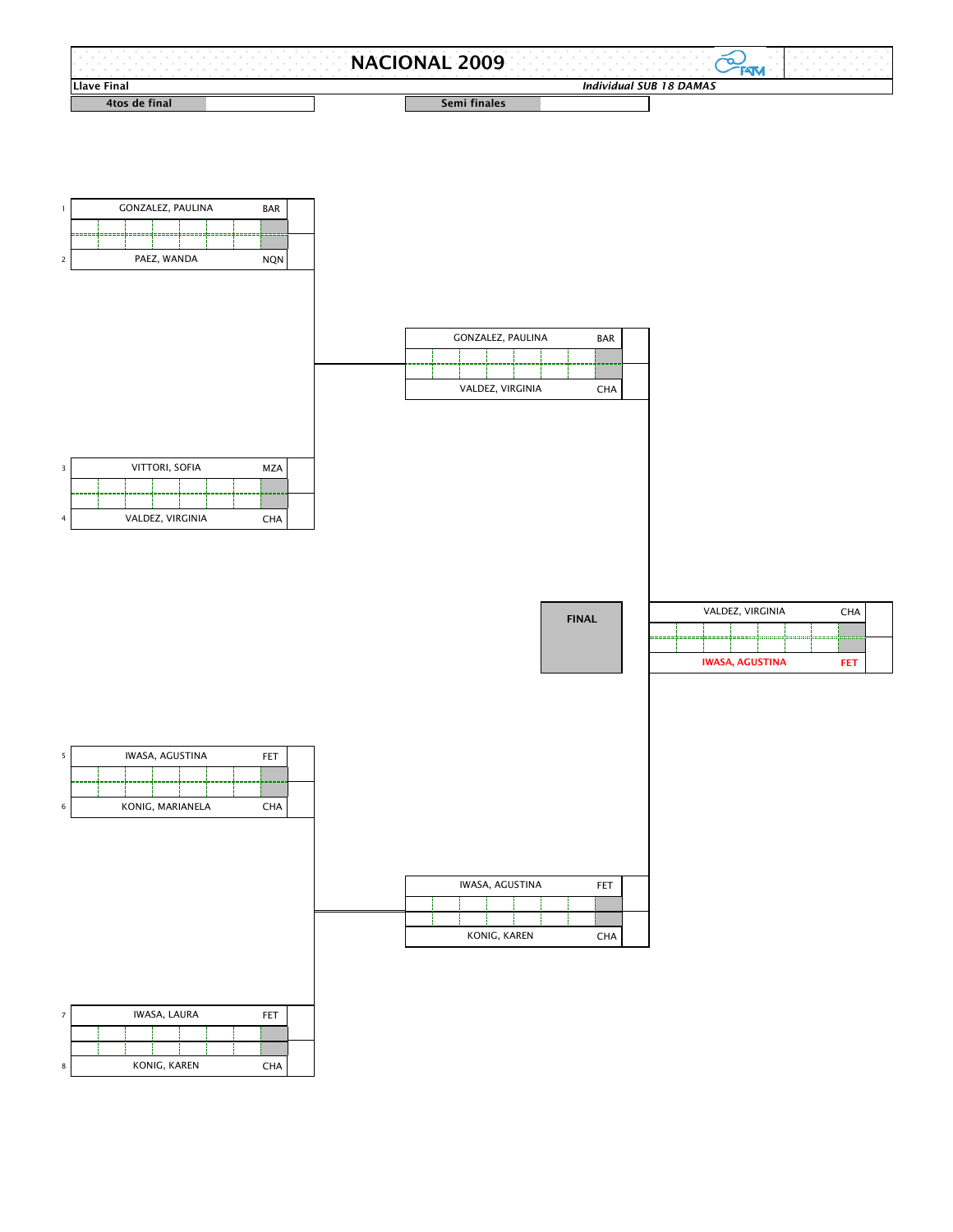# NACIONAL 2009

**Llave Final** — *Individual SUB 18 DAMAS*

## 4tos de final

| # | Jugadora | Asociación |
|---|---|---|
| 1 | GONZALEZ, PAULINA | BAR |
| 2 | PAEZ, WANDA | NQN |
| 3 | VITTORI, SOFIA | MZA |
| 4 | VALDEZ, VIRGINIA | CHA |
| 5 | IWASA, AGUSTINA | FET |
| 6 | KONIG, MARIANELA | CHA |
| 7 | IWASA, LAURA | FET |
| 8 | KONIG, KAREN | CHA |

## Semi finales

| Jugadora | Asociación |
|---|---|
| GONZALEZ, PAULINA | BAR |
| VALDEZ, VIRGINIA | CHA |
| IWASA, AGUSTINA | FET |
| KONIG, KAREN | CHA |

## FINAL

| Jugadora | Asociación |
|---|---|
| VALDEZ, VIRGINIA | CHA |
| IWASA, AGUSTINA | FET |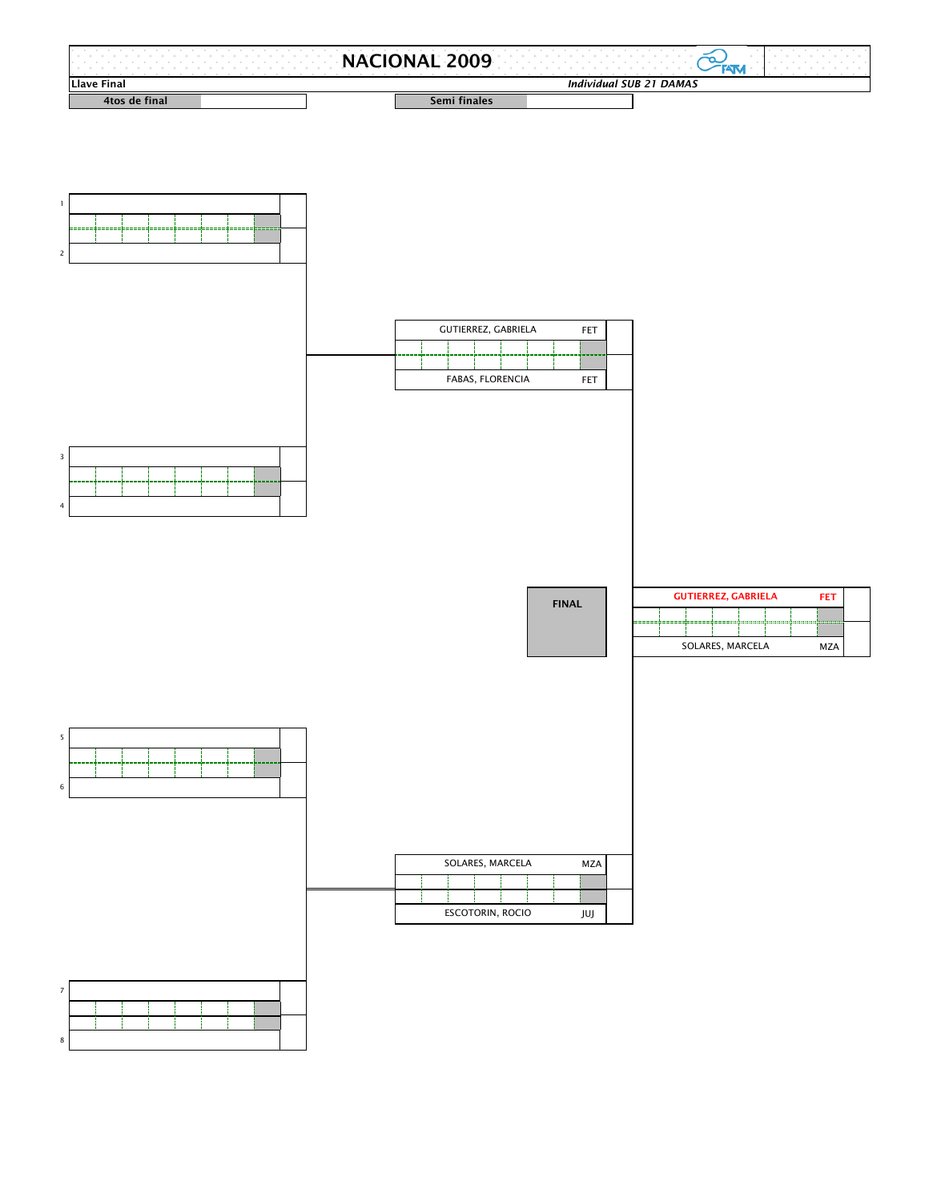# NACIONAL 2009

**Llave Final**

***Individual SUB 21 DAMAS***

**4tos de final**

1

2

3

4

5

6

7

8

**Semi finales**

| | |
|---|---|
| GUTIERREZ, GABRIELA | FET |
| FABAS, FLORENCIA | FET |

| | |
|---|---|
| SOLARES, MARCELA | MZA |
| ESCOTORIN, ROCIO | JUJ |

**FINAL**

| | |
|---|---|
| GUTIERREZ, GABRIELA | FET |
| SOLARES, MARCELA | MZA |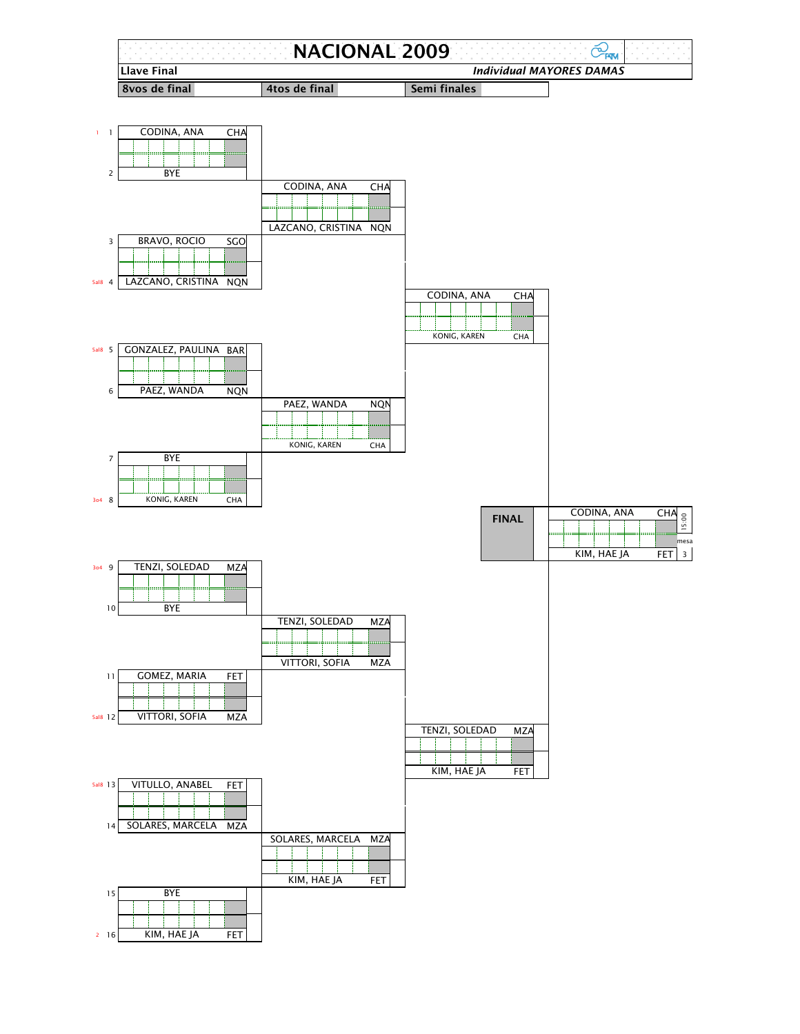# NACIONAL 2009

**Llave Final** — ***Individual MAYORES DAMAS***

## 8vos de final

| Seed | # | Player | Team |
|---|---|---|---|
| 1 | 1 | CODINA, ANA | CHA |
| | 2 | BYE | |
| | 3 | BRAVO, ROCIO | SGO |
| 5al8 | 4 | LAZCANO, CRISTINA | NQN |
| 5al8 | 5 | GONZALEZ, PAULINA | BAR |
| | 6 | PAEZ, WANDA | NQN |
| | 7 | BYE | |
| 3o4 | 8 | KONIG, KAREN | CHA |
| 3o4 | 9 | TENZI, SOLEDAD | MZA |
| | 10 | BYE | |
| | 11 | GOMEZ, MARIA | FET |
| 5al8 | 12 | VITTORI, SOFIA | MZA |
| 5al8 | 13 | VITULLO, ANABEL | FET |
| | 14 | SOLARES, MARCELA | MZA |
| | 15 | BYE | |
| 2 | 16 | KIM, HAE JA | FET |

## 4tos de final

| Player | Team |
|---|---|
| CODINA, ANA | CHA |
| LAZCANO, CRISTINA | NQN |
| PAEZ, WANDA | NQN |
| KONIG, KAREN | CHA |
| TENZI, SOLEDAD | MZA |
| VITTORI, SOFIA | MZA |
| SOLARES, MARCELA | MZA |
| KIM, HAE JA | FET |

## Semi finales

| Player | Team |
|---|---|
| CODINA, ANA | CHA |
| KONIG, KAREN | CHA |
| TENZI, SOLEDAD | MZA |
| KIM, HAE JA | FET |

## FINAL

| Player | Team |
|---|---|
| CODINA, ANA | CHA |
| KIM, HAE JA | FET |

15:00 — mesa 3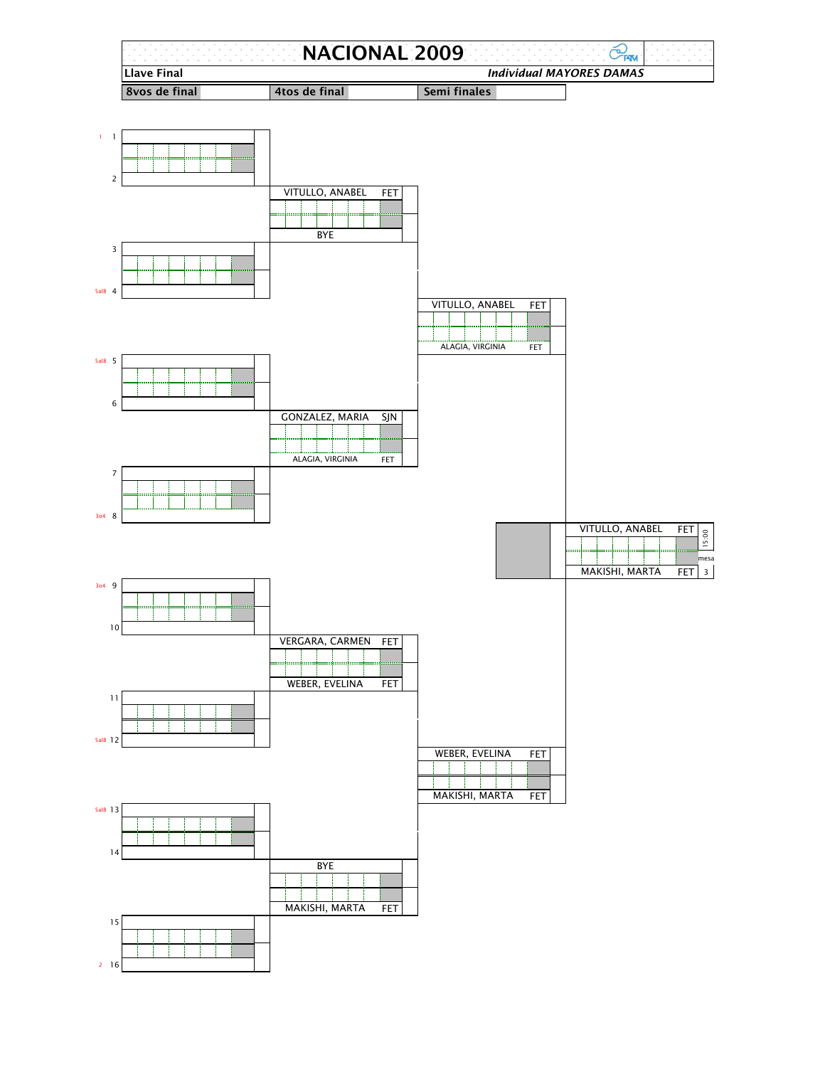# NACIONAL 2009

**Llave Final** — ***Individual MAYORES DAMAS***

**8vos de final** | **4tos de final** | **Semi finales**

**8vos de final**

1 — 1
2
3
Sal8 — 4
Sal8 — 5
6
7
3a4 — 8
3a4 — 9
10
11
Sal8 — 12
Sal8 — 13
14
15
2 — 16

**4tos de final**

VITULLO, ANABEL FET
BYE

GONZALEZ, MARIA SJN
ALAGIA, VIRGINIA FET

VERGARA, CARMEN FET
WEBER, EVELINA FET

BYE
MAKISHI, MARTA FET

**Semi finales**

VITULLO, ANABEL FET
ALAGIA, VIRGINIA FET

WEBER, EVELINA FET
MAKISHI, MARTA FET

**Final**

VITULLO, ANABEL FET
MAKISHI, MARTA FET

15:00
mesa 3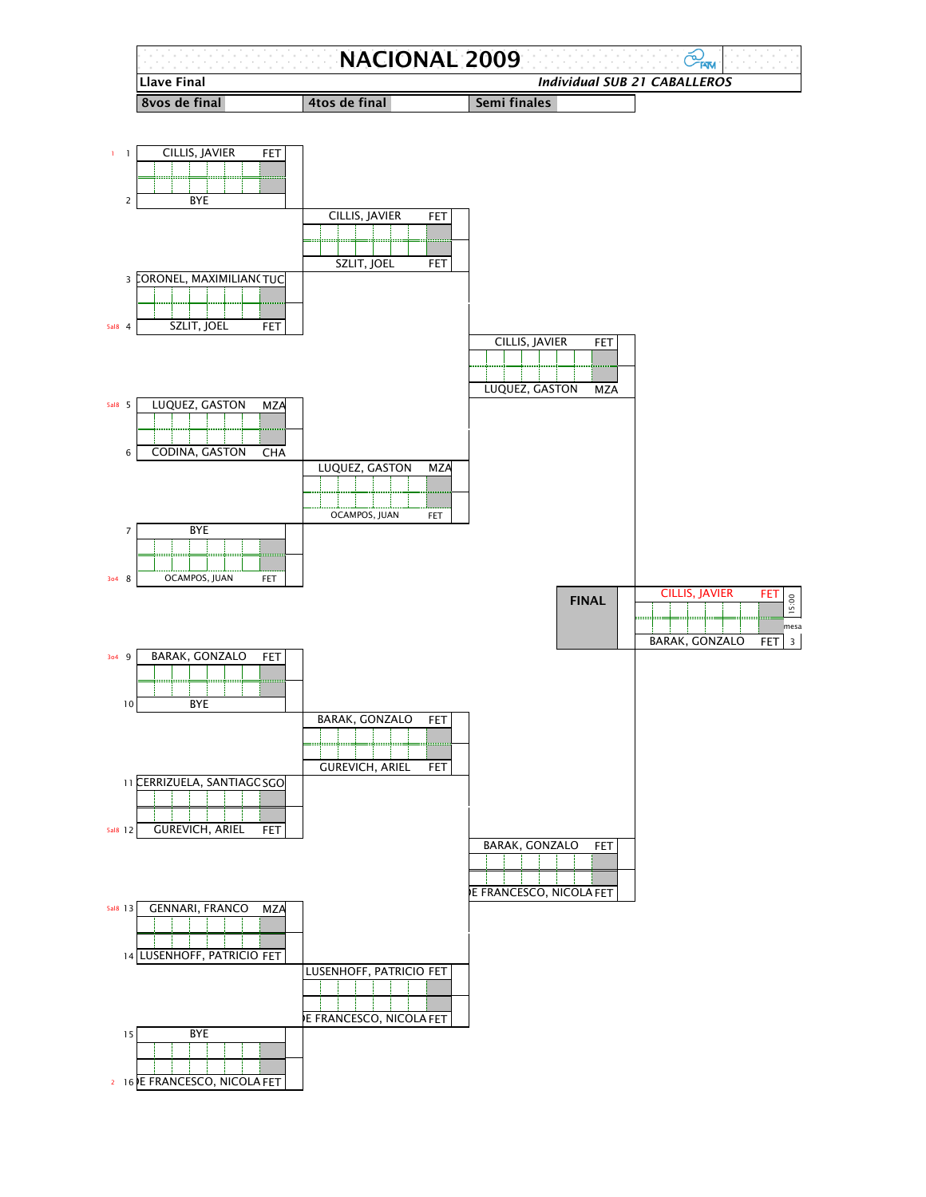# NACIONAL 2009

**Llave Final** — ***Individual SUB 21 CABALLEROS***

**8vos de final** | **4tos de final** | **Semi finales**

## 8vos de final

| | # | Jugador | Asoc. |
|---|---|---|---|
| 1 | 1 | CILLIS, JAVIER | FET |
| | 2 | BYE | |
| | 3 | CORONEL, MAXIMILIANO | TUC |
| Sal8 | 4 | SZLIT, JOEL | FET |
| Sal8 | 5 | LUQUEZ, GASTON | MZA |
| | 6 | CODINA, GASTON | CHA |
| | 7 | BYE | |
| 3a4 | 8 | OCAMPOS, JUAN | FET |
| 3a4 | 9 | BARAK, GONZALO | FET |
| | 10 | BYE | |
| | 11 | CERRIZUELA, SANTIAGO | SGO |
| Sal8 | 12 | GUREVICH, ARIEL | FET |
| Sal8 | 13 | GENNARI, FRANCO | MZA |
| | 14 | LUSENHOFF, PATRICIO | FET |
| | 15 | BYE | |
| 2 | 16 | DE FRANCESCO, NICOLA | FET |

## 4tos de final

| Jugador | Asoc. | Jugador | Asoc. |
|---|---|---|---|
| CILLIS, JAVIER | FET | SZLIT, JOEL | FET |
| LUQUEZ, GASTON | MZA | OCAMPOS, JUAN | FET |
| BARAK, GONZALO | FET | GUREVICH, ARIEL | FET |
| LUSENHOFF, PATRICIO | FET | DE FRANCESCO, NICOLA | FET |

## Semi finales

| Jugador | Asoc. | Jugador | Asoc. |
|---|---|---|---|
| CILLIS, JAVIER | FET | LUQUEZ, GASTON | MZA |
| BARAK, GONZALO | FET | DE FRANCESCO, NICOLA | FET |

## FINAL

| Jugador | Asoc. | Jugador | Asoc. | Hora | Mesa |
|---|---|---|---|---|---|
| CILLIS, JAVIER | FET | BARAK, GONZALO | FET | 15:00 | 3 |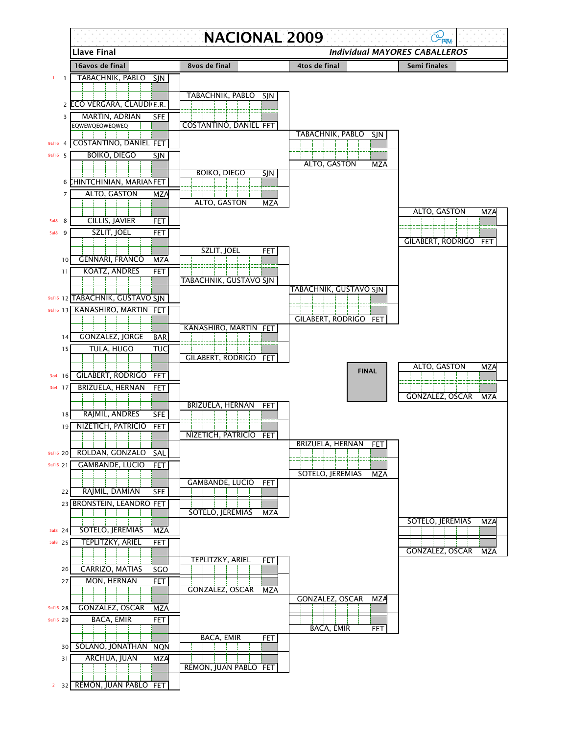# NACIONAL 2009

**Llave Final** — ***Individual MAYORES CABALLEROS***

## 16avos de final

| Seed | # | Player | Team |
|---|---|---|---|
| 1 | 1 | TABACHNIK, PABLO | SJN |
| | 2 | ECO VERGARA, CLAUDI | E.R. |
| | 3 | MARTIN, ADRIAN | SFE |
| | | EQWEWQEQWEQWEQ | |
| 9al16 | 4 | COSTANTINO, DANIEL | FET |
| 9al16 | 5 | BOIKO, DIEGO | SJN |
| | 6 | CHINTCHINIAN, MARIAN | FET |
| | 7 | ALTO, GASTON | MZA |
| 5al8 | 8 | CILLIS, JAVIER | FET |
| 5al8 | 9 | SZLIT, JOEL | FET |
| | 10 | GENNARI, FRANCO | MZA |
| | 11 | KOATZ, ANDRES | FET |
| 9al16 | 12 | TABACHNIK, GUSTAVO | SJN |
| 9al16 | 13 | KANASHIRO, MARTIN | FET |
| | 14 | GONZALEZ, JORGE | BAR |
| | 15 | TULA, HUGO | TUC |
| 3o4 | 16 | GILABERT, RODRIGO | FET |
| 3o4 | 17 | BRIZUELA, HERNAN | FET |
| | 18 | RAJMIL, ANDRES | SFE |
| | 19 | NIZETICH, PATRICIO | FET |
| 9al16 | 20 | ROLDAN, GONZALO | SAL |
| 9al16 | 21 | GAMBANDE, LUCIO | FET |
| | 22 | RAJMIL, DAMIAN | SFE |
| | 23 | BRONSTEIN, LEANDRO | FET |
| 5al8 | 24 | SOTELO, JEREMIAS | MZA |
| 5al8 | 25 | TEPLITZKY, ARIEL | FET |
| | 26 | CARRIZO, MATIAS | SGO |
| | 27 | MON, HERNAN | FET |
| 9al16 | 28 | GONZALEZ, OSCAR | MZA |
| 9al16 | 29 | BACA, EMIR | FET |
| | 30 | SOLANO, JONATHAN | NQN |
| | 31 | ARCHUA, JUAN | MZA |
| 2 | 32 | REMON, JUAN PABLO | FET |

## 8vos de final

| Player | Team |
|---|---|
| TABACHNIK, PABLO | SJN |
| COSTANTINO, DANIEL | FET |
| BOIKO, DIEGO | SJN |
| ALTO, GASTON | MZA |
| SZLIT, JOEL | FET |
| TABACHNIK, GUSTAVO | SJN |
| KANASHIRO, MARTIN | FET |
| GILABERT, RODRIGO | FET |
| BRIZUELA, HERNAN | FET |
| NIZETICH, PATRICIO | FET |
| GAMBANDE, LUCIO | FET |
| SOTELO, JEREMIAS | MZA |
| TEPLITZKY, ARIEL | FET |
| GONZALEZ, OSCAR | MZA |
| BACA, EMIR | FET |
| REMON, JUAN PABLO | FET |

## 4tos de final

| Player | Team |
|---|---|
| TABACHNIK, PABLO | SJN |
| ALTO, GASTON | MZA |
| TABACHNIK, GUSTAVO | SJN |
| GILABERT, RODRIGO | FET |
| BRIZUELA, HERNAN | FET |
| SOTELO, JEREMIAS | MZA |
| GONZALEZ, OSCAR | MZA |
| BACA, EMIR | FET |

## Semi finales

| Player | Team |
|---|---|
| ALTO, GASTON | MZA |
| GILABERT, RODRIGO | FET |
| SOTELO, JEREMIAS | MZA |
| GONZALEZ, OSCAR | MZA |

## FINAL

| Player | Team |
|---|---|
| ALTO, GASTON | MZA |
| GONZALEZ, OSCAR | MZA |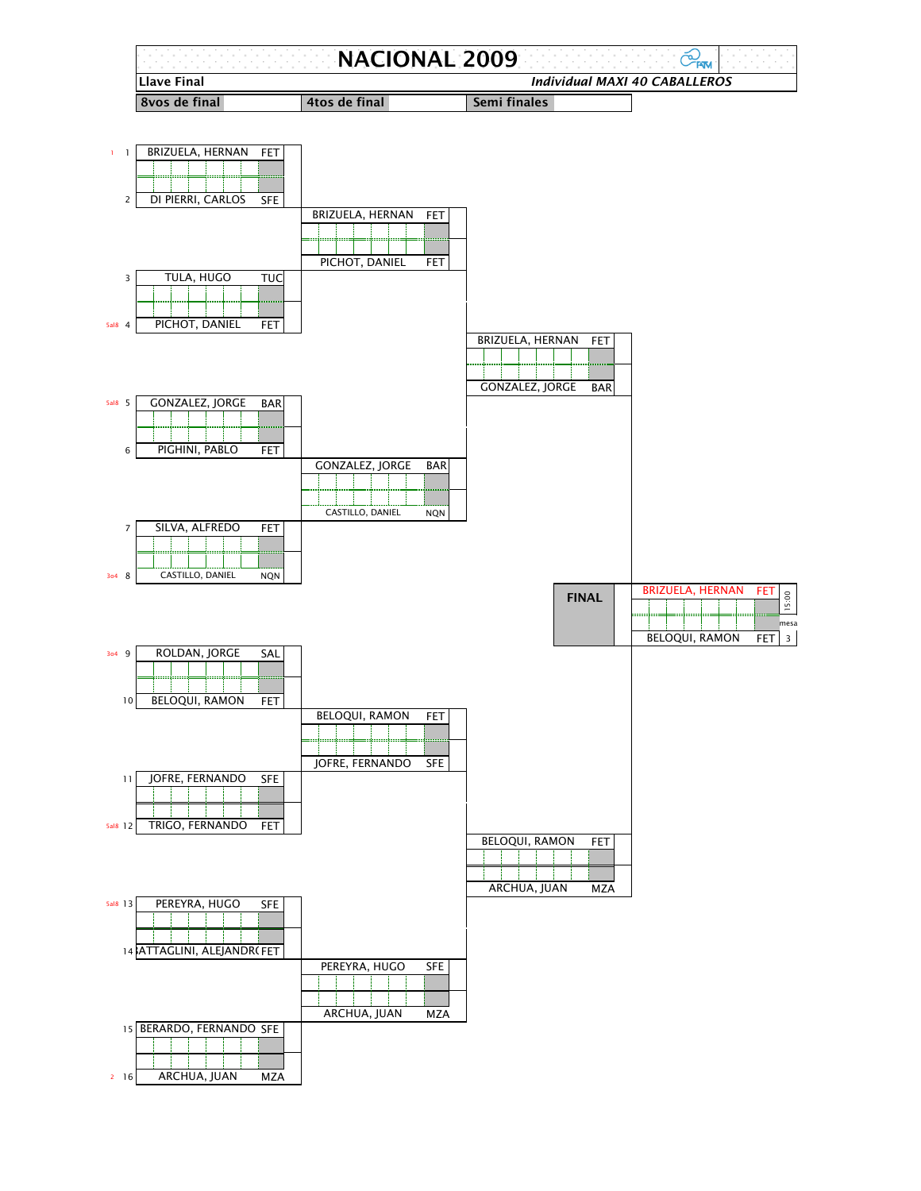# NACIONAL 2009

**Llave Final** — ***Individual MAXI 40 CABALLEROS***

## 8vos de final

| Seed | # | Jugador | Asoc. |
|---|---|---|---|
| 1 | 1 | BRIZUELA, HERNAN | FET |
| | 2 | DI PIERRI, CARLOS | SFE |
| | 3 | TULA, HUGO | TUC |
| 5al8 | 4 | PICHOT, DANIEL | FET |
| 5al8 | 5 | GONZALEZ, JORGE | BAR |
| | 6 | PIGHINI, PABLO | FET |
| | 7 | SILVA, ALFREDO | FET |
| 3a4 | 8 | CASTILLO, DANIEL | NQN |
| 3a4 | 9 | ROLDAN, JORGE | SAL |
| | 10 | BELOQUI, RAMON | FET |
| | 11 | JOFRE, FERNANDO | SFE |
| 5al8 | 12 | TRIGO, FERNANDO | FET |
| 5al8 | 13 | PEREYRA, HUGO | SFE |
| | 14 | BATTAGLINI, ALEJANDRO | FET |
| | 15 | BERARDO, FERNANDO | SFE |
| 2 | 16 | ARCHUA, JUAN | MZA |

## 4tos de final

| Jugador | Asoc. |
|---|---|
| BRIZUELA, HERNAN | FET |
| PICHOT, DANIEL | FET |
| GONZALEZ, JORGE | BAR |
| CASTILLO, DANIEL | NQN |
| BELOQUI, RAMON | FET |
| JOFRE, FERNANDO | SFE |
| PEREYRA, HUGO | SFE |
| ARCHUA, JUAN | MZA |

## Semi finales

| Jugador | Asoc. |
|---|---|
| BRIZUELA, HERNAN | FET |
| GONZALEZ, JORGE | BAR |
| BELOQUI, RAMON | FET |
| ARCHUA, JUAN | MZA |

## FINAL

| Jugador | Asoc. | |
|---|---|---|
| BRIZUELA, HERNAN | FET | 15:00 |
| BELOQUI, RAMON | FET | mesa 3 |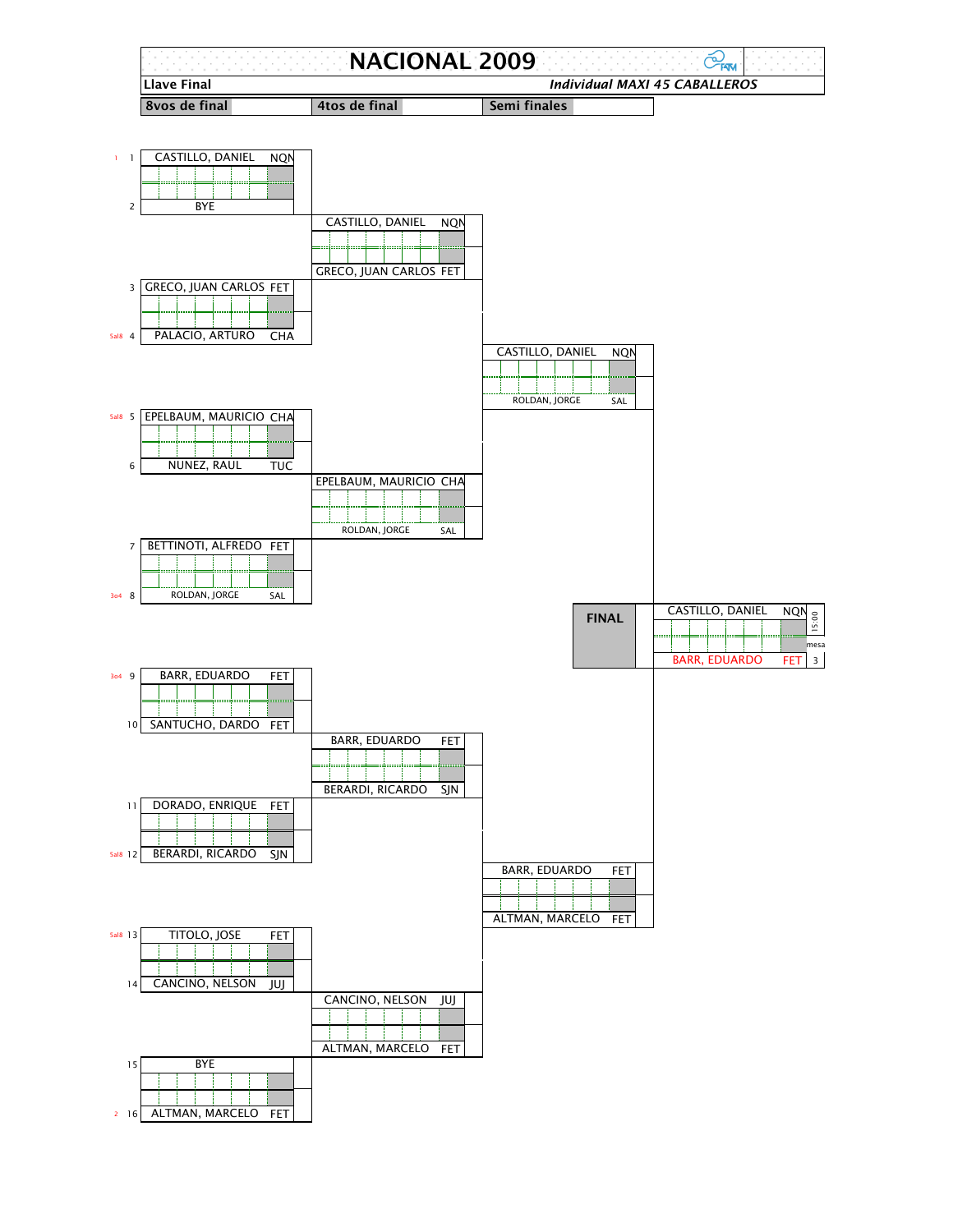# NACIONAL 2009

**Llave Final** — ***Individual MAXI 45 CABALLEROS***

| 8vos de final | 4tos de final | Semi finales | FINAL |
|---|---|---|---|
| 1 — 1 CASTILLO, DANIEL NQN | | | |
| 2 BYE | CASTILLO, DANIEL NQN | | |
| 3 GRECO, JUAN CARLOS FET | GRECO, JUAN CARLOS FET | | |
| Sal8 4 PALACIO, ARTURO CHA | | CASTILLO, DANIEL NQN | |
| Sal8 5 EPELBAUM, MAURICIO CHA | | ROLDAN, JORGE SAL | |
| 6 NUNEZ, RAUL TUC | EPELBAUM, MAURICIO CHA | | |
| 7 BETTINOTI, ALFREDO FET | ROLDAN, JORGE SAL | | |
| 3a4 8 ROLDAN, JORGE SAL | | | CASTILLO, DANIEL NQN (15:00) |
| 3a4 9 BARR, EDUARDO FET | | | BARR, EDUARDO FET (mesa 3) |
| 10 SANTUCHO, DARDO FET | BARR, EDUARDO FET | | |
| 11 DORADO, ENRIQUE FET | BERARDI, RICARDO SJN | | |
| Sal8 12 BERARDI, RICARDO SJN | | BARR, EDUARDO FET | |
| Sal8 13 TITOLO, JOSE FET | | ALTMAN, MARCELO FET | |
| 14 CANCINO, NELSON JUJ | CANCINO, NELSON JUJ | | |
| 15 BYE | ALTMAN, MARCELO FET | | |
| 2 16 ALTMAN, MARCELO FET | | | |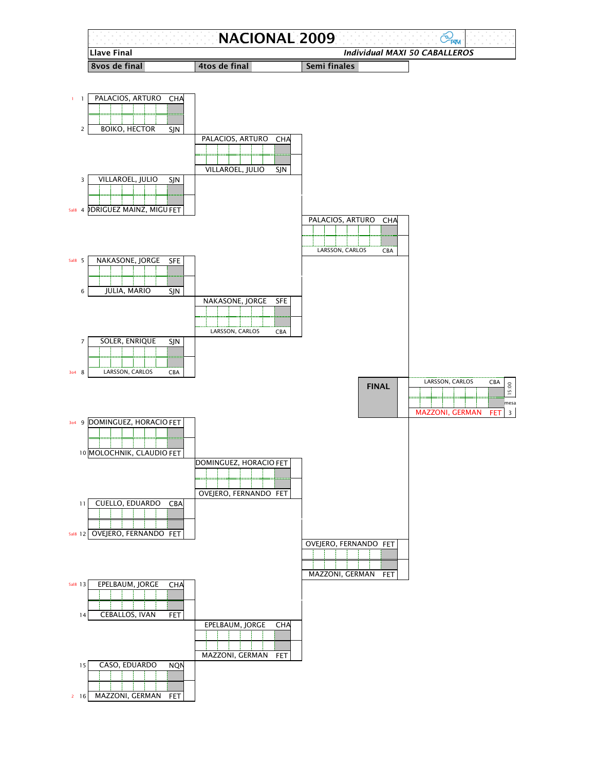# NACIONAL 2009

**Llave Final** — ***Individual MAXI 50 CABALLEROS***

| 8vos de final | 4tos de final | Semi finales |
|---|---|---|

### 8vos de final

| Seed | # | Player | Club |
|---|---|---|---|
| 1 | 1 | PALACIOS, ARTURO | CHA |
| | 2 | BOIKO, HECTOR | SJN |
| | 3 | VILLAROEL, JULIO | SJN |
| Sal8 | 4 | )DRIGUEZ MAINZ, MIGU | FET |
| Sal8 | 5 | NAKASONE, JORGE | SFE |
| | 6 | JULIA, MARIO | SJN |
| | 7 | SOLER, ENRIQUE | SJN |
| 3a4 | 8 | LARSSON, CARLOS | CBA |
| 3a4 | 9 | DOMINGUEZ, HORACIO | FET |
| | 10 | MOLOCHNIK, CLAUDIO | FET |
| | 11 | CUELLO, EDUARDO | CBA |
| Sal8 | 12 | OVEJERO, FERNANDO | FET |
| Sal8 | 13 | EPELBAUM, JORGE | CHA |
| | 14 | CEBALLOS, IVAN | FET |
| | 15 | CASO, EDUARDO | NQN |
| 2 | 16 | MAZZONI, GERMAN | FET |

### 4tos de final

| Player | Club |
|---|---|
| PALACIOS, ARTURO | CHA |
| VILLAROEL, JULIO | SJN |
| NAKASONE, JORGE | SFE |
| LARSSON, CARLOS | CBA |
| DOMINGUEZ, HORACIO | FET |
| OVEJERO, FERNANDO | FET |
| EPELBAUM, JORGE | CHA |
| MAZZONI, GERMAN | FET |

### Semi finales

| Player | Club |
|---|---|
| PALACIOS, ARTURO | CHA |
| LARSSON, CARLOS | CBA |
| OVEJERO, FERNANDO | FET |
| MAZZONI, GERMAN | FET |

### FINAL

| Player | Club | |
|---|---|---|
| LARSSON, CARLOS | CBA | 15:00 |
| MAZZONI, GERMAN | FET | mesa 3 |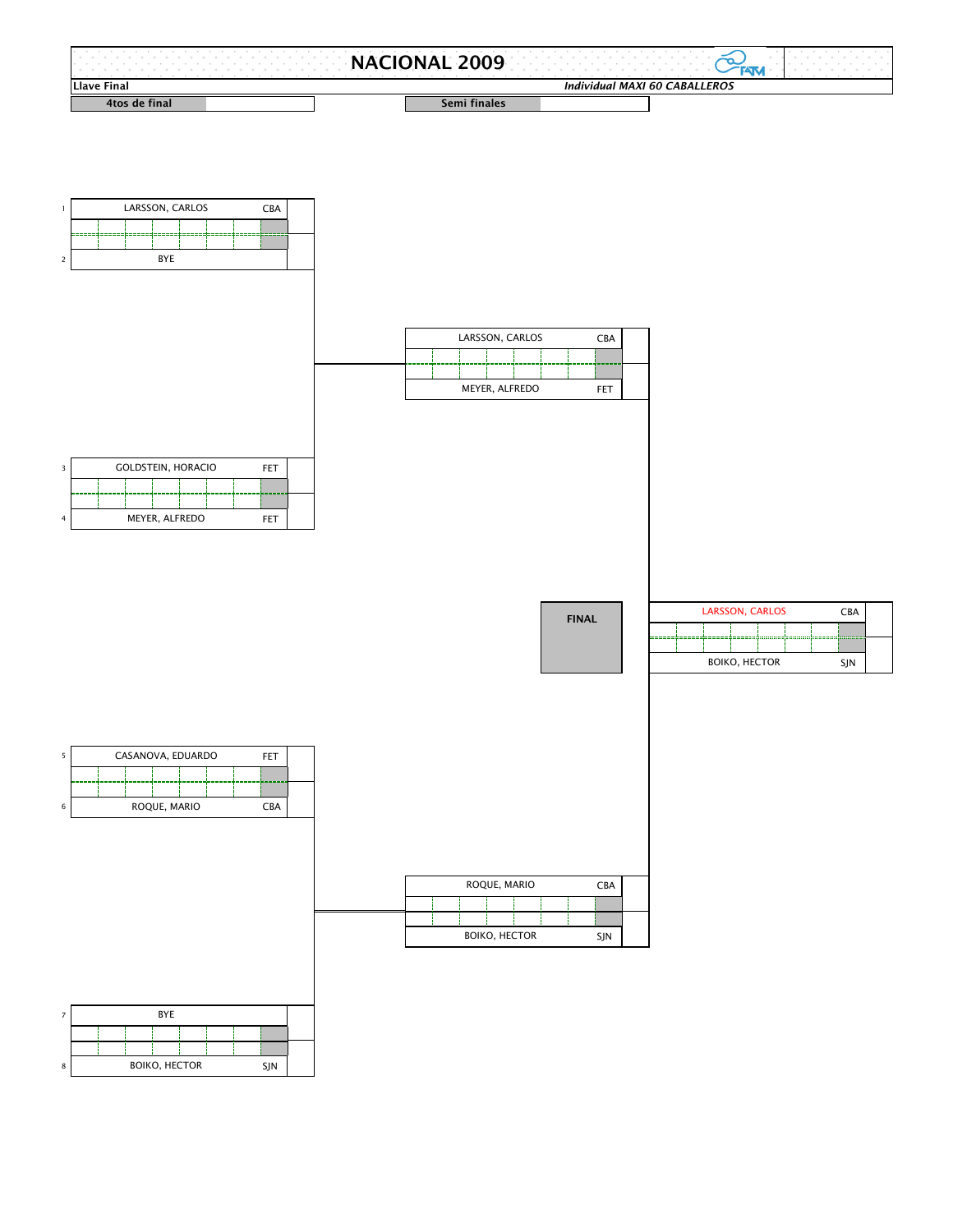# NACIONAL 2009

**Llave Final** — *Individual MAXI 60 CABALLEROS*

**4tos de final**

| # | Jugador | Asoc. |
|---|---|---|
| 1 | LARSSON, CARLOS | CBA |
| 2 | BYE | |
| 3 | GOLDSTEIN, HORACIO | FET |
| 4 | MEYER, ALFREDO | FET |
| 5 | CASANOVA, EDUARDO | FET |
| 6 | ROQUE, MARIO | CBA |
| 7 | BYE | |
| 8 | BOIKO, HECTOR | SJN |

**Semi finales**

| Jugador | Asoc. |
|---|---|
| LARSSON, CARLOS | CBA |
| MEYER, ALFREDO | FET |
| ROQUE, MARIO | CBA |
| BOIKO, HECTOR | SJN |

**FINAL**

| Jugador | Asoc. |
|---|---|
| LARSSON, CARLOS | CBA |
| BOIKO, HECTOR | SJN |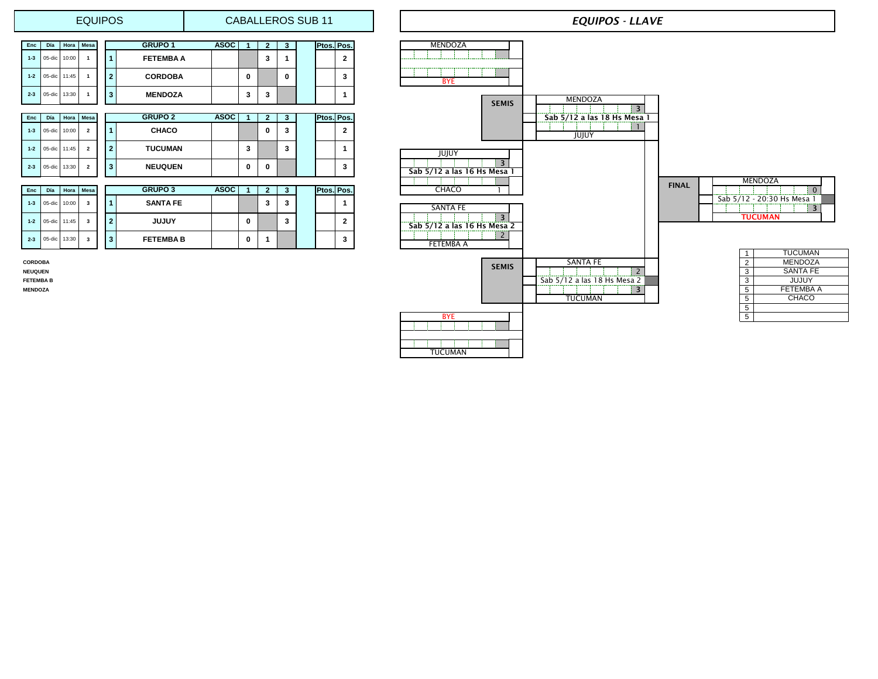| EQUIPOS | CABALLEROS SUB 11 |
|---|---|

| Enc | Día | Hora | Mesa | | GRUPO 1 | ASOC | 1 | 2 | 3 | | Ptos. | Pos. |
|---|---|---|---|---|---|---|---|---|---|---|---|---|
| 1-3 | 05-dic | 10:00 | 1 | 1 | FETEMBA A | | | 3 | 1 | | | 2 |
| 1-2 | 05-dic | 11:45 | 1 | 2 | CORDOBA | | 0 | | 0 | | | 3 |
| 2-3 | 05-dic | 13:30 | 1 | 3 | MENDOZA | | 3 | 3 | | | | 1 |

| Enc | Día | Hora | Mesa | | GRUPO 2 | ASOC | 1 | 2 | 3 | | Ptos. | Pos. |
|---|---|---|---|---|---|---|---|---|---|---|---|---|
| 1-3 | 05-dic | 10:00 | 2 | 1 | CHACO | | | 0 | 3 | | | 2 |
| 1-2 | 05-dic | 11:45 | 2 | 2 | TUCUMAN | | 3 | | 3 | | | 1 |
| 2-3 | 05-dic | 13:30 | 2 | 3 | NEUQUEN | | 0 | 0 | | | | 3 |

| Enc | Día | Hora | Mesa | | GRUPO 3 | ASOC | 1 | 2 | 3 | | Ptos. | Pos. |
|---|---|---|---|---|---|---|---|---|---|---|---|---|
| 1-3 | 05-dic | 10:00 | 3 | 1 | SANTA FE | | | 3 | 3 | | | 1 |
| 1-2 | 05-dic | 11:45 | 3 | 2 | JUJUY | | 0 | | 3 | | | 2 |
| 2-3 | 05-dic | 13:30 | 3 | 3 | FETEMBA B | | 0 | 1 | | | | 3 |

CORDOBA
NEUQUEN
FETEMBA B
MENDOZA

## *EQUIPOS - LLAVE*

MENDOZA
BYE

JUJUY 3
Sab 5/12 a las 16 Hs Mesa 1
CHACO 1

SANTA FE 3
Sab 5/12 a las 16 Hs Mesa 2
FETEMBA A 2

BYE
TUCUMAN

**SEMIS**

MENDOZA 3
Sab 5/12 a las 18 Hs Mesa 1
JUJUY 1

**SEMIS**

SANTA FE 2
Sab 5/12 a las 18 Hs Mesa 2
TUCUMAN 3

**FINAL**

MENDOZA 0
Sab 5/12 - 20:30 Hs Mesa 1
TUCUMAN 3

| | |
|---|---|
| 1 | TUCUMAN |
| 2 | MENDOZA |
| 3 | SANTA FE |
| 3 | JUJUY |
| 5 | FETEMBA A |
| 5 | CHACO |
| 5 | |
| 5 | |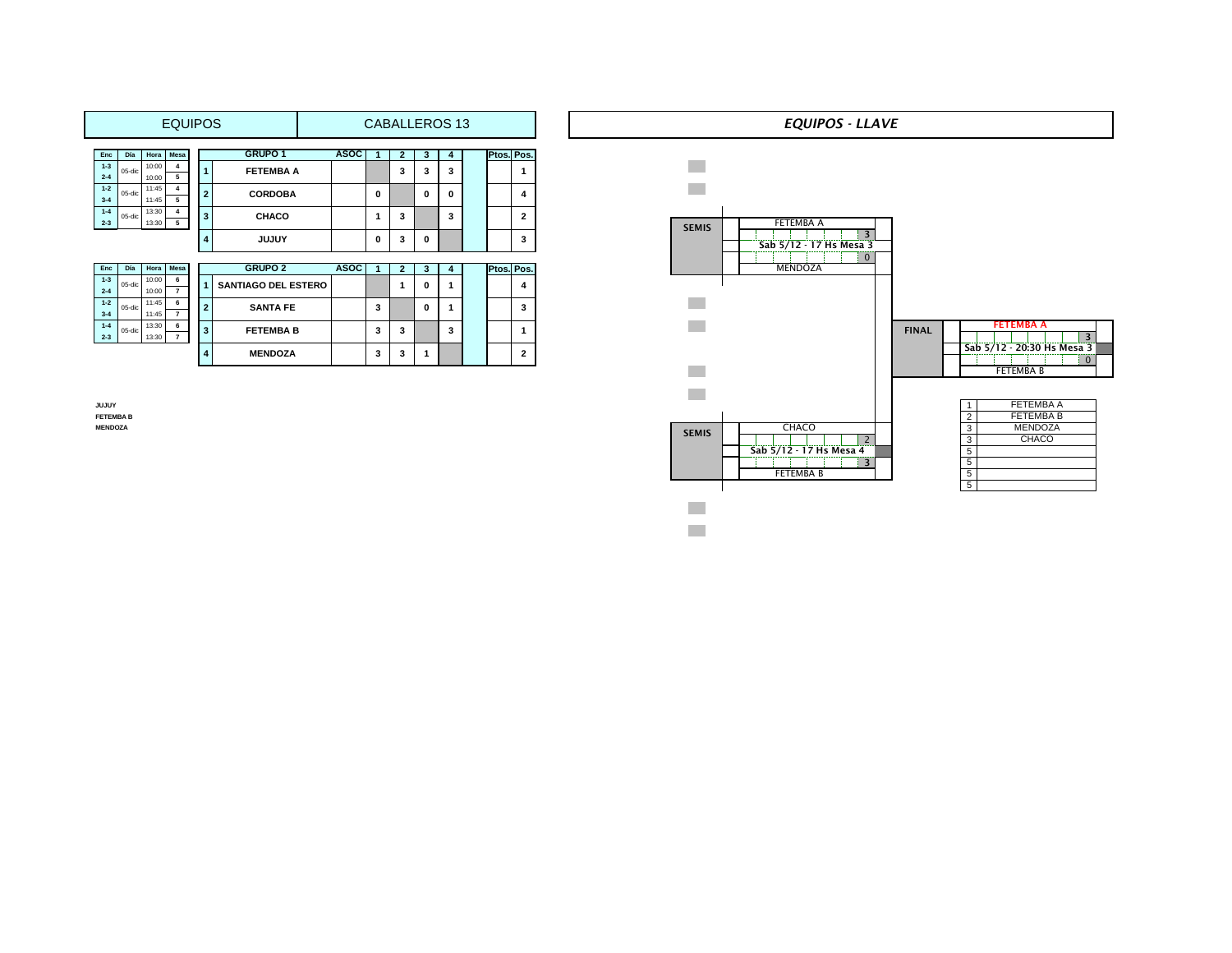| EQUIPOS | CABALLEROS 13 |
|---|---|

| Enc | Día | Hora | Mesa |
|---|---|---|---|
| 1-3 | 05-dic | 10:00 | 4 |
| 2-4 | | 10:00 | 5 |
| 1-2 | 05-dic | 11:45 | 4 |
| 3-4 | | 11:45 | 5 |
| 1-4 | 05-dic | 13:30 | 4 |
| 2-3 | | 13:30 | 5 |

| | GRUPO 1 | ASOC | 1 | 2 | 3 | 4 | | Ptos. | Pos. |
|---|---|---|---|---|---|---|---|---|---|
| 1 | FETEMBA A | | | 3 | 3 | 3 | | | 1 |
| 2 | CORDOBA | | 0 | | 0 | 0 | | | 4 |
| 3 | CHACO | | 1 | 3 | | 3 | | | 2 |
| 4 | JUJUY | | 0 | 3 | 0 | | | | 3 |

| Enc | Día | Hora | Mesa |
|---|---|---|---|
| 1-3 | 05-dic | 10:00 | 6 |
| 2-4 | | 10:00 | 7 |
| 1-2 | 05-dic | 11:45 | 6 |
| 3-4 | | 11:45 | 7 |
| 1-4 | 05-dic | 13:30 | 6 |
| 2-3 | | 13:30 | 7 |

| | GRUPO 2 | ASOC | 1 | 2 | 3 | 4 | | Ptos. | Pos. |
|---|---|---|---|---|---|---|---|---|---|
| 1 | SANTIAGO DEL ESTERO | | | 1 | 0 | 1 | | | 4 |
| 2 | SANTA FE | | 3 | | 0 | 1 | | | 3 |
| 3 | FETEMBA B | | 3 | 3 | | 3 | | | 1 |
| 4 | MENDOZA | | 3 | 3 | 1 | | | | 2 |

JUJUY
FETEMBA B
MENDOZA

## *EQUIPOS - LLAVE*

**SEMIS**

FETEMBA A 3
Sab 5/12 - 17 Hs Mesa 3
MENDOZA 0

**SEMIS**

CHACO 2
Sab 5/12 - 17 Hs Mesa 4
FETEMBA B 3

**FINAL**

FETEMBA A 3
Sab 5/12 - 20:30 Hs Mesa 3
FETEMBA B 0

| | |
|---|---|
| 1 | FETEMBA A |
| 2 | FETEMBA B |
| 3 | MENDOZA |
| 3 | CHACO |
| 5 | |
| 5 | |
| 5 | |
| 5 | |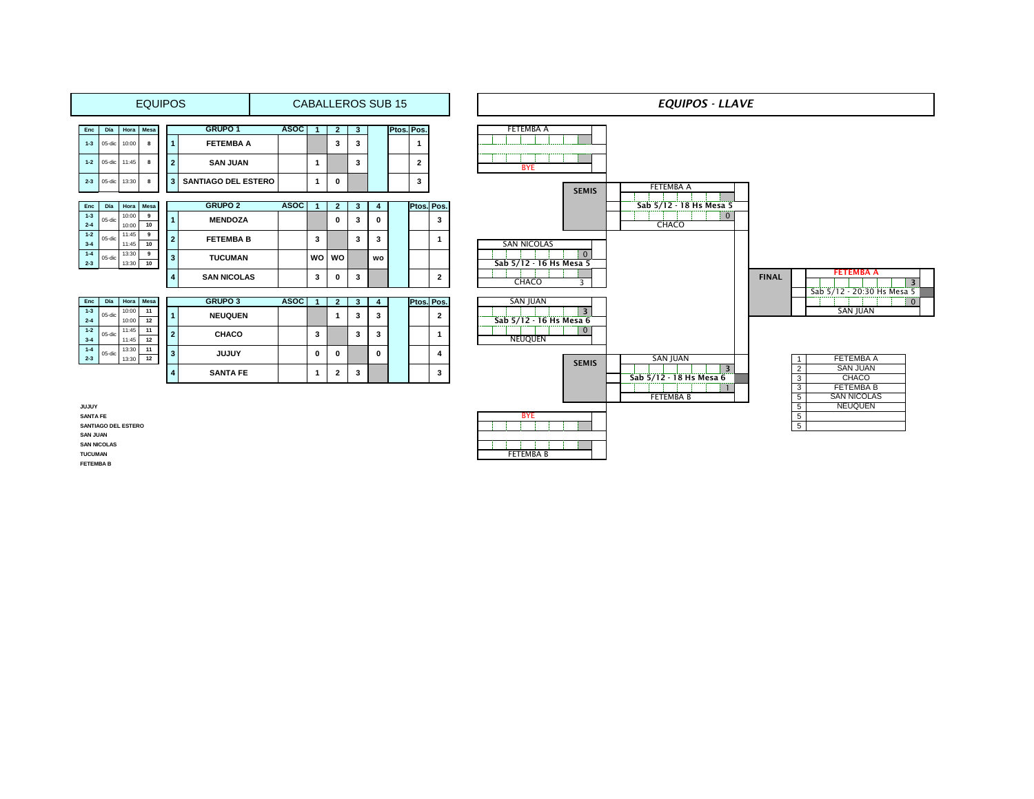| EQUIPOS | CABALLEROS SUB 15 |
|---|---|

| Enc | Día | Hora | Mesa |
|---|---|---|---|
| 1-3 | 05-dic | 10:00 | 8 |
| 1-2 | 05-dic | 11:45 | 8 |
| 2-3 | 05-dic | 13:30 | 8 |

| | GRUPO 1 | ASOC | 1 | 2 | 3 | | Ptos. | Pos. |
|---|---|---|---|---|---|---|---|---|
| 1 | FETEMBA A | | | 3 | 3 | | | 1 |
| 2 | SAN JUAN | | 1 | | 3 | | | 2 |
| 3 | SANTIAGO DEL ESTERO | | 1 | 0 | | | | 3 |

| Enc | Día | Hora | Mesa |
|---|---|---|---|
| 1-3 | 05-dic | 10:00 | 9 |
| 2-4 | | 10:00 | 10 |
| 1-2 | 05-dic | 11:45 | 9 |
| 3-4 | | 11:45 | 10 |
| 1-4 | 05-dic | 13:30 | 9 |
| 2-3 | | 13:30 | 10 |

| | GRUPO 2 | ASOC | 1 | 2 | 3 | 4 | | Ptos. | Pos. |
|---|---|---|---|---|---|---|---|---|---|
| 1 | MENDOZA | | | 0 | 3 | 0 | | | 3 |
| 2 | FETEMBA B | | 3 | | 3 | 3 | | | 1 |
| 3 | TUCUMAN | | WO | WO | | WO | | | |
| 4 | SAN NICOLAS | | 3 | 0 | 3 | | | | 2 |

| Enc | Día | Hora | Mesa |
|---|---|---|---|
| 1-3 | 05-dic | 10:00 | 11 |
| 2-4 | | 10:00 | 12 |
| 1-2 | 05-dic | 11:45 | 11 |
| 3-4 | | 11:45 | 12 |
| 1-4 | 05-dic | 13:30 | 11 |
| 2-3 | | 13:30 | 12 |

| | GRUPO 3 | ASOC | 1 | 2 | 3 | 4 | | Ptos. | Pos. |
|---|---|---|---|---|---|---|---|---|---|
| 1 | NEUQUEN | | | 1 | 3 | 3 | | | 2 |
| 2 | CHACO | | 3 | | 3 | 3 | | | 1 |
| 3 | JUJUY | | 0 | 0 | | 0 | | | 4 |
| 4 | SANTA FE | | 1 | 2 | 3 | | | | 3 |

**JUJUY**
**SANTA FE**
**SANTIAGO DEL ESTERO**
**SAN JUAN**
**SAN NICOLAS**
**TUCUMAN**
**FETEMBA B**

## *EQUIPOS - LLAVE*

FETEMBA A
BYE

SAN NICOLAS 0
Sab 5/12 - 16 Hs Mesa 5
CHACO 3

SAN JUAN 3
Sab 5/12 - 16 Hs Mesa 6
NEUQUEN 0

BYE
FETEMBA B

**SEMIS**
FETEMBA A
Sab 5/12 - 18 Hs Mesa 5
CHACO 0

**SEMIS**
SAN JUAN 3
Sab 5/12 - 18 Hs Mesa 6
FETEMBA B 1

**FINAL**
FETEMBA A 3
Sab 5/12 - 20:30 Hs Mesa 5
SAN JUAN 0

| | |
|---|---|
| 1 | FETEMBA A |
| 2 | SAN JUAN |
| 3 | CHACO |
| 3 | FETEMBA B |
| 5 | SAN NICOLAS |
| 5 | NEUQUEN |
| 5 | |
| 5 | |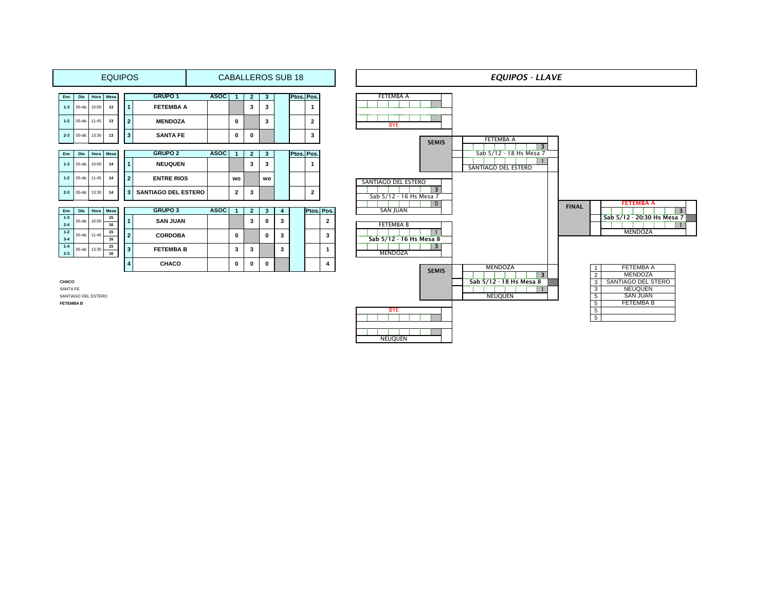| EQUIPOS | CABALLEROS SUB 18 |
|---|---|

| Enc | Día | Hora | Mesa | | GRUPO 1 | ASOC | 1 | 2 | 3 | | Ptos. | Pos. |
|---|---|---|---|---|---|---|---|---|---|---|---|---|
| 1-3 | 05-dic | 10:00 | 13 | 1 | FETEMBA A | | | 3 | 3 | | | 1 |
| 1-2 | 05-dic | 11:45 | 13 | 2 | MENDOZA | | 0 | | 3 | | | 2 |
| 2-3 | 05-dic | 13:30 | 13 | 3 | SANTA FE | | 0 | 0 | | | | 3 |

| Enc | Día | Hora | Mesa | | GRUPO 2 | ASOC | 1 | 2 | 3 | | Ptos. | Pos. |
|---|---|---|---|---|---|---|---|---|---|---|---|---|
| 1-3 | 05-dic | 10:00 | 14 | 1 | NEUQUEN | | | 3 | 3 | | | 1 |
| 1-2 | 05-dic | 11:45 | 14 | 2 | ENTRE RIOS | | WO | | WO | | | |
| 2-3 | 05-dic | 13:30 | 14 | 3 | SANTIAGO DEL ESTERO | | 2 | 3 | | | | 2 |

| Enc | Día | Hora | Mesa | | GRUPO 3 | ASOC | 1 | 2 | 3 | 4 | | Ptos. | Pos. |
|---|---|---|---|---|---|---|---|---|---|---|---|---|---|
| 1-3 / 2-4 | 05-dic | 10:00 | 15 / 16 | 1 | SAN JUAN | | | 3 | 0 | 3 | | | 2 |
| 1-2 / 3-4 | 05-dic | 11:45 | 15 / 16 | 2 | CORDOBA | | 0 | | 0 | 3 | | | 3 |
| 1-4 / 2-3 | 05-dic | 13:30 | 15 / 16 | 3 | FETEMBA B | | 3 | 3 | | 3 | | | 1 |
| | | | | 4 | CHACO | | 0 | 0 | 0 | | | | 4 |

**CHACO**
SANTA FE
SANTIAGO DEL ESTERO
**FETEMBA B**

## *EQUIPOS - LLAVE*

FETEMBA A
BYE

SANTIAGO DEL ESTERO 3
Sab 5/12 - 16 Hs Mesa 7
SAN JUAN 0

FETEMBA B 1
Sab 5/12 - 16 Hs Mesa 8
MENDOZA 3

BYE
NEUQUEN

**SEMIS**
FETEMBA A 3
Sab 5/12 - 18 Hs Mesa 7
SANTIAGO DEL ESTERO 1

**SEMIS**
MENDOZA 3
Sab 5/12 - 18 Hs Mesa 8
NEUQUEN 1

**FINAL**
FETEMBA A 3
Sab 5/12 - 20:30 Hs Mesa 7
MENDOZA 1

| | |
|---|---|
| 1 | FETEMBA A |
| 2 | MENDOZA |
| 3 | SANTIAGO DEL STERO |
| 3 | NEUQUEN |
| 5 | SAN JUAN |
| 5 | FETEMBA B |
| 5 | |
| 5 | |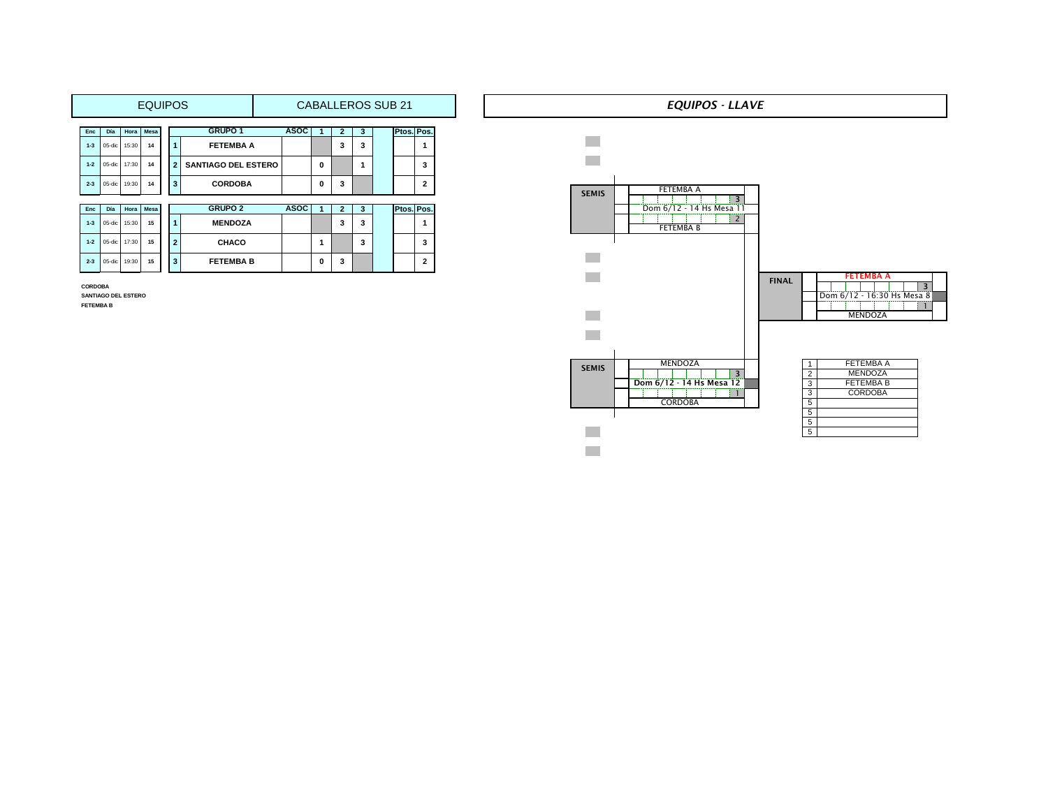| EQUIPOS | CABALLEROS SUB 21 |
|---|---|

| Enc | Día | Hora | Mesa | | GRUPO 1 | ASOC | 1 | 2 | 3 | | Ptos. | Pos. |
|---|---|---|---|---|---|---|---|---|---|---|---|---|
| 1-3 | 05-dic | 15:30 | 14 | 1 | FETEMBA A | | | 3 | 3 | | | 1 |
| 1-2 | 05-dic | 17:30 | 14 | 2 | SANTIAGO DEL ESTERO | | 0 | | 1 | | | 3 |
| 2-3 | 05-dic | 19:30 | 14 | 3 | CORDOBA | | 0 | 3 | | | | 2 |

| Enc | Día | Hora | Mesa | | GRUPO 2 | ASOC | 1 | 2 | 3 | | Ptos. | Pos. |
|---|---|---|---|---|---|---|---|---|---|---|---|---|
| 1-3 | 05-dic | 15:30 | 15 | 1 | MENDOZA | | | 3 | 3 | | | 1 |
| 1-2 | 05-dic | 17:30 | 15 | 2 | CHACO | | 1 | | 3 | | | 3 |
| 2-3 | 05-dic | 19:30 | 15 | 3 | FETEMBA B | | 0 | 3 | | | | 2 |

CORDOBA
SANTIAGO DEL ESTERO
FETEMBA B

## *EQUIPOS - LLAVE*

**SEMIS**
FETEMBA A 3
Dom 6/12 - 14 Hs Mesa 11
FETEMBA B 2

**SEMIS**
MENDOZA 3
**Dom 6/12 - 14 Hs Mesa 12**
CORDOBA 1

**FINAL**
FETEMBA A 3
Dom 6/12 - 16:30 Hs Mesa 8
MENDOZA 1

| | |
|---|---|
| 1 | FETEMBA A |
| 2 | MENDOZA |
| 3 | FETEMBA B |
| 3 | CORDOBA |
| 5 | |
| 5 | |
| 5 | |
| 5 | |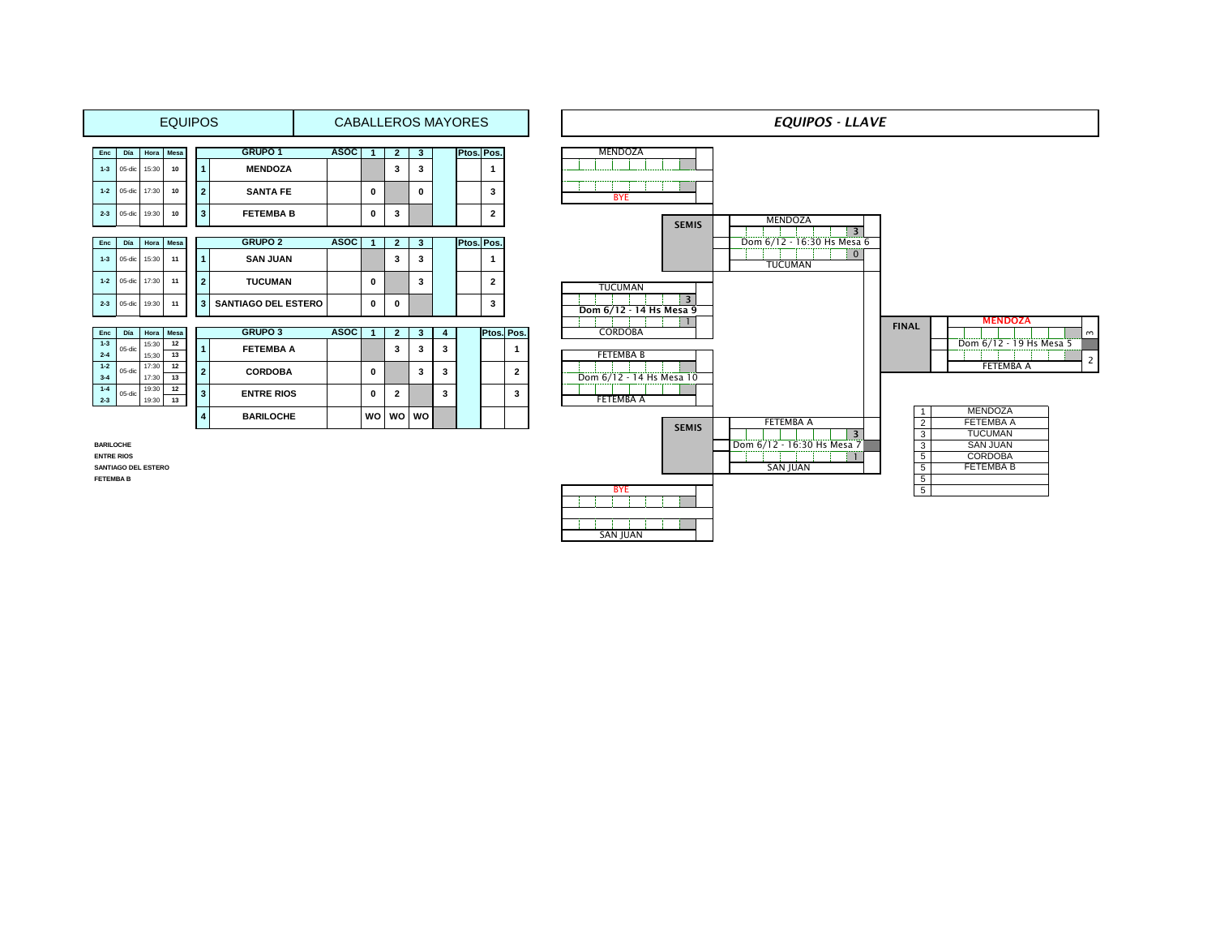| EQUIPOS | CABALLEROS MAYORES |
|---|---|

| Enc | Día | Hora | Mesa |
|---|---|---|---|
| 1-3 | 05-dic | 15:30 | 10 |
| 1-2 | 05-dic | 17:30 | 10 |
| 2-3 | 05-dic | 19:30 | 10 |

| | GRUPO 1 | ASOC | 1 | 2 | 3 | | Ptos. | Pos. |
|---|---|---|---|---|---|---|---|---|
| 1 | MENDOZA | | | 3 | 3 | | | 1 |
| 2 | SANTA FE | | 0 | | 0 | | | 3 |
| 3 | FETEMBA B | | 0 | 3 | | | | 2 |

| Enc | Día | Hora | Mesa |
|---|---|---|---|
| 1-3 | 05-dic | 15:30 | 11 |
| 1-2 | 05-dic | 17:30 | 11 |
| 2-3 | 05-dic | 19:30 | 11 |

| | GRUPO 2 | ASOC | 1 | 2 | 3 | | Ptos. | Pos. |
|---|---|---|---|---|---|---|---|---|
| 1 | SAN JUAN | | | 3 | 3 | | | 1 |
| 2 | TUCUMAN | | 0 | | 3 | | | 2 |
| 3 | SANTIAGO DEL ESTERO | | 0 | 0 | | | | 3 |

| Enc | Día | Hora | Mesa |
|---|---|---|---|
| 1-3 | 05-dic | 15:30 | 12 |
| 2-4 | 05-dic | 15:30 | 13 |
| 1-2 | 05-dic | 17:30 | 12 |
| 3-4 | 05-dic | 17:30 | 13 |
| 1-4 | 05-dic | 19:30 | 12 |
| 2-3 | 05-dic | 19:30 | 13 |

| | GRUPO 3 | ASOC | 1 | 2 | 3 | 4 | | Ptos. | Pos. |
|---|---|---|---|---|---|---|---|---|---|
| 1 | FETEMBA A | | | 3 | 3 | 3 | | | 1 |
| 2 | CORDOBA | | 0 | | 3 | 3 | | | 2 |
| 3 | ENTRE RIOS | | 0 | 2 | | 3 | | | 3 |
| 4 | BARILOCHE | | WO | WO | WO | | | | |

BARILOCHE
ENTRE RIOS
SANTIAGO DEL ESTERO
FETEMBA B

## *EQUIPOS - LLAVE*

MENDOZA
BYE

SEMIS
MENDOZA 3
Dom 6/12 - 16:30 Hs Mesa 6
TUCUMAN 0

TUCUMAN 3
Dom 6/12 - 14 Hs Mesa 9
CORDOBA 1

FETEMBA B
Dom 6/12 - 14 Hs Mesa 10
FETEMBA A

SEMIS
FETEMBA A 3
Dom 6/12 - 16:30 Hs Mesa 7
SAN JUAN 1

BYE
SAN JUAN

FINAL
MENDOZA 3
Dom 6/12 - 19 Hs Mesa 5
FETEMBA A 2

| | |
|---|---|
| 1 | MENDOZA |
| 2 | FETEMBA A |
| 3 | TUCUMAN |
| 3 | SAN JUAN |
| 5 | CORDOBA |
| 5 | FETEMBA B |
| 5 | |
| 5 | |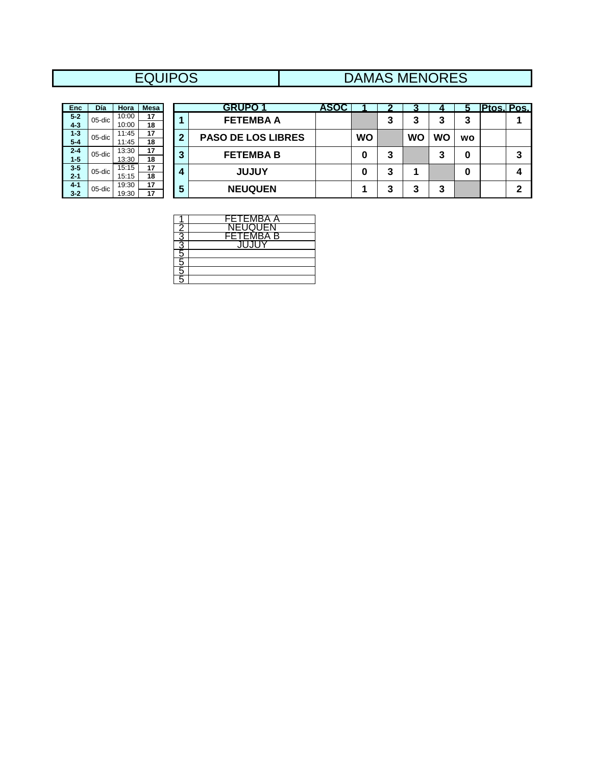| EQUIPOS | DAMAS MENORES |
|---|---|

| Enc | Día | Hora | Mesa |
|---|---|---|---|
| 5-2 | 05-dic | 10:00 | 17 |
| 4-3 | | 10:00 | 18 |
| 1-3 | 05-dic | 11:45 | 17 |
| 5-4 | | 11:45 | 18 |
| 2-4 | 05-dic | 13:30 | 17 |
| 1-5 | | 13:30 | 18 |
| 3-5 | 05-dic | 15:15 | 17 |
| 2-1 | | 15:15 | 18 |
| 4-1 | 05-dic | 19:30 | 17 |
| 3-2 | | 19:30 | 17 |

| | GRUPO 1 | ASOC | 1 | 2 | 3 | 4 | 5 | Ptos. | Pos. |
|---|---|---|---|---|---|---|---|---|---|
| 1 | FETEMBA A | | | 3 | 3 | 3 | 3 | | 1 |
| 2 | PASO DE LOS LIBRES | | WO | | WO | WO | wo | | |
| 3 | FETEMBA B | | 0 | 3 | | 3 | 0 | | 3 |
| 4 | JUJUY | | 0 | 3 | 1 | | 0 | | 4 |
| 5 | NEUQUEN | | 1 | 3 | 3 | 3 | | | 2 |

| | |
|---|---|
| 1 | FETEMBA A |
| 2 | NEUQUEN |
| 3 | FETEMBA B |
| 3 | JUJUY |
| 5 | |
| 5 | |
| 5 | |
| 5 | |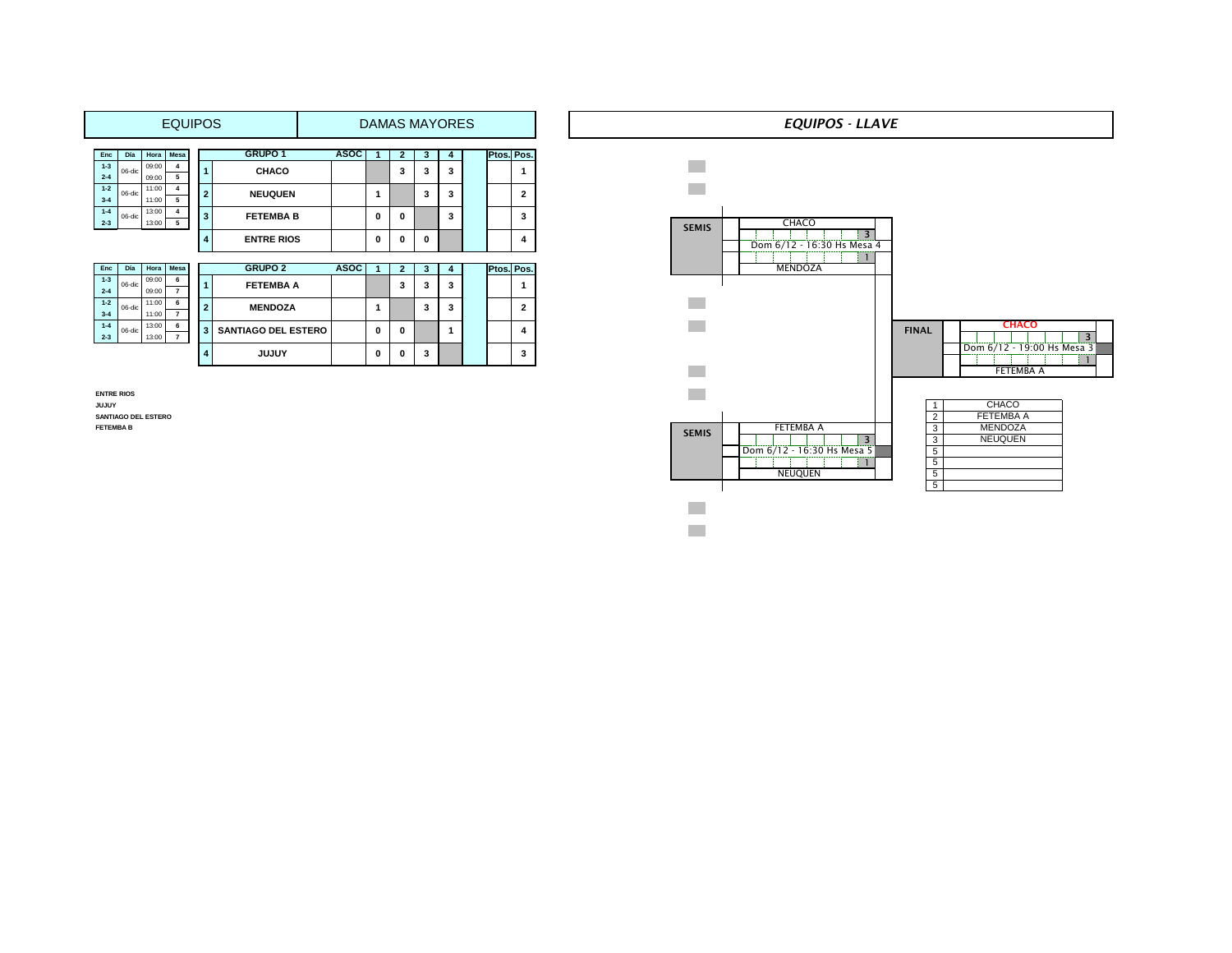| EQUIPOS | DAMAS MAYORES |
|---|---|

| Enc | Día | Hora | Mesa |
|---|---|---|---|
| 1-3 | 06-dic | 09:00 | 4 |
| 2-4 | | 09:00 | 5 |
| 1-2 | 06-dic | 11:00 | 4 |
| 3-4 | | 11:00 | 5 |
| 1-4 | 06-dic | 13:00 | 4 |
| 2-3 | | 13:00 | 5 |

| | GRUPO 1 | ASOC | 1 | 2 | 3 | 4 | | Ptos. | Pos. |
|---|---|---|---|---|---|---|---|---|---|
| 1 | CHACO | | | 3 | 3 | 3 | | | 1 |
| 2 | NEUQUEN | | 1 | | 3 | 3 | | | 2 |
| 3 | FETEMBA B | | 0 | 0 | | 3 | | | 3 |
| 4 | ENTRE RIOS | | 0 | 0 | 0 | | | | 4 |

| Enc | Día | Hora | Mesa |
|---|---|---|---|
| 1-3 | 06-dic | 09:00 | 6 |
| 2-4 | | 09:00 | 7 |
| 1-2 | 06-dic | 11:00 | 6 |
| 3-4 | | 11:00 | 7 |
| 1-4 | 06-dic | 13:00 | 6 |
| 2-3 | | 13:00 | 7 |

| | GRUPO 2 | ASOC | 1 | 2 | 3 | 4 | | Ptos. | Pos. |
|---|---|---|---|---|---|---|---|---|---|
| 1 | FETEMBA A | | | 3 | 3 | 3 | | | 1 |
| 2 | MENDOZA | | 1 | | 3 | 3 | | | 2 |
| 3 | SANTIAGO DEL ESTERO | | 0 | 0 | | 1 | | | 4 |
| 4 | JUJUY | | 0 | 0 | 3 | | | | 3 |

**ENTRE RIOS**
**JUJUY**
**SANTIAGO DEL ESTERO**
**FETEMBA B**

## *EQUIPOS - LLAVE*

**SEMIS**
CHACO 3
Dom 6/12 - 16:30 Hs Mesa 4
MENDOZA 1

**SEMIS**
FETEMBA A 3
Dom 6/12 - 16:30 Hs Mesa 5
NEUQUEN 1

**FINAL**
CHACO
CHACO 3
Dom 6/12 - 19:00 Hs Mesa 3
FETEMBA A 1

| | |
|---|---|
| 1 | CHACO |
| 2 | FETEMBA A |
| 3 | MENDOZA |
| 3 | NEUQUEN |
| 5 | |
| 5 | |
| 5 | |
| 5 | |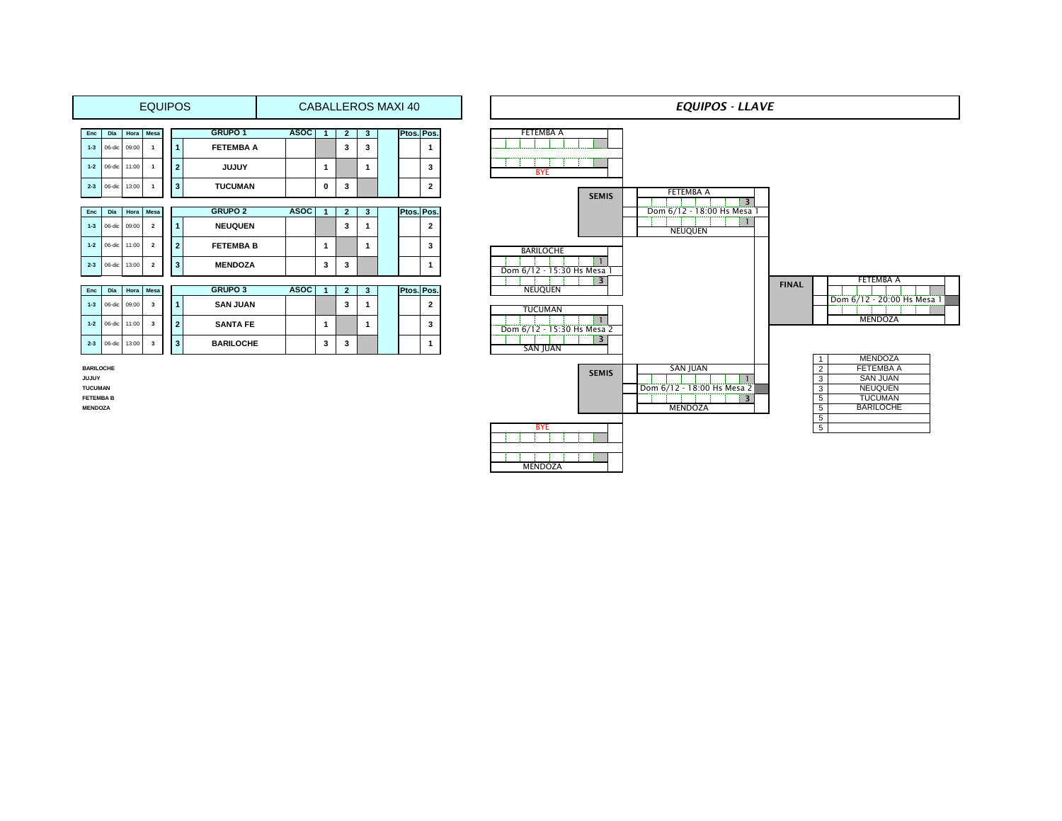| EQUIPOS | CABALLEROS MAXI 40 |
|---|---|

| Enc | Día | Hora | Mesa | | GRUPO 1 | ASOC | 1 | 2 | 3 | | Ptos. | Pos. |
|---|---|---|---|---|---|---|---|---|---|---|---|---|
| 1-3 | 06-dic | 09:00 | 1 | 1 | FETEMBA A | | | 3 | 3 | | | 1 |
| 1-2 | 06-dic | 11:00 | 1 | 2 | JUJUY | | 1 | | 1 | | | 3 |
| 2-3 | 06-dic | 13:00 | 1 | 3 | TUCUMAN | | 0 | 3 | | | | 2 |

| Enc | Día | Hora | Mesa | | GRUPO 2 | ASOC | 1 | 2 | 3 | | Ptos. | Pos. |
|---|---|---|---|---|---|---|---|---|---|---|---|---|
| 1-3 | 06-dic | 09:00 | 2 | 1 | NEUQUEN | | | 3 | 1 | | | 2 |
| 1-2 | 06-dic | 11:00 | 2 | 2 | FETEMBA B | | 1 | | 1 | | | 3 |
| 2-3 | 06-dic | 13:00 | 2 | 3 | MENDOZA | | 3 | 3 | | | | 1 |

| Enc | Día | Hora | Mesa | | GRUPO 3 | ASOC | 1 | 2 | 3 | | Ptos. | Pos. |
|---|---|---|---|---|---|---|---|---|---|---|---|---|
| 1-3 | 06-dic | 09:00 | 3 | 1 | SAN JUAN | | | 3 | 1 | | | 2 |
| 1-2 | 06-dic | 11:00 | 3 | 2 | SANTA FE | | 1 | | 1 | | | 3 |
| 2-3 | 06-dic | 13:00 | 3 | 3 | BARILOCHE | | 3 | 3 | | | | 1 |

BARILOCHE
JUJUY
TUCUMAN
FETEMBA B
MENDOZA

## *EQUIPOS - LLAVE*

FETEMBA A
BYE

BARILOCHE 1
Dom 6/12 - 15:30 Hs Mesa 1
NEUQUEN 3

TUCUMAN 1
Dom 6/12 - 15:30 Hs Mesa 2
SAN JUAN 3

BYE
MENDOZA

**SEMIS**
FETEMBA A 3
Dom 6/12 - 18:00 Hs Mesa 1
NEUQUEN 1

**SEMIS**
SAN JUAN 1
Dom 6/12 - 18:00 Hs Mesa 2
MENDOZA 3

**FINAL**
FETEMBA A
Dom 6/12 - 20:00 Hs Mesa 1
MENDOZA

| | |
|---|---|
| 1 | MENDOZA |
| 2 | FETEMBA A |
| 3 | SAN JUAN |
| 3 | NEUQUEN |
| 5 | TUCUMAN |
| 5 | BARILOCHE |
| 5 | |
| 5 | |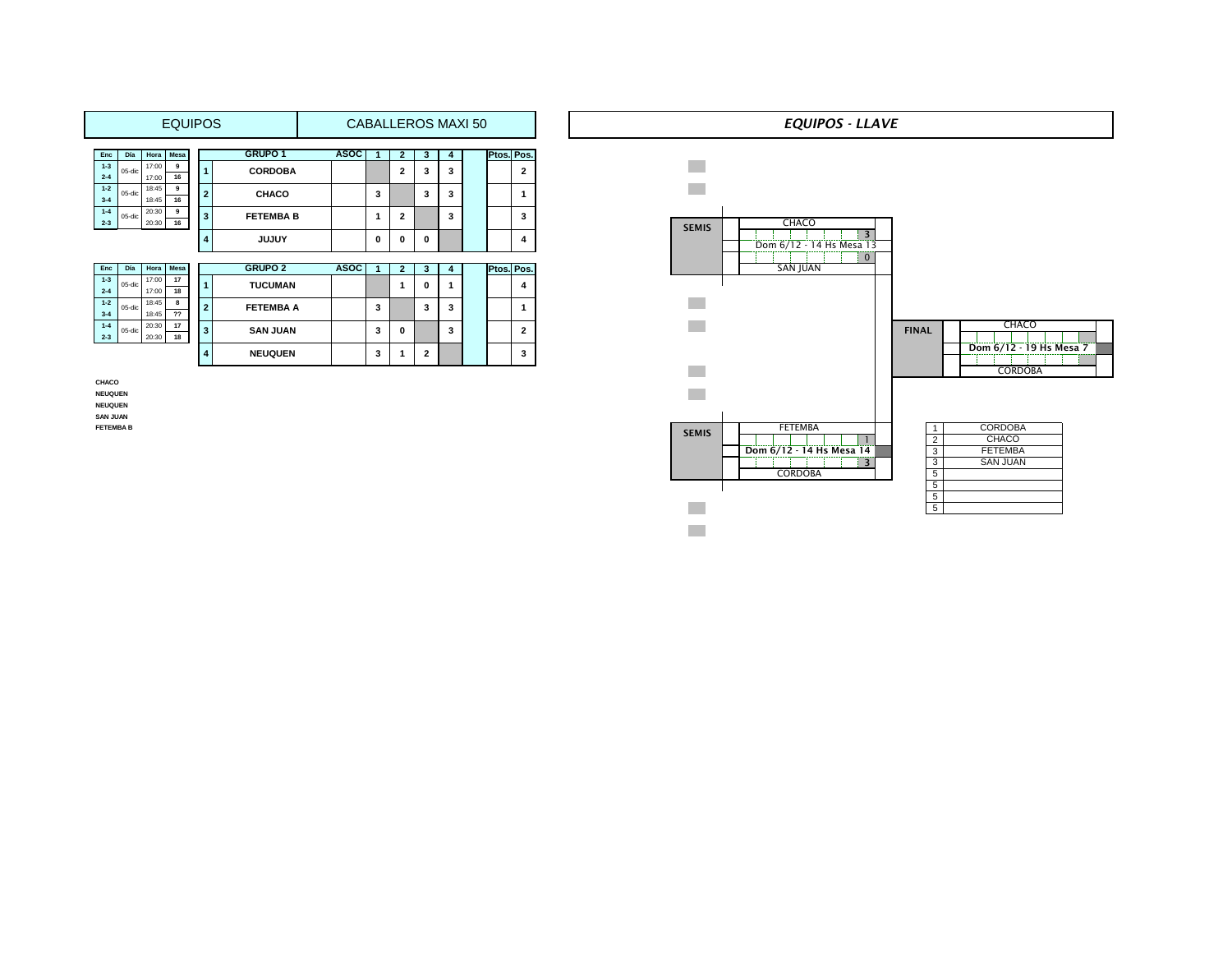| EQUIPOS | CABALLEROS MAXI 50 |
|---|---|

| Enc | Día | Hora | Mesa |
|---|---|---|---|
| 1-3 | 05-dic | 17:00 | 9 |
| 2-4 | | 17:00 | 16 |
| 1-2 | 05-dic | 18:45 | 9 |
| 3-4 | | 18:45 | 16 |
| 1-4 | 05-dic | 20:30 | 9 |
| 2-3 | | 20:30 | 16 |

| | GRUPO 1 | ASOC | 1 | 2 | 3 | 4 | | Ptos. | Pos. |
|---|---|---|---|---|---|---|---|---|---|
| 1 | CORDOBA | | | 2 | 3 | 3 | | | 2 |
| 2 | CHACO | | 3 | | 3 | 3 | | | 1 |
| 3 | FETEMBA B | | 1 | 2 | | 3 | | | 3 |
| 4 | JUJUY | | 0 | 0 | 0 | | | | 4 |

| Enc | Día | Hora | Mesa |
|---|---|---|---|
| 1-3 | 05-dic | 17:00 | 17 |
| 2-4 | | 17:00 | 18 |
| 1-2 | 05-dic | 18:45 | 8 |
| 3-4 | | 18:45 | ?? |
| 1-4 | 05-dic | 20:30 | 17 |
| 2-3 | | 20:30 | 18 |

| | GRUPO 2 | ASOC | 1 | 2 | 3 | 4 | | Ptos. | Pos. |
|---|---|---|---|---|---|---|---|---|---|
| 1 | TUCUMAN | | | 1 | 0 | 1 | | | 4 |
| 2 | FETEMBA A | | 3 | | 3 | 3 | | | 1 |
| 3 | SAN JUAN | | 3 | 0 | | 3 | | | 2 |
| 4 | NEUQUEN | | 3 | 1 | 2 | | | | 3 |

CHACO
NEUQUEN
NEUQUEN
SAN JUAN
FETEMBA B

## *EQUIPOS - LLAVE*

**SEMIS**

CHACO 3
Dom 6/12 - 14 Hs Mesa 13
SAN JUAN 0

**SEMIS**

FETEMBA 1
Dom 6/12 - 14 Hs Mesa 14
CORDOBA 3

**FINAL**

CHACO
Dom 6/12 - 19 Hs Mesa 7
CORDOBA

| | |
|---|---|
| 1 | CORDOBA |
| 2 | CHACO |
| 3 | FETEMBA |
| 3 | SAN JUAN |
| 5 | |
| 5 | |
| 5 | |
| 5 | |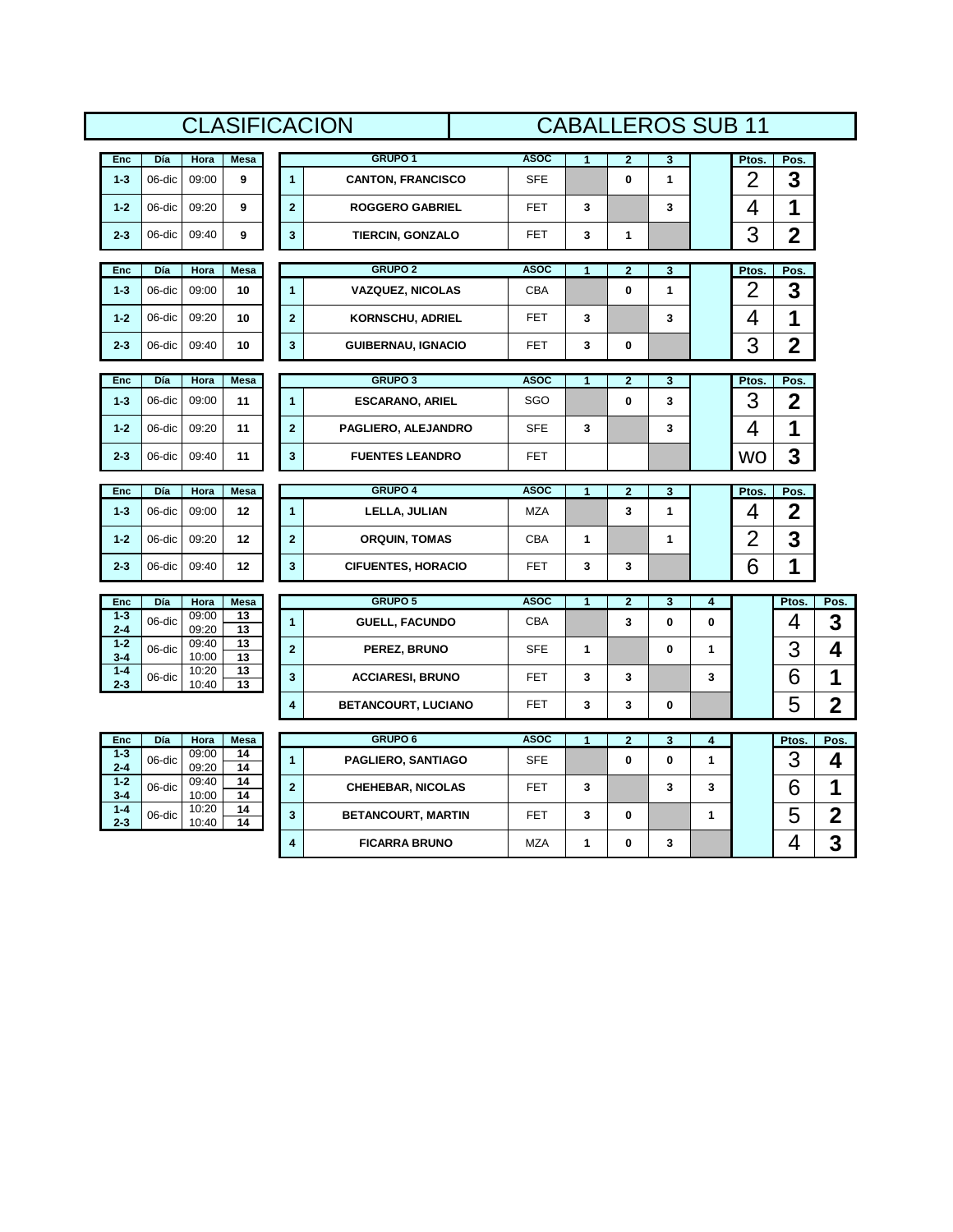# CLASIFICACION — CABALLEROS SUB 11

| Enc | Día | Hora | Mesa |
|---|---|---|---|
| 1-3 | 06-dic | 09:00 | 9 |
| 1-2 | 06-dic | 09:20 | 9 |
| 2-3 | 06-dic | 09:40 | 9 |

| | GRUPO 1 | ASOC | 1 | 2 | 3 | | Ptos. | Pos. |
|---|---|---|---|---|---|---|---|---|
| 1 | CANTON, FRANCISCO | SFE | | 0 | 1 | | 2 | 3 |
| 2 | ROGGERO GABRIEL | FET | 3 | | 3 | | 4 | 1 |
| 3 | TIERCIN, GONZALO | FET | 3 | 1 | | | 3 | 2 |

| Enc | Día | Hora | Mesa |
|---|---|---|---|
| 1-3 | 06-dic | 09:00 | 10 |
| 1-2 | 06-dic | 09:20 | 10 |
| 2-3 | 06-dic | 09:40 | 10 |

| | GRUPO 2 | ASOC | 1 | 2 | 3 | | Ptos. | Pos. |
|---|---|---|---|---|---|---|---|---|
| 1 | VAZQUEZ, NICOLAS | CBA | | 0 | 1 | | 2 | 3 |
| 2 | KORNSCHU, ADRIEL | FET | 3 | | 3 | | 4 | 1 |
| 3 | GUIBERNAU, IGNACIO | FET | 3 | 0 | | | 3 | 2 |

| Enc | Día | Hora | Mesa |
|---|---|---|---|
| 1-3 | 06-dic | 09:00 | 11 |
| 1-2 | 06-dic | 09:20 | 11 |
| 2-3 | 06-dic | 09:40 | 11 |

| | GRUPO 3 | ASOC | 1 | 2 | 3 | | Ptos. | Pos. |
|---|---|---|---|---|---|---|---|---|
| 1 | ESCARANO, ARIEL | SGO | | 0 | 3 | | 3 | 2 |
| 2 | PAGLIERO, ALEJANDRO | SFE | 3 | | 3 | | 4 | 1 |
| 3 | FUENTES LEANDRO | FET | | | | | WO | 3 |

| Enc | Día | Hora | Mesa |
|---|---|---|---|
| 1-3 | 06-dic | 09:00 | 12 |
| 1-2 | 06-dic | 09:20 | 12 |
| 2-3 | 06-dic | 09:40 | 12 |

| | GRUPO 4 | ASOC | 1 | 2 | 3 | | Ptos. | Pos. |
|---|---|---|---|---|---|---|---|---|
| 1 | LELLA, JULIAN | MZA | | 3 | 1 | | 4 | 2 |
| 2 | ORQUIN, TOMAS | CBA | 1 | | 1 | | 2 | 3 |
| 3 | CIFUENTES, HORACIO | FET | 3 | 3 | | | 6 | 1 |

| Enc | Día | Hora | Mesa |
|---|---|---|---|
| 1-3 | 06-dic | 09:00 | 13 |
| 2-4 | | 09:20 | 13 |
| 1-2 | 06-dic | 09:40 | 13 |
| 3-4 | | 10:00 | 13 |
| 1-4 | 06-dic | 10:20 | 13 |
| 2-3 | | 10:40 | 13 |

| | GRUPO 5 | ASOC | 1 | 2 | 3 | 4 | | Ptos. | Pos. |
|---|---|---|---|---|---|---|---|---|---|
| 1 | GUELL, FACUNDO | CBA | | 3 | 0 | 0 | | 4 | 3 |
| 2 | PEREZ, BRUNO | SFE | 1 | | 0 | 1 | | 3 | 4 |
| 3 | ACCIARESI, BRUNO | FET | 3 | 3 | | 3 | | 6 | 1 |
| 4 | BETANCOURT, LUCIANO | FET | 3 | 3 | 0 | | | 5 | 2 |

| Enc | Día | Hora | Mesa |
|---|---|---|---|
| 1-3 | 06-dic | 09:00 | 14 |
| 2-4 | | 09:20 | 14 |
| 1-2 | 06-dic | 09:40 | 14 |
| 3-4 | | 10:00 | 14 |
| 1-4 | 06-dic | 10:20 | 14 |
| 2-3 | | 10:40 | 14 |

| | GRUPO 6 | ASOC | 1 | 2 | 3 | 4 | | Ptos. | Pos. |
|---|---|---|---|---|---|---|---|---|---|
| 1 | PAGLIERO, SANTIAGO | SFE | | 0 | 0 | 1 | | 3 | 4 |
| 2 | CHEHEBAR, NICOLAS | FET | 3 | | 3 | 3 | | 6 | 1 |
| 3 | BETANCOURT, MARTIN | FET | 3 | 0 | | 1 | | 5 | 2 |
| 4 | FICARRA BRUNO | MZA | 1 | 0 | 3 | | | 4 | 3 |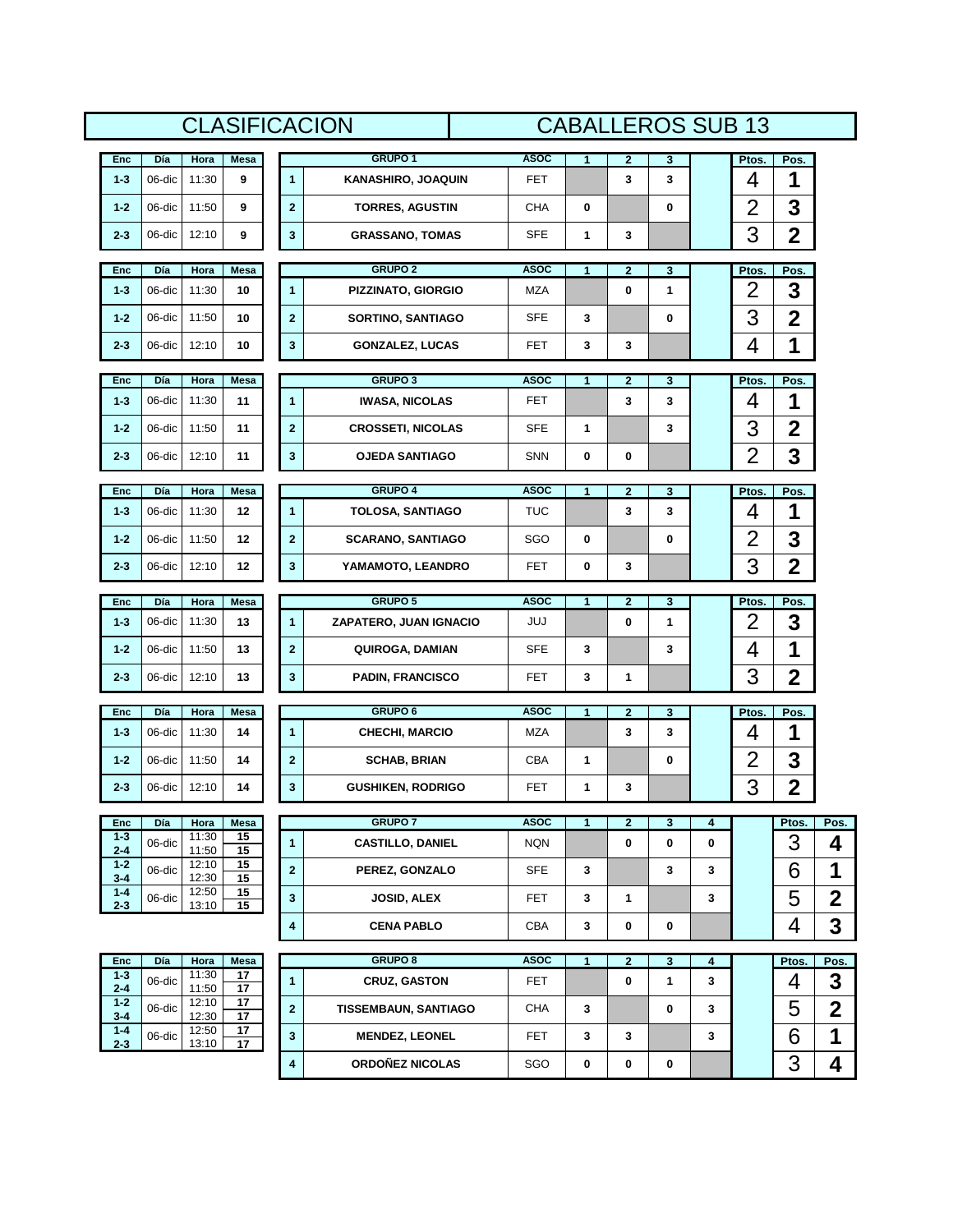# CLASIFICACION — CABALLEROS SUB 13

| Enc | Día | Hora | Mesa |
|---|---|---|---|
| 1-3 | 06-dic | 11:30 | 9 |
| 1-2 | 06-dic | 11:50 | 9 |
| 2-3 | 06-dic | 12:10 | 9 |

| | GRUPO 1 | ASOC | 1 | 2 | 3 | Ptos. | Pos. |
|---|---|---|---|---|---|---|---|
| 1 | KANASHIRO, JOAQUIN | FET | | 3 | 3 | 4 | 1 |
| 2 | TORRES, AGUSTIN | CHA | 0 | | 0 | 2 | 3 |
| 3 | GRASSANO, TOMAS | SFE | 1 | 3 | | 3 | 2 |

| Enc | Día | Hora | Mesa |
|---|---|---|---|
| 1-3 | 06-dic | 11:30 | 10 |
| 1-2 | 06-dic | 11:50 | 10 |
| 2-3 | 06-dic | 12:10 | 10 |

| | GRUPO 2 | ASOC | 1 | 2 | 3 | Ptos. | Pos. |
|---|---|---|---|---|---|---|---|
| 1 | PIZZINATO, GIORGIO | MZA | | 0 | 1 | 2 | 3 |
| 2 | SORTINO, SANTIAGO | SFE | 3 | | 0 | 3 | 2 |
| 3 | GONZALEZ, LUCAS | FET | 3 | 3 | | 4 | 1 |

| Enc | Día | Hora | Mesa |
|---|---|---|---|
| 1-3 | 06-dic | 11:30 | 11 |
| 1-2 | 06-dic | 11:50 | 11 |
| 2-3 | 06-dic | 12:10 | 11 |

| | GRUPO 3 | ASOC | 1 | 2 | 3 | Ptos. | Pos. |
|---|---|---|---|---|---|---|---|
| 1 | IWASA, NICOLAS | FET | | 3 | 3 | 4 | 1 |
| 2 | CROSSETI, NICOLAS | SFE | 1 | | 3 | 3 | 2 |
| 3 | OJEDA SANTIAGO | SNN | 0 | 0 | | 2 | 3 |

| Enc | Día | Hora | Mesa |
|---|---|---|---|
| 1-3 | 06-dic | 11:30 | 12 |
| 1-2 | 06-dic | 11:50 | 12 |
| 2-3 | 06-dic | 12:10 | 12 |

| | GRUPO 4 | ASOC | 1 | 2 | 3 | Ptos. | Pos. |
|---|---|---|---|---|---|---|---|
| 1 | TOLOSA, SANTIAGO | TUC | | 3 | 3 | 4 | 1 |
| 2 | SCARANO, SANTIAGO | SGO | 0 | | 0 | 2 | 3 |
| 3 | YAMAMOTO, LEANDRO | FET | 0 | 3 | | 3 | 2 |

| Enc | Día | Hora | Mesa |
|---|---|---|---|
| 1-3 | 06-dic | 11:30 | 13 |
| 1-2 | 06-dic | 11:50 | 13 |
| 2-3 | 06-dic | 12:10 | 13 |

| | GRUPO 5 | ASOC | 1 | 2 | 3 | Ptos. | Pos. |
|---|---|---|---|---|---|---|---|
| 1 | ZAPATERO, JUAN IGNACIO | JUJ | | 0 | 1 | 2 | 3 |
| 2 | QUIROGA, DAMIAN | SFE | 3 | | 3 | 4 | 1 |
| 3 | PADIN, FRANCISCO | FET | 3 | 1 | | 3 | 2 |

| Enc | Día | Hora | Mesa |
|---|---|---|---|
| 1-3 | 06-dic | 11:30 | 14 |
| 1-2 | 06-dic | 11:50 | 14 |
| 2-3 | 06-dic | 12:10 | 14 |

| | GRUPO 6 | ASOC | 1 | 2 | 3 | Ptos. | Pos. |
|---|---|---|---|---|---|---|---|
| 1 | CHECHI, MARCIO | MZA | | 3 | 3 | 4 | 1 |
| 2 | SCHAB, BRIAN | CBA | 1 | | 0 | 2 | 3 |
| 3 | GUSHIKEN, RODRIGO | FET | 1 | 3 | | 3 | 2 |

| Enc | Día | Hora | Mesa |
|---|---|---|---|
| 1-3 | 06-dic | 11:30 | 15 |
| 2-4 | | 11:50 | 15 |
| 1-2 | 06-dic | 12:10 | 15 |
| 3-4 | | 12:30 | 15 |
| 1-4 | 06-dic | 12:50 | 15 |
| 2-3 | | 13:10 | 15 |

| | GRUPO 7 | ASOC | 1 | 2 | 3 | 4 | Ptos. | Pos. |
|---|---|---|---|---|---|---|---|---|
| 1 | CASTILLO, DANIEL | NQN | | 0 | 0 | 0 | 3 | 4 |
| 2 | PEREZ, GONZALO | SFE | 3 | | 3 | 3 | 6 | 1 |
| 3 | JOSID, ALEX | FET | 3 | 1 | | 3 | 5 | 2 |
| 4 | CENA PABLO | CBA | 3 | 0 | 0 | | 4 | 3 |

| Enc | Día | Hora | Mesa |
|---|---|---|---|
| 1-3 | 06-dic | 11:30 | 17 |
| 2-4 | | 11:50 | 17 |
| 1-2 | 06-dic | 12:10 | 17 |
| 3-4 | | 12:30 | 17 |
| 1-4 | 06-dic | 12:50 | 17 |
| 2-3 | | 13:10 | 17 |

| | GRUPO 8 | ASOC | 1 | 2 | 3 | 4 | Ptos. | Pos. |
|---|---|---|---|---|---|---|---|---|
| 1 | CRUZ, GASTON | FET | | 0 | 1 | 3 | 4 | 3 |
| 2 | TISSEMBAUN, SANTIAGO | CHA | 3 | | 0 | 3 | 5 | 2 |
| 3 | MENDEZ, LEONEL | FET | 3 | 3 | | 3 | 6 | 1 |
| 4 | ORDOÑEZ NICOLAS | SGO | 0 | 0 | 0 | | 3 | 4 |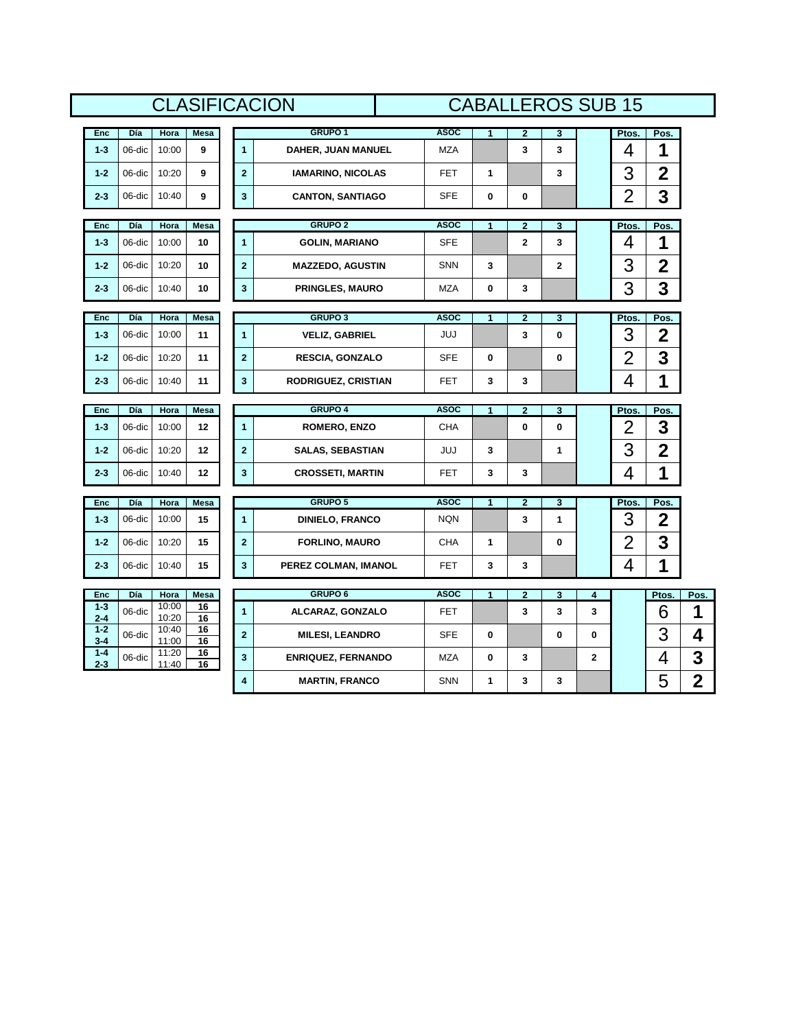# CLASIFICACION — CABALLEROS SUB 15

| Enc | Día | Hora | Mesa |
|---|---|---|---|
| 1-3 | 06-dic | 10:00 | 9 |
| 1-2 | 06-dic | 10:20 | 9 |
| 2-3 | 06-dic | 10:40 | 9 |

| | GRUPO 1 | ASOC | 1 | 2 | 3 | | Ptos. | Pos. |
|---|---|---|---|---|---|---|---|---|
| 1 | DAHER, JUAN MANUEL | MZA | | 3 | 3 | | 4 | 1 |
| 2 | IAMARINO, NICOLAS | FET | 1 | | 3 | | 3 | 2 |
| 3 | CANTON, SANTIAGO | SFE | 0 | 0 | | | 2 | 3 |

| Enc | Día | Hora | Mesa |
|---|---|---|---|
| 1-3 | 06-dic | 10:00 | 10 |
| 1-2 | 06-dic | 10:20 | 10 |
| 2-3 | 06-dic | 10:40 | 10 |

| | GRUPO 2 | ASOC | 1 | 2 | 3 | | Ptos. | Pos. |
|---|---|---|---|---|---|---|---|---|
| 1 | GOLIN, MARIANO | SFE | | 2 | 3 | | 4 | 1 |
| 2 | MAZZEDO, AGUSTIN | SNN | 3 | | 2 | | 3 | 2 |
| 3 | PRINGLES, MAURO | MZA | 0 | 3 | | | 3 | 3 |

| Enc | Día | Hora | Mesa |
|---|---|---|---|
| 1-3 | 06-dic | 10:00 | 11 |
| 1-2 | 06-dic | 10:20 | 11 |
| 2-3 | 06-dic | 10:40 | 11 |

| | GRUPO 3 | ASOC | 1 | 2 | 3 | | Ptos. | Pos. |
|---|---|---|---|---|---|---|---|---|
| 1 | VELIZ, GABRIEL | JUJ | | 3 | 0 | | 3 | 2 |
| 2 | RESCIA, GONZALO | SFE | 0 | | 0 | | 2 | 3 |
| 3 | RODRIGUEZ, CRISTIAN | FET | 3 | 3 | | | 4 | 1 |

| Enc | Día | Hora | Mesa |
|---|---|---|---|
| 1-3 | 06-dic | 10:00 | 12 |
| 1-2 | 06-dic | 10:20 | 12 |
| 2-3 | 06-dic | 10:40 | 12 |

| | GRUPO 4 | ASOC | 1 | 2 | 3 | | Ptos. | Pos. |
|---|---|---|---|---|---|---|---|---|
| 1 | ROMERO, ENZO | CHA | | 0 | 0 | | 2 | 3 |
| 2 | SALAS, SEBASTIAN | JUJ | 3 | | 1 | | 3 | 2 |
| 3 | CROSSETI, MARTIN | FET | 3 | 3 | | | 4 | 1 |

| Enc | Día | Hora | Mesa |
|---|---|---|---|
| 1-3 | 06-dic | 10:00 | 15 |
| 1-2 | 06-dic | 10:20 | 15 |
| 2-3 | 06-dic | 10:40 | 15 |

| | GRUPO 5 | ASOC | 1 | 2 | 3 | | Ptos. | Pos. |
|---|---|---|---|---|---|---|---|---|
| 1 | DINIELO, FRANCO | NQN | | 3 | 1 | | 3 | 2 |
| 2 | FORLINO, MAURO | CHA | 1 | | 0 | | 2 | 3 |
| 3 | PEREZ COLMAN, IMANOL | FET | 3 | 3 | | | 4 | 1 |

| Enc | Día | Hora | Mesa |
|---|---|---|---|
| 1-3 | 06-dic | 10:00 | 16 |
| 2-4 | 06-dic | 10:20 | 16 |
| 1-2 | 06-dic | 10:40 | 16 |
| 3-4 | 06-dic | 11:00 | 16 |
| 1-4 | 06-dic | 11:20 | 16 |
| 2-3 | 06-dic | 11:40 | 16 |

| | GRUPO 6 | ASOC | 1 | 2 | 3 | 4 | | Ptos. | Pos. |
|---|---|---|---|---|---|---|---|---|---|
| 1 | ALCARAZ, GONZALO | FET | | 3 | 3 | 3 | | 6 | 1 |
| 2 | MILESI, LEANDRO | SFE | 0 | | 0 | 0 | | 3 | 4 |
| 3 | ENRIQUEZ, FERNANDO | MZA | 0 | 3 | | 2 | | 4 | 3 |
| 4 | MARTIN, FRANCO | SNN | 1 | 3 | 3 | | | 5 | 2 |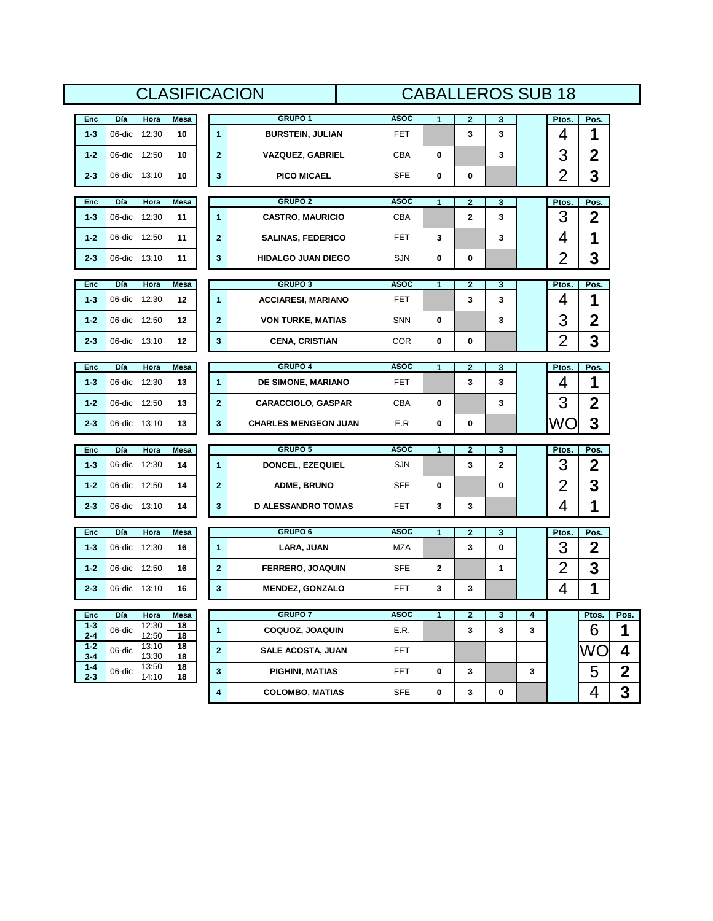# CLASIFICACION — CABALLEROS SUB 18

| Enc | Día | Hora | Mesa |
|---|---|---|---|
| 1-3 | 06-dic | 12:30 | 10 |
| 1-2 | 06-dic | 12:50 | 10 |
| 2-3 | 06-dic | 13:10 | 10 |

| | GRUPO 1 | ASOC | 1 | 2 | 3 | | Ptos. | Pos. |
|---|---|---|---|---|---|---|---|---|
| 1 | BURSTEIN, JULIAN | FET | | 3 | 3 | | 4 | 1 |
| 2 | VAZQUEZ, GABRIEL | CBA | 0 | | 3 | | 3 | 2 |
| 3 | PICO MICAEL | SFE | 0 | 0 | | | 2 | 3 |

| Enc | Día | Hora | Mesa |
|---|---|---|---|
| 1-3 | 06-dic | 12:30 | 11 |
| 1-2 | 06-dic | 12:50 | 11 |
| 2-3 | 06-dic | 13:10 | 11 |

| | GRUPO 2 | ASOC | 1 | 2 | 3 | | Ptos. | Pos. |
|---|---|---|---|---|---|---|---|---|
| 1 | CASTRO, MAURICIO | CBA | | 2 | 3 | | 3 | 2 |
| 2 | SALINAS, FEDERICO | FET | 3 | | 3 | | 4 | 1 |
| 3 | HIDALGO JUAN DIEGO | SJN | 0 | 0 | | | 2 | 3 |

| Enc | Día | Hora | Mesa |
|---|---|---|---|
| 1-3 | 06-dic | 12:30 | 12 |
| 1-2 | 06-dic | 12:50 | 12 |
| 2-3 | 06-dic | 13:10 | 12 |

| | GRUPO 3 | ASOC | 1 | 2 | 3 | | Ptos. | Pos. |
|---|---|---|---|---|---|---|---|---|
| 1 | ACCIARESI, MARIANO | FET | | 3 | 3 | | 4 | 1 |
| 2 | VON TURKE, MATIAS | SNN | 0 | | 3 | | 3 | 2 |
| 3 | CENA, CRISTIAN | COR | 0 | 0 | | | 2 | 3 |

| Enc | Día | Hora | Mesa |
|---|---|---|---|
| 1-3 | 06-dic | 12:30 | 13 |
| 1-2 | 06-dic | 12:50 | 13 |
| 2-3 | 06-dic | 13:10 | 13 |

| | GRUPO 4 | ASOC | 1 | 2 | 3 | | Ptos. | Pos. |
|---|---|---|---|---|---|---|---|---|
| 1 | DE SIMONE, MARIANO | FET | | 3 | 3 | | 4 | 1 |
| 2 | CARACCIOLO, GASPAR | CBA | 0 | | 3 | | 3 | 2 |
| 3 | CHARLES MENGEON JUAN | E.R | 0 | 0 | | | WO | 3 |

| Enc | Día | Hora | Mesa |
|---|---|---|---|
| 1-3 | 06-dic | 12:30 | 14 |
| 1-2 | 06-dic | 12:50 | 14 |
| 2-3 | 06-dic | 13:10 | 14 |

| | GRUPO 5 | ASOC | 1 | 2 | 3 | | Ptos. | Pos. |
|---|---|---|---|---|---|---|---|---|
| 1 | DONCEL, EZEQUIEL | SJN | | 3 | 2 | | 3 | 2 |
| 2 | ADME, BRUNO | SFE | 0 | | 0 | | 2 | 3 |
| 3 | D ALESSANDRO TOMAS | FET | 3 | 3 | | | 4 | 1 |

| Enc | Día | Hora | Mesa |
|---|---|---|---|
| 1-3 | 06-dic | 12:30 | 16 |
| 1-2 | 06-dic | 12:50 | 16 |
| 2-3 | 06-dic | 13:10 | 16 |

| | GRUPO 6 | ASOC | 1 | 2 | 3 | | Ptos. | Pos. |
|---|---|---|---|---|---|---|---|---|
| 1 | LARA, JUAN | MZA | | 3 | 0 | | 3 | 2 |
| 2 | FERRERO, JOAQUIN | SFE | 2 | | 1 | | 2 | 3 |
| 3 | MENDEZ, GONZALO | FET | 3 | 3 | | | 4 | 1 |

| Enc | Día | Hora | Mesa |
|---|---|---|---|
| 1-3 | 06-dic | 12:30 | 18 |
| 2-4 | | 12:50 | 18 |
| 1-2 | 06-dic | 13:10 | 18 |
| 3-4 | | 13:30 | 18 |
| 1-4 | 06-dic | 13:50 | 18 |
| 2-3 | | 14:10 | 18 |

| | GRUPO 7 | ASOC | 1 | 2 | 3 | 4 | | Ptos. | Pos. |
|---|---|---|---|---|---|---|---|---|---|
| 1 | COQUOZ, JOAQUIN | E.R. | | 3 | 3 | 3 | | 6 | 1 |
| 2 | SALE ACOSTA, JUAN | FET | | | | | | WO | 4 |
| 3 | PIGHINI, MATIAS | FET | 0 | 3 | | 3 | | 5 | 2 |
| 4 | COLOMBO, MATIAS | SFE | 0 | 3 | 0 | | | 4 | 3 |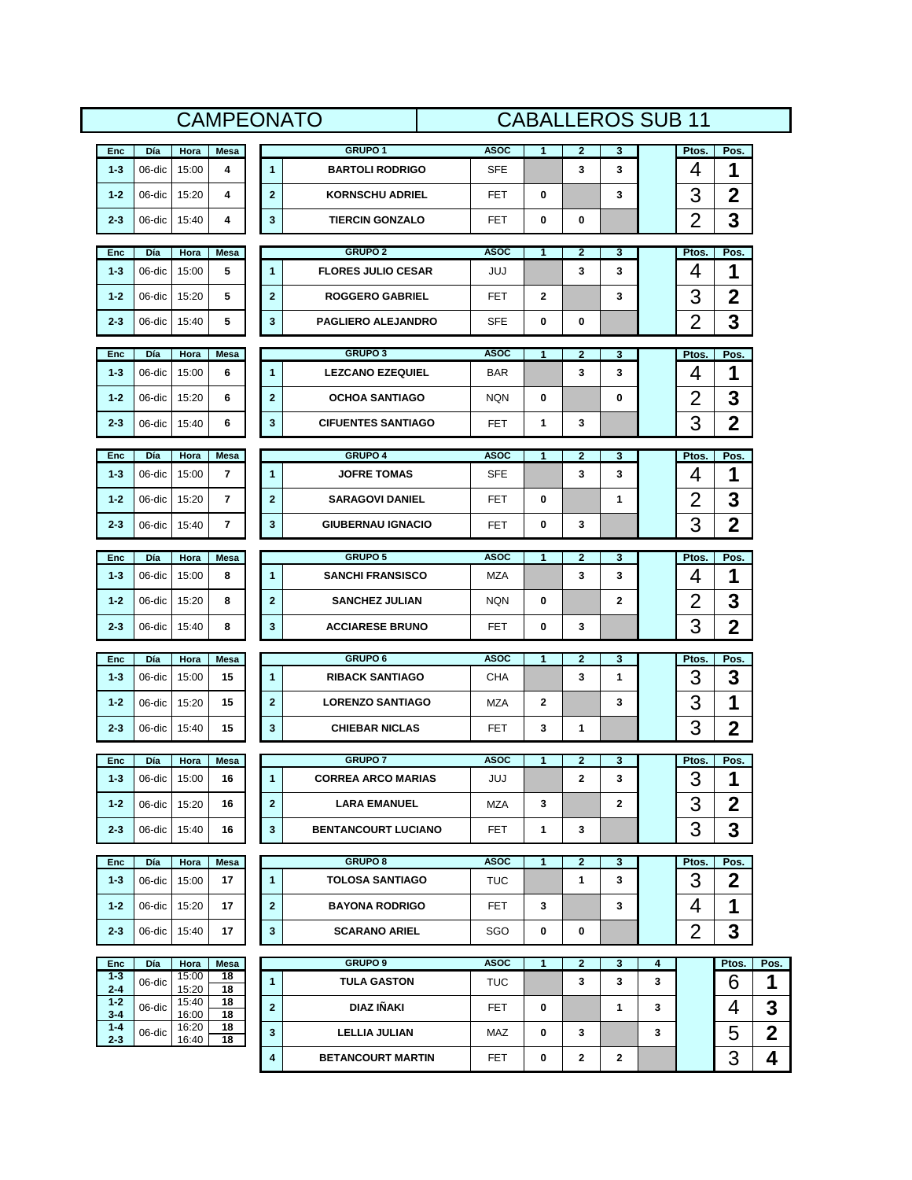# CAMPEONATO — CABALLEROS SUB 11

| Enc | Día | Hora | Mesa |
|---|---|---|---|
| 1-3 | 06-dic | 15:00 | 4 |
| 1-2 | 06-dic | 15:20 | 4 |
| 2-3 | 06-dic | 15:40 | 4 |

| | GRUPO 1 | ASOC | 1 | 2 | 3 | | Ptos. | Pos. |
|---|---|---|---|---|---|---|---|---|
| 1 | BARTOLI RODRIGO | SFE | | 3 | 3 | | 4 | 1 |
| 2 | KORNSCHU ADRIEL | FET | 0 | | 3 | | 3 | 2 |
| 3 | TIERCIN GONZALO | FET | 0 | 0 | | | 2 | 3 |

| Enc | Día | Hora | Mesa |
|---|---|---|---|
| 1-3 | 06-dic | 15:00 | 5 |
| 1-2 | 06-dic | 15:20 | 5 |
| 2-3 | 06-dic | 15:40 | 5 |

| | GRUPO 2 | ASOC | 1 | 2 | 3 | | Ptos. | Pos. |
|---|---|---|---|---|---|---|---|---|
| 1 | FLORES JULIO CESAR | JUJ | | 3 | 3 | | 4 | 1 |
| 2 | ROGGERO GABRIEL | FET | 2 | | 3 | | 3 | 2 |
| 3 | PAGLIERO ALEJANDRO | SFE | 0 | 0 | | | 2 | 3 |

| Enc | Día | Hora | Mesa |
|---|---|---|---|
| 1-3 | 06-dic | 15:00 | 6 |
| 1-2 | 06-dic | 15:20 | 6 |
| 2-3 | 06-dic | 15:40 | 6 |

| | GRUPO 3 | ASOC | 1 | 2 | 3 | | Ptos. | Pos. |
|---|---|---|---|---|---|---|---|---|
| 1 | LEZCANO EZEQUIEL | BAR | | 3 | 3 | | 4 | 1 |
| 2 | OCHOA SANTIAGO | NQN | 0 | | 0 | | 2 | 3 |
| 3 | CIFUENTES SANTIAGO | FET | 1 | 3 | | | 3 | 2 |

| Enc | Día | Hora | Mesa |
|---|---|---|---|
| 1-3 | 06-dic | 15:00 | 7 |
| 1-2 | 06-dic | 15:20 | 7 |
| 2-3 | 06-dic | 15:40 | 7 |

| | GRUPO 4 | ASOC | 1 | 2 | 3 | | Ptos. | Pos. |
|---|---|---|---|---|---|---|---|---|
| 1 | JOFRE TOMAS | SFE | | 3 | 3 | | 4 | 1 |
| 2 | SARAGOVI DANIEL | FET | 0 | | 1 | | 2 | 3 |
| 3 | GIUBERNAU IGNACIO | FET | 0 | 3 | | | 3 | 2 |

| Enc | Día | Hora | Mesa |
|---|---|---|---|
| 1-3 | 06-dic | 15:00 | 8 |
| 1-2 | 06-dic | 15:20 | 8 |
| 2-3 | 06-dic | 15:40 | 8 |

| | GRUPO 5 | ASOC | 1 | 2 | 3 | | Ptos. | Pos. |
|---|---|---|---|---|---|---|---|---|
| 1 | SANCHI FRANSISCO | MZA | | 3 | 3 | | 4 | 1 |
| 2 | SANCHEZ JULIAN | NQN | 0 | | 2 | | 2 | 3 |
| 3 | ACCIARESE BRUNO | FET | 0 | 3 | | | 3 | 2 |

| Enc | Día | Hora | Mesa |
|---|---|---|---|
| 1-3 | 06-dic | 15:00 | 15 |
| 1-2 | 06-dic | 15:20 | 15 |
| 2-3 | 06-dic | 15:40 | 15 |

| | GRUPO 6 | ASOC | 1 | 2 | 3 | | Ptos. | Pos. |
|---|---|---|---|---|---|---|---|---|
| 1 | RIBACK SANTIAGO | CHA | | 3 | 1 | | 3 | 3 |
| 2 | LORENZO SANTIAGO | MZA | 2 | | 3 | | 3 | 1 |
| 3 | CHIEBAR NICLAS | FET | 3 | 1 | | | 3 | 2 |

| Enc | Día | Hora | Mesa |
|---|---|---|---|
| 1-3 | 06-dic | 15:00 | 16 |
| 1-2 | 06-dic | 15:20 | 16 |
| 2-3 | 06-dic | 15:40 | 16 |

| | GRUPO 7 | ASOC | 1 | 2 | 3 | | Ptos. | Pos. |
|---|---|---|---|---|---|---|---|---|
| 1 | CORREA ARCO MARIAS | JUJ | | 2 | 3 | | 3 | 1 |
| 2 | LARA EMANUEL | MZA | 3 | | 2 | | 3 | 2 |
| 3 | BENTANCOURT LUCIANO | FET | 1 | 3 | | | 3 | 3 |

| Enc | Día | Hora | Mesa |
|---|---|---|---|
| 1-3 | 06-dic | 15:00 | 17 |
| 1-2 | 06-dic | 15:20 | 17 |
| 2-3 | 06-dic | 15:40 | 17 |

| | GRUPO 8 | ASOC | 1 | 2 | 3 | | Ptos. | Pos. |
|---|---|---|---|---|---|---|---|---|
| 1 | TOLOSA SANTIAGO | TUC | | 1 | 3 | | 3 | 2 |
| 2 | BAYONA RODRIGO | FET | 3 | | 3 | | 4 | 1 |
| 3 | SCARANO ARIEL | SGO | 0 | 0 | | | 2 | 3 |

| Enc | Día | Hora | Mesa |
|---|---|---|---|
| 1-3 | 06-dic | 15:00 | 18 |
| 2-4 | | 15:20 | 18 |
| 1-2 | 06-dic | 15:40 | 18 |
| 3-4 | | 16:00 | 18 |
| 1-4 | 06-dic | 16:20 | 18 |
| 2-3 | | 16:40 | 18 |

| | GRUPO 9 | ASOC | 1 | 2 | 3 | 4 | | Ptos. | Pos. |
|---|---|---|---|---|---|---|---|---|---|
| 1 | TULA GASTON | TUC | | 3 | 3 | 3 | | 6 | 1 |
| 2 | DIAZ IÑAKI | FET | 0 | | 1 | 3 | | 4 | 3 |
| 3 | LELLIA JULIAN | MAZ | 0 | 3 | | 3 | | 5 | 2 |
| 4 | BETANCOURT MARTIN | FET | 0 | 2 | 2 | | | 3 | 4 |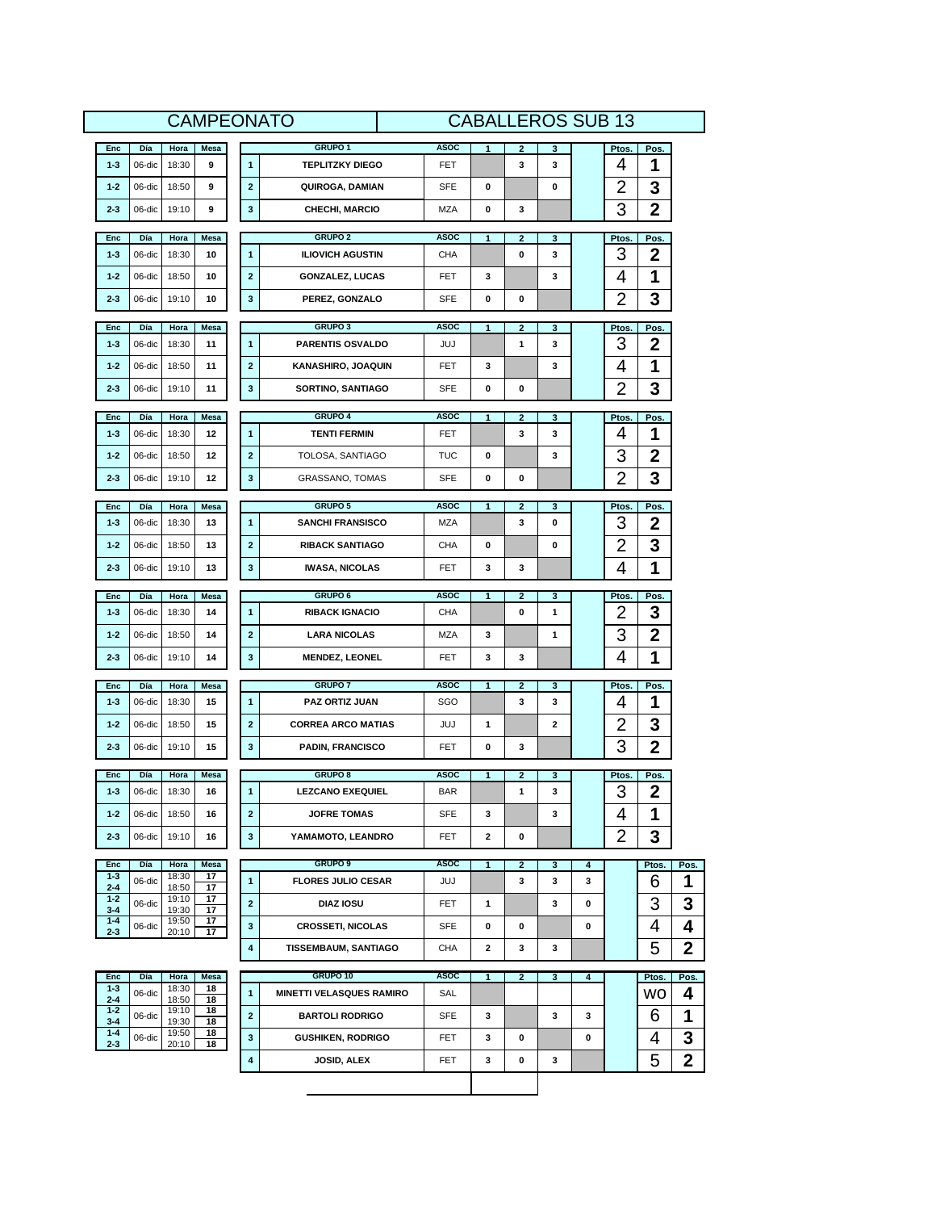# CAMPEONATO CABALLEROS SUB 13

| Enc | Día | Hora | Mesa |
|---|---|---|---|
| 1-3 | 06-dic | 18:30 | 9 |
| 1-2 | 06-dic | 18:50 | 9 |
| 2-3 | 06-dic | 19:10 | 9 |

| | GRUPO 1 | ASOC | 1 | 2 | 3 | | Ptos. | Pos. |
|---|---|---|---|---|---|---|---|---|
| 1 | TEPLITZKY DIEGO | FET | | 3 | 3 | | 4 | 1 |
| 2 | QUIROGA, DAMIAN | SFE | 0 | | 0 | | 2 | 3 |
| 3 | CHECHI, MARCIO | MZA | 0 | 3 | | | 3 | 2 |

| Enc | Día | Hora | Mesa |
|---|---|---|---|
| 1-3 | 06-dic | 18:30 | 10 |
| 1-2 | 06-dic | 18:50 | 10 |
| 2-3 | 06-dic | 19:10 | 10 |

| | GRUPO 2 | ASOC | 1 | 2 | 3 | | Ptos. | Pos. |
|---|---|---|---|---|---|---|---|---|
| 1 | ILIOVICH AGUSTIN | CHA | | 0 | 3 | | 3 | 2 |
| 2 | GONZALEZ, LUCAS | FET | 3 | | 3 | | 4 | 1 |
| 3 | PEREZ, GONZALO | SFE | 0 | 0 | | | 2 | 3 |

| Enc | Día | Hora | Mesa |
|---|---|---|---|
| 1-3 | 06-dic | 18:30 | 11 |
| 1-2 | 06-dic | 18:50 | 11 |
| 2-3 | 06-dic | 19:10 | 11 |

| | GRUPO 3 | ASOC | 1 | 2 | 3 | | Ptos. | Pos. |
|---|---|---|---|---|---|---|---|---|
| 1 | PARENTIS OSVALDO | JUJ | | 1 | 3 | | 3 | 2 |
| 2 | KANASHIRO, JOAQUIN | FET | 3 | | 3 | | 4 | 1 |
| 3 | SORTINO, SANTIAGO | SFE | 0 | 0 | | | 2 | 3 |

| Enc | Día | Hora | Mesa |
|---|---|---|---|
| 1-3 | 06-dic | 18:30 | 12 |
| 1-2 | 06-dic | 18:50 | 12 |
| 2-3 | 06-dic | 19:10 | 12 |

| | GRUPO 4 | ASOC | 1 | 2 | 3 | | Ptos. | Pos. |
|---|---|---|---|---|---|---|---|---|
| 1 | TENTI FERMIN | FET | | 3 | 3 | | 4 | 1 |
| 2 | TOLOSA, SANTIAGO | TUC | 0 | | 3 | | 3 | 2 |
| 3 | GRASSANO, TOMAS | SFE | 0 | 0 | | | 2 | 3 |

| Enc | Día | Hora | Mesa |
|---|---|---|---|
| 1-3 | 06-dic | 18:30 | 13 |
| 1-2 | 06-dic | 18:50 | 13 |
| 2-3 | 06-dic | 19:10 | 13 |

| | GRUPO 5 | ASOC | 1 | 2 | 3 | | Ptos. | Pos. |
|---|---|---|---|---|---|---|---|---|
| 1 | SANCHI FRANSISCO | MZA | | 3 | 0 | | 3 | 2 |
| 2 | RIBACK SANTIAGO | CHA | 0 | | 0 | | 2 | 3 |
| 3 | IWASA, NICOLAS | FET | 3 | 3 | | | 4 | 1 |

| Enc | Día | Hora | Mesa |
|---|---|---|---|
| 1-3 | 06-dic | 18:30 | 14 |
| 1-2 | 06-dic | 18:50 | 14 |
| 2-3 | 06-dic | 19:10 | 14 |

| | GRUPO 6 | ASOC | 1 | 2 | 3 | | Ptos. | Pos. |
|---|---|---|---|---|---|---|---|---|
| 1 | RIBACK IGNACIO | CHA | | 0 | 1 | | 2 | 3 |
| 2 | LARA NICOLAS | MZA | 3 | | 1 | | 3 | 2 |
| 3 | MENDEZ, LEONEL | FET | 3 | 3 | | | 4 | 1 |

| Enc | Día | Hora | Mesa |
|---|---|---|---|
| 1-3 | 06-dic | 18:30 | 15 |
| 1-2 | 06-dic | 18:50 | 15 |
| 2-3 | 06-dic | 19:10 | 15 |

| | GRUPO 7 | ASOC | 1 | 2 | 3 | | Ptos. | Pos. |
|---|---|---|---|---|---|---|---|---|
| 1 | PAZ ORTIZ JUAN | SGO | | 3 | 3 | | 4 | 1 |
| 2 | CORREA ARCO MATIAS | JUJ | 1 | | 2 | | 2 | 3 |
| 3 | PADIN, FRANCISCO | FET | 0 | 3 | | | 3 | 2 |

| Enc | Día | Hora | Mesa |
|---|---|---|---|
| 1-3 | 06-dic | 18:30 | 16 |
| 1-2 | 06-dic | 18:50 | 16 |
| 2-3 | 06-dic | 19:10 | 16 |

| | GRUPO 8 | ASOC | 1 | 2 | 3 | | Ptos. | Pos. |
|---|---|---|---|---|---|---|---|---|
| 1 | LEZCANO EXEQUIEL | BAR | | 1 | 3 | | 3 | 2 |
| 2 | JOFRE TOMAS | SFE | 3 | | 3 | | 4 | 1 |
| 3 | YAMAMOTO, LEANDRO | FET | 2 | 0 | | | 2 | 3 |

| Enc | Día | Hora | Mesa |
|---|---|---|---|
| 1-3 | 06-dic | 18:30 | 17 |
| 2-4 | | 18:50 | 17 |
| 1-2 | 06-dic | 19:10 | 17 |
| 3-4 | | 19:30 | 17 |
| 1-4 | 06-dic | 19:50 | 17 |
| 2-3 | | 20:10 | 17 |

| | GRUPO 9 | ASOC | 1 | 2 | 3 | 4 | | Ptos. | Pos. |
|---|---|---|---|---|---|---|---|---|---|
| 1 | FLORES JULIO CESAR | JUJ | | 3 | 3 | 3 | | 6 | 1 |
| 2 | DIAZ IOSU | FET | 1 | | 3 | 0 | | 3 | 3 |
| 3 | CROSSETI, NICOLAS | SFE | 0 | 0 | | 0 | | 4 | 4 |
| 4 | TISSEMBAUM, SANTIAGO | CHA | 2 | 3 | 3 | | | 5 | 2 |

| Enc | Día | Hora | Mesa |
|---|---|---|---|
| 1-3 | 06-dic | 18:30 | 18 |
| 2-4 | | 18:50 | 18 |
| 1-2 | 06-dic | 19:10 | 18 |
| 3-4 | | 19:30 | 18 |
| 1-4 | 06-dic | 19:50 | 18 |
| 2-3 | | 20:10 | 18 |

| | GRUPO 10 | ASOC | 1 | 2 | 3 | 4 | | Ptos. | Pos. |
|---|---|---|---|---|---|---|---|---|---|
| 1 | MINETTI VELASQUES RAMIRO | SAL | | | | | | WO | 4 |
| 2 | BARTOLI RODRIGO | SFE | 3 | | 3 | 3 | | 6 | 1 |
| 3 | GUSHIKEN, RODRIGO | FET | 3 | 0 | | 0 | | 4 | 3 |
| 4 | JOSID, ALEX | FET | 3 | 0 | 3 | | | 5 | 2 |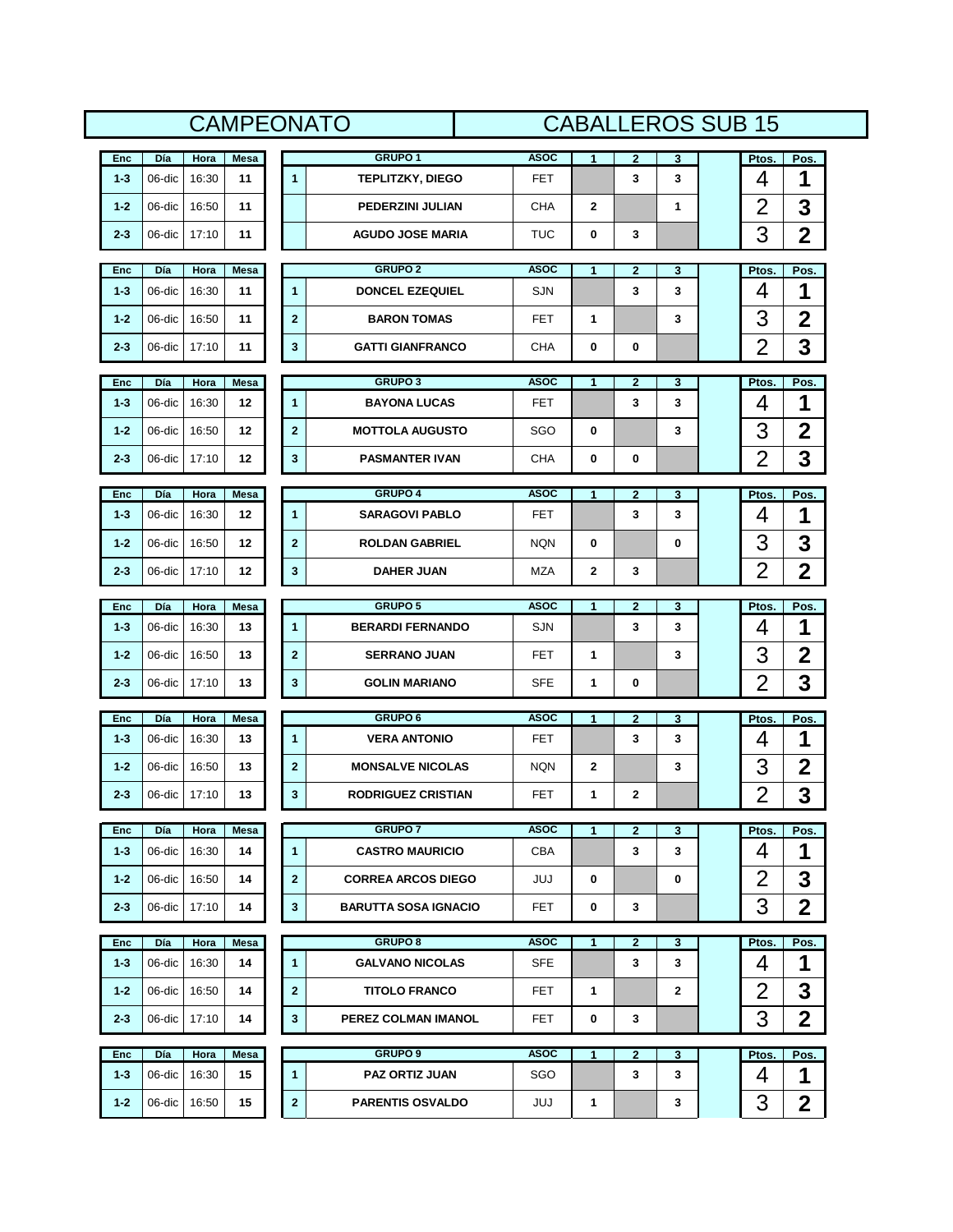# CAMPEONATO — CABALLEROS SUB 15

| Enc | Día | Hora | Mesa |
|---|---|---|---|
| 1-3 | 06-dic | 16:30 | 11 |
| 1-2 | 06-dic | 16:50 | 11 |
| 2-3 | 06-dic | 17:10 | 11 |

| | GRUPO 1 | ASOC | 1 | 2 | 3 | | Ptos. | Pos. |
|---|---|---|---|---|---|---|---|---|
| 1 | TEPLITZKY, DIEGO | FET | | 3 | 3 | | 4 | 1 |
| | PEDERZINI JULIAN | CHA | 2 | | 1 | | 2 | 3 |
| | AGUDO JOSE MARIA | TUC | 0 | 3 | | | 3 | 2 |

| Enc | Día | Hora | Mesa |
|---|---|---|---|
| 1-3 | 06-dic | 16:30 | 11 |
| 1-2 | 06-dic | 16:50 | 11 |
| 2-3 | 06-dic | 17:10 | 11 |

| | GRUPO 2 | ASOC | 1 | 2 | 3 | | Ptos. | Pos. |
|---|---|---|---|---|---|---|---|---|
| 1 | DONCEL EZEQUIEL | SJN | | 3 | 3 | | 4 | 1 |
| 2 | BARON TOMAS | FET | 1 | | 3 | | 3 | 2 |
| 3 | GATTI GIANFRANCO | CHA | 0 | 0 | | | 2 | 3 |

| Enc | Día | Hora | Mesa |
|---|---|---|---|
| 1-3 | 06-dic | 16:30 | 12 |
| 1-2 | 06-dic | 16:50 | 12 |
| 2-3 | 06-dic | 17:10 | 12 |

| | GRUPO 3 | ASOC | 1 | 2 | 3 | | Ptos. | Pos. |
|---|---|---|---|---|---|---|---|---|
| 1 | BAYONA LUCAS | FET | | 3 | 3 | | 4 | 1 |
| 2 | MOTTOLA AUGUSTO | SGO | 0 | | 3 | | 3 | 2 |
| 3 | PASMANTER IVAN | CHA | 0 | 0 | | | 2 | 3 |

| Enc | Día | Hora | Mesa |
|---|---|---|---|
| 1-3 | 06-dic | 16:30 | 12 |
| 1-2 | 06-dic | 16:50 | 12 |
| 2-3 | 06-dic | 17:10 | 12 |

| | GRUPO 4 | ASOC | 1 | 2 | 3 | | Ptos. | Pos. |
|---|---|---|---|---|---|---|---|---|
| 1 | SARAGOVI PABLO | FET | | 3 | 3 | | 4 | 1 |
| 2 | ROLDAN GABRIEL | NQN | 0 | | 0 | | 3 | 3 |
| 3 | DAHER JUAN | MZA | 2 | 3 | | | 2 | 2 |

| Enc | Día | Hora | Mesa |
|---|---|---|---|
| 1-3 | 06-dic | 16:30 | 13 |
| 1-2 | 06-dic | 16:50 | 13 |
| 2-3 | 06-dic | 17:10 | 13 |

| | GRUPO 5 | ASOC | 1 | 2 | 3 | | Ptos. | Pos. |
|---|---|---|---|---|---|---|---|---|
| 1 | BERARDI FERNANDO | SJN | | 3 | 3 | | 4 | 1 |
| 2 | SERRANO JUAN | FET | 1 | | 3 | | 3 | 2 |
| 3 | GOLIN MARIANO | SFE | 1 | 0 | | | 2 | 3 |

| Enc | Día | Hora | Mesa |
|---|---|---|---|
| 1-3 | 06-dic | 16:30 | 13 |
| 1-2 | 06-dic | 16:50 | 13 |
| 2-3 | 06-dic | 17:10 | 13 |

| | GRUPO 6 | ASOC | 1 | 2 | 3 | | Ptos. | Pos. |
|---|---|---|---|---|---|---|---|---|
| 1 | VERA ANTONIO | FET | | 3 | 3 | | 4 | 1 |
| 2 | MONSALVE NICOLAS | NQN | 2 | | 3 | | 3 | 2 |
| 3 | RODRIGUEZ CRISTIAN | FET | 1 | 2 | | | 2 | 3 |

| Enc | Día | Hora | Mesa |
|---|---|---|---|
| 1-3 | 06-dic | 16:30 | 14 |
| 1-2 | 06-dic | 16:50 | 14 |
| 2-3 | 06-dic | 17:10 | 14 |

| | GRUPO 7 | ASOC | 1 | 2 | 3 | | Ptos. | Pos. |
|---|---|---|---|---|---|---|---|---|
| 1 | CASTRO MAURICIO | CBA | | 3 | 3 | | 4 | 1 |
| 2 | CORREA ARCOS DIEGO | JUJ | 0 | | 0 | | 2 | 3 |
| 3 | BARUTTA SOSA IGNACIO | FET | 0 | 3 | | | 3 | 2 |

| Enc | Día | Hora | Mesa |
|---|---|---|---|
| 1-3 | 06-dic | 16:30 | 14 |
| 1-2 | 06-dic | 16:50 | 14 |
| 2-3 | 06-dic | 17:10 | 14 |

| | GRUPO 8 | ASOC | 1 | 2 | 3 | | Ptos. | Pos. |
|---|---|---|---|---|---|---|---|---|
| 1 | GALVANO NICOLAS | SFE | | 3 | 3 | | 4 | 1 |
| 2 | TITOLO FRANCO | FET | 1 | | 2 | | 2 | 3 |
| 3 | PEREZ COLMAN IMANOL | FET | 0 | 3 | | | 3 | 2 |

| Enc | Día | Hora | Mesa |
|---|---|---|---|
| 1-3 | 06-dic | 16:30 | 15 |
| 1-2 | 06-dic | 16:50 | 15 |

| | GRUPO 9 | ASOC | 1 | 2 | 3 | | Ptos. | Pos. |
|---|---|---|---|---|---|---|---|---|
| 1 | PAZ ORTIZ JUAN | SGO | | 3 | 3 | | 4 | 1 |
| 2 | PARENTIS OSVALDO | JUJ | 1 | | 3 | | 3 | 2 |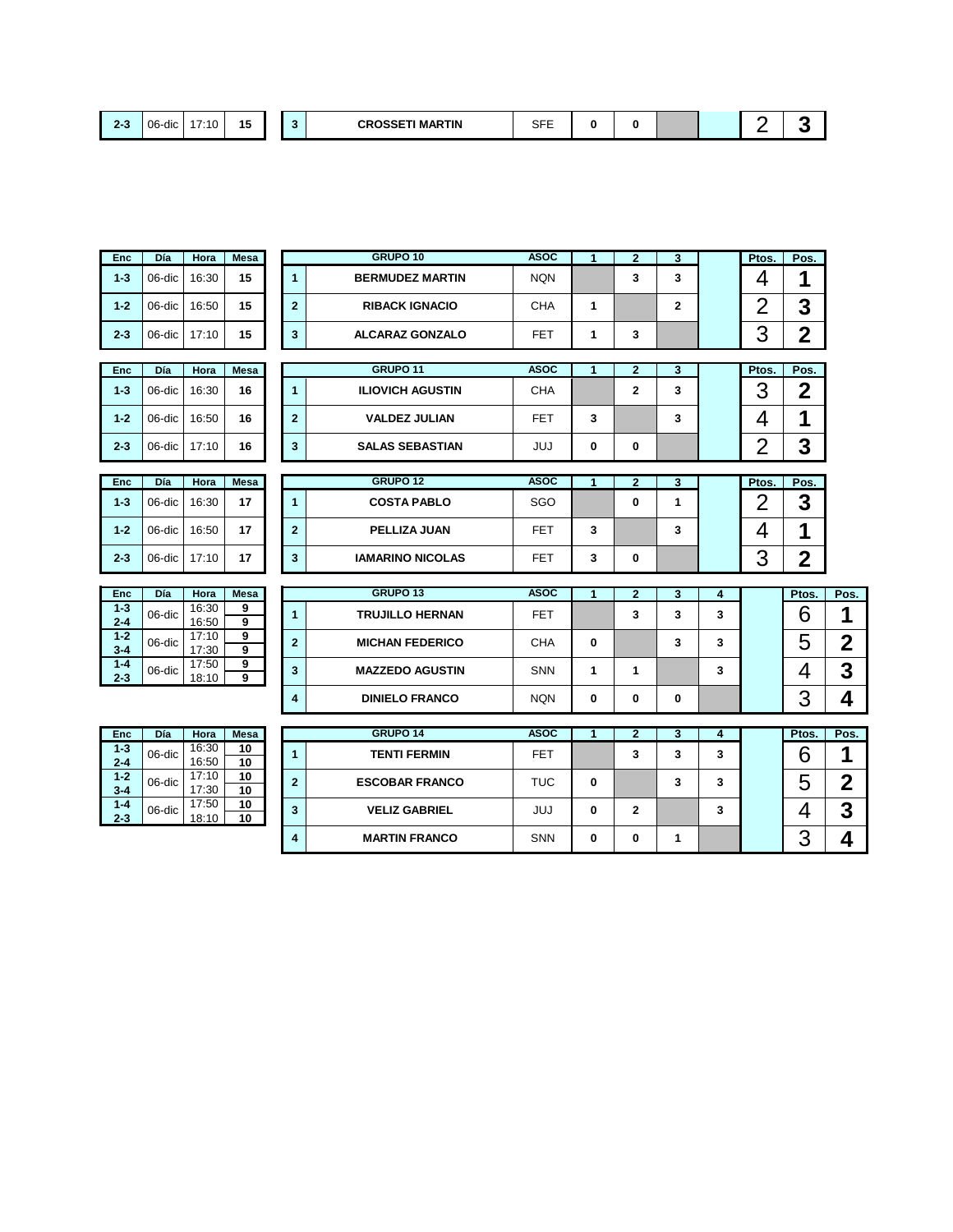| | | | | | | | | | | | | |
|---|---|---|---|---|---|---|---|---|---|---|---|---|
| 2-3 | 06-dic | 17:10 | 15 | 3 | CROSSETI MARTIN | SFE | 0 | 0 | | | 2 | 3 |

| Enc | Día | Hora | Mesa | | GRUPO 10 | ASOC | 1 | 2 | 3 | | Ptos. | Pos. |
|---|---|---|---|---|---|---|---|---|---|---|---|---|
| 1-3 | 06-dic | 16:30 | 15 | 1 | BERMUDEZ MARTIN | NQN | | 3 | 3 | | 4 | 1 |
| 1-2 | 06-dic | 16:50 | 15 | 2 | RIBACK IGNACIO | CHA | 1 | | 2 | | 2 | 3 |
| 2-3 | 06-dic | 17:10 | 15 | 3 | ALCARAZ GONZALO | FET | 1 | 3 | | | 3 | 2 |

| Enc | Día | Hora | Mesa | | GRUPO 11 | ASOC | 1 | 2 | 3 | | Ptos. | Pos. |
|---|---|---|---|---|---|---|---|---|---|---|---|---|
| 1-3 | 06-dic | 16:30 | 16 | 1 | ILIOVICH AGUSTIN | CHA | | 2 | 3 | | 3 | 2 |
| 1-2 | 06-dic | 16:50 | 16 | 2 | VALDEZ JULIAN | FET | 3 | | 3 | | 4 | 1 |
| 2-3 | 06-dic | 17:10 | 16 | 3 | SALAS SEBASTIAN | JUJ | 0 | 0 | | | 2 | 3 |

| Enc | Día | Hora | Mesa | | GRUPO 12 | ASOC | 1 | 2 | 3 | | Ptos. | Pos. |
|---|---|---|---|---|---|---|---|---|---|---|---|---|
| 1-3 | 06-dic | 16:30 | 17 | 1 | COSTA PABLO | SGO | | 0 | 1 | | 2 | 3 |
| 1-2 | 06-dic | 16:50 | 17 | 2 | PELLIZA JUAN | FET | 3 | | 3 | | 4 | 1 |
| 2-3 | 06-dic | 17:10 | 17 | 3 | IAMARINO NICOLAS | FET | 3 | 0 | | | 3 | 2 |

| Enc | Día | Hora | Mesa |
|---|---|---|---|
| 1-3 | 06-dic | 16:30 | 9 |
| 2-4 | | 16:50 | 9 |
| 1-2 | 06-dic | 17:10 | 9 |
| 3-4 | | 17:30 | 9 |
| 1-4 | 06-dic | 17:50 | 9 |
| 2-3 | | 18:10 | 9 |

| | GRUPO 13 | ASOC | 1 | 2 | 3 | 4 | | Ptos. | Pos. |
|---|---|---|---|---|---|---|---|---|---|
| 1 | TRUJILLO HERNAN | FET | | 3 | 3 | 3 | | 6 | 1 |
| 2 | MICHAN FEDERICO | CHA | 0 | | 3 | 3 | | 5 | 2 |
| 3 | MAZZEDO AGUSTIN | SNN | 1 | 1 | | 3 | | 4 | 3 |
| 4 | DINIELO FRANCO | NQN | 0 | 0 | 0 | | | 3 | 4 |

| Enc | Día | Hora | Mesa |
|---|---|---|---|
| 1-3 | 06-dic | 16:30 | 10 |
| 2-4 | | 16:50 | 10 |
| 1-2 | 06-dic | 17:10 | 10 |
| 3-4 | | 17:30 | 10 |
| 1-4 | 06-dic | 17:50 | 10 |
| 2-3 | | 18:10 | 10 |

| | GRUPO 14 | ASOC | 1 | 2 | 3 | 4 | | Ptos. | Pos. |
|---|---|---|---|---|---|---|---|---|---|
| 1 | TENTI FERMIN | FET | | 3 | 3 | 3 | | 6 | 1 |
| 2 | ESCOBAR FRANCO | TUC | 0 | | 3 | 3 | | 5 | 2 |
| 3 | VELIZ GABRIEL | JUJ | 0 | 2 | | 3 | | 4 | 3 |
| 4 | MARTIN FRANCO | SNN | 0 | 0 | 1 | | | 3 | 4 |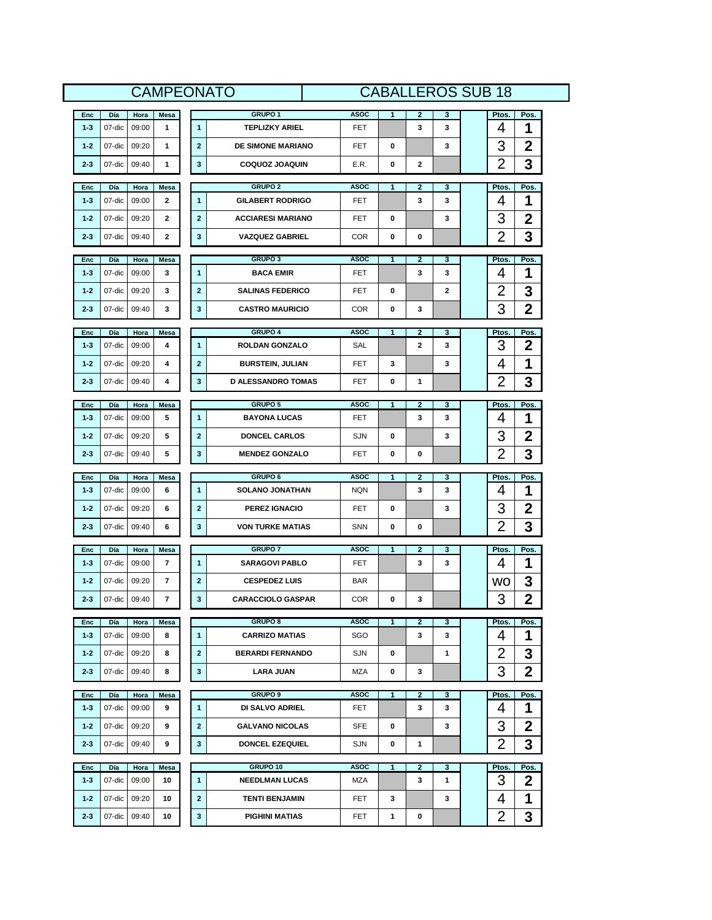# CAMPEONATO CABALLEROS SUB 18

| Enc | Día | Hora | Mesa | | GRUPO 1 | ASOC | 1 | 2 | 3 | | Ptos. | Pos. |
|---|---|---|---|---|---|---|---|---|---|---|---|---|
| 1-3 | 07-dic | 09:00 | 1 | 1 | TEPLIZKY ARIEL | FET | | 3 | 3 | | 4 | 1 |
| 1-2 | 07-dic | 09:20 | 1 | 2 | DE SIMONE MARIANO | FET | 0 | | 3 | | 3 | 2 |
| 2-3 | 07-dic | 09:40 | 1 | 3 | COQUOZ JOAQUIN | E.R. | 0 | 2 | | | 2 | 3 |

| Enc | Día | Hora | Mesa | | GRUPO 2 | ASOC | 1 | 2 | 3 | | Ptos. | Pos. |
|---|---|---|---|---|---|---|---|---|---|---|---|---|
| 1-3 | 07-dic | 09:00 | 2 | 1 | GILABERT RODRIGO | FET | | 3 | 3 | | 4 | 1 |
| 1-2 | 07-dic | 09:20 | 2 | 2 | ACCIARESI MARIANO | FET | 0 | | 3 | | 3 | 2 |
| 2-3 | 07-dic | 09:40 | 2 | 3 | VAZQUEZ GABRIEL | COR | 0 | 0 | | | 2 | 3 |

| Enc | Día | Hora | Mesa | | GRUPO 3 | ASOC | 1 | 2 | 3 | | Ptos. | Pos. |
|---|---|---|---|---|---|---|---|---|---|---|---|---|
| 1-3 | 07-dic | 09:00 | 3 | 1 | BACA EMIR | FET | | 3 | 3 | | 4 | 1 |
| 1-2 | 07-dic | 09:20 | 3 | 2 | SALINAS FEDERICO | FET | 0 | | 2 | | 2 | 3 |
| 2-3 | 07-dic | 09:40 | 3 | 3 | CASTRO MAURICIO | COR | 0 | 3 | | | 3 | 2 |

| Enc | Día | Hora | Mesa | | GRUPO 4 | ASOC | 1 | 2 | 3 | | Ptos. | Pos. |
|---|---|---|---|---|---|---|---|---|---|---|---|---|
| 1-3 | 07-dic | 09:00 | 4 | 1 | ROLDAN GONZALO | SAL | | 2 | 3 | | 3 | 2 |
| 1-2 | 07-dic | 09:20 | 4 | 2 | BURSTEIN, JULIAN | FET | 3 | | 3 | | 4 | 1 |
| 2-3 | 07-dic | 09:40 | 4 | 3 | D ALESSANDRO TOMAS | FET | 0 | 1 | | | 2 | 3 |

| Enc | Día | Hora | Mesa | | GRUPO 5 | ASOC | 1 | 2 | 3 | | Ptos. | Pos. |
|---|---|---|---|---|---|---|---|---|---|---|---|---|
| 1-3 | 07-dic | 09:00 | 5 | 1 | BAYONA LUCAS | FET | | 3 | 3 | | 4 | 1 |
| 1-2 | 07-dic | 09:20 | 5 | 2 | DONCEL CARLOS | SJN | 0 | | 3 | | 3 | 2 |
| 2-3 | 07-dic | 09:40 | 5 | 3 | MENDEZ GONZALO | FET | 0 | 0 | | | 2 | 3 |

| Enc | Día | Hora | Mesa | | GRUPO 6 | ASOC | 1 | 2 | 3 | | Ptos. | Pos. |
|---|---|---|---|---|---|---|---|---|---|---|---|---|
| 1-3 | 07-dic | 09:00 | 6 | 1 | SOLANO JONATHAN | NQN | | 3 | 3 | | 4 | 1 |
| 1-2 | 07-dic | 09:20 | 6 | 2 | PEREZ IGNACIO | FET | 0 | | 3 | | 3 | 2 |
| 2-3 | 07-dic | 09:40 | 6 | 3 | VON TURKE MATIAS | SNN | 0 | 0 | | | 2 | 3 |

| Enc | Día | Hora | Mesa | | GRUPO 7 | ASOC | 1 | 2 | 3 | | Ptos. | Pos. |
|---|---|---|---|---|---|---|---|---|---|---|---|---|
| 1-3 | 07-dic | 09:00 | 7 | 1 | SARAGOVI PABLO | FET | | 3 | 3 | | 4 | 1 |
| 1-2 | 07-dic | 09:20 | 7 | 2 | CESPEDEZ LUIS | BAR | | | | | WO | 3 |
| 2-3 | 07-dic | 09:40 | 7 | 3 | CARACCIOLO GASPAR | COR | 0 | 3 | | | 3 | 2 |

| Enc | Día | Hora | Mesa | | GRUPO 8 | ASOC | 1 | 2 | 3 | | Ptos. | Pos. |
|---|---|---|---|---|---|---|---|---|---|---|---|---|
| 1-3 | 07-dic | 09:00 | 8 | 1 | CARRIZO MATIAS | SGO | | 3 | 3 | | 4 | 1 |
| 1-2 | 07-dic | 09:20 | 8 | 2 | BERARDI FERNANDO | SJN | 0 | | 1 | | 2 | 3 |
| 2-3 | 07-dic | 09:40 | 8 | 3 | LARA JUAN | MZA | 0 | 3 | | | 3 | 2 |

| Enc | Día | Hora | Mesa | | GRUPO 9 | ASOC | 1 | 2 | 3 | | Ptos. | Pos. |
|---|---|---|---|---|---|---|---|---|---|---|---|---|
| 1-3 | 07-dic | 09:00 | 9 | 1 | DI SALVO ADRIEL | FET | | 3 | 3 | | 4 | 1 |
| 1-2 | 07-dic | 09:20 | 9 | 2 | GALVANO NICOLAS | SFE | 0 | | 3 | | 3 | 2 |
| 2-3 | 07-dic | 09:40 | 9 | 3 | DONCEL EZEQUIEL | SJN | 0 | 1 | | | 2 | 3 |

| Enc | Día | Hora | Mesa | | GRUPO 10 | ASOC | 1 | 2 | 3 | | Ptos. | Pos. |
|---|---|---|---|---|---|---|---|---|---|---|---|---|
| 1-3 | 07-dic | 09:00 | 10 | 1 | NEEDLMAN LUCAS | MZA | | 3 | 1 | | 3 | 2 |
| 1-2 | 07-dic | 09:20 | 10 | 2 | TENTI BENJAMIN | FET | 3 | | 3 | | 4 | 1 |
| 2-3 | 07-dic | 09:40 | 10 | 3 | PIGHINI MATIAS | FET | 1 | 0 | | | 2 | 3 |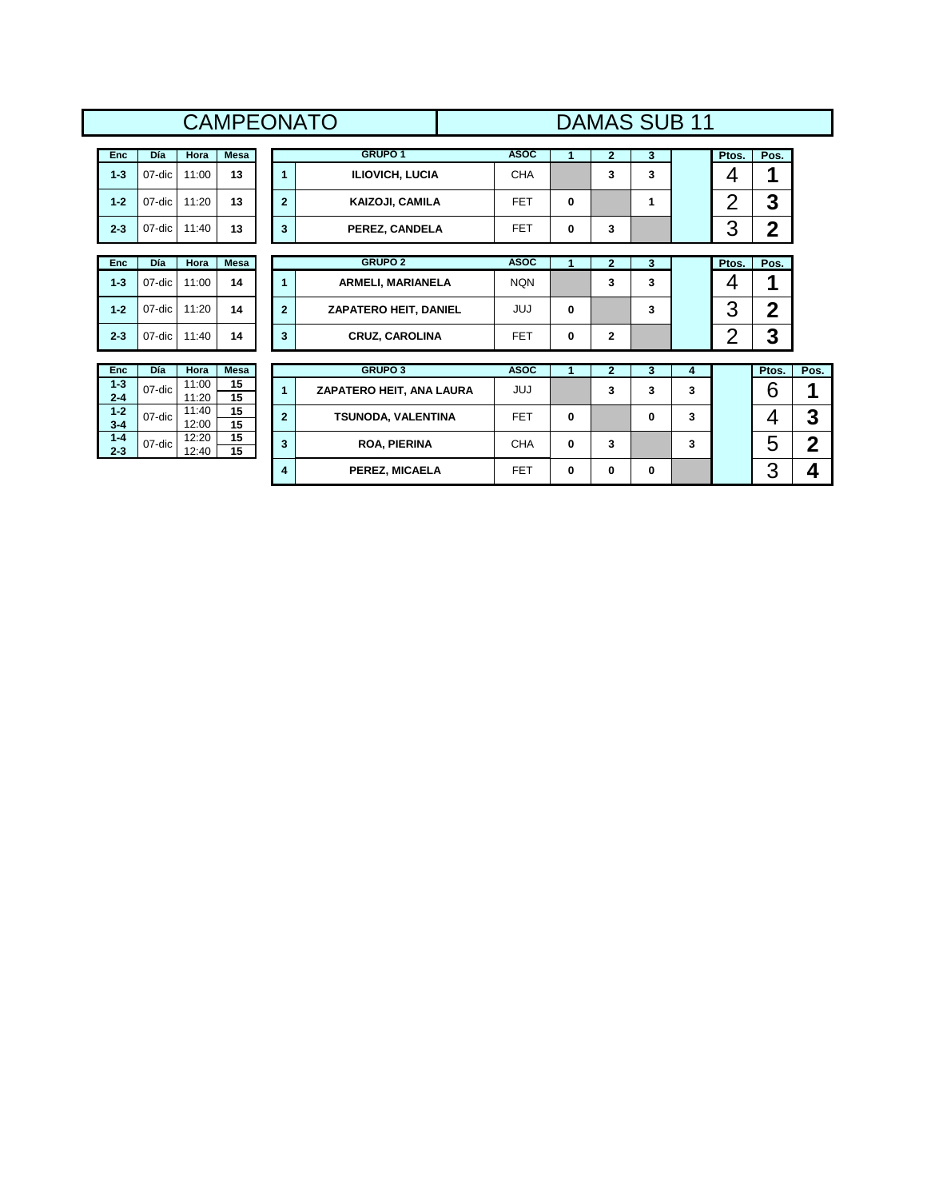# CAMPEONATO — DAMAS SUB 11

| Enc | Día | Hora | Mesa |
|---|---|---|---|
| 1-3 | 07-dic | 11:00 | 13 |
| 1-2 | 07-dic | 11:20 | 13 |
| 2-3 | 07-dic | 11:40 | 13 |

| | GRUPO 1 | ASOC | 1 | 2 | 3 | | Ptos. | Pos. |
|---|---|---|---|---|---|---|---|---|
| 1 | ILIOVICH, LUCIA | CHA | | 3 | 3 | | 4 | 1 |
| 2 | KAIZOJI, CAMILA | FET | 0 | | 1 | | 2 | 3 |
| 3 | PEREZ, CANDELA | FET | 0 | 3 | | | 3 | 2 |

| Enc | Día | Hora | Mesa |
|---|---|---|---|
| 1-3 | 07-dic | 11:00 | 14 |
| 1-2 | 07-dic | 11:20 | 14 |
| 2-3 | 07-dic | 11:40 | 14 |

| | GRUPO 2 | ASOC | 1 | 2 | 3 | | Ptos. | Pos. |
|---|---|---|---|---|---|---|---|---|
| 1 | ARMELI, MARIANELA | NQN | | 3 | 3 | | 4 | 1 |
| 2 | ZAPATERO HEIT, DANIEL | JUJ | 0 | | 3 | | 3 | 2 |
| 3 | CRUZ, CAROLINA | FET | 0 | 2 | | | 2 | 3 |

| Enc | Día | Hora | Mesa |
|---|---|---|---|
| 1-3 | 07-dic | 11:00 | 15 |
| 2-4 | | 11:20 | 15 |
| 1-2 | 07-dic | 11:40 | 15 |
| 3-4 | | 12:00 | 15 |
| 1-4 | 07-dic | 12:20 | 15 |
| 2-3 | | 12:40 | 15 |

| | GRUPO 3 | ASOC | 1 | 2 | 3 | 4 | | Ptos. | Pos. |
|---|---|---|---|---|---|---|---|---|---|
| 1 | ZAPATERO HEIT, ANA LAURA | JUJ | | 3 | 3 | 3 | | 6 | 1 |
| 2 | TSUNODA, VALENTINA | FET | 0 | | 0 | 3 | | 4 | 3 |
| 3 | ROA, PIERINA | CHA | 0 | 3 | | 3 | | 5 | 2 |
| 4 | PEREZ, MICAELA | FET | 0 | 0 | 0 | | | 3 | 4 |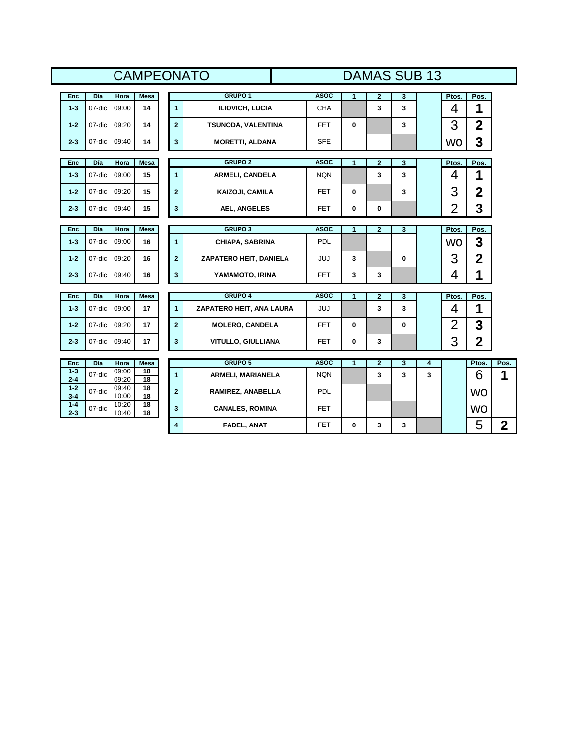# CAMPEONATO DAMAS SUB 13

| Enc | Día | Hora | Mesa |
|---|---|---|---|
| 1-3 | 07-dic | 09:00 | 14 |
| 1-2 | 07-dic | 09:20 | 14 |
| 2-3 | 07-dic | 09:40 | 14 |

| | GRUPO 1 | ASOC | 1 | 2 | 3 | | Ptos. | Pos. |
|---|---|---|---|---|---|---|---|---|
| 1 | ILIOVICH, LUCIA | CHA | | 3 | 3 | | 4 | 1 |
| 2 | TSUNODA, VALENTINA | FET | 0 | | 3 | | 3 | 2 |
| 3 | MORETTI, ALDANA | SFE | | | | | WO | 3 |

| Enc | Día | Hora | Mesa |
|---|---|---|---|
| 1-3 | 07-dic | 09:00 | 15 |
| 1-2 | 07-dic | 09:20 | 15 |
| 2-3 | 07-dic | 09:40 | 15 |

| | GRUPO 2 | ASOC | 1 | 2 | 3 | | Ptos. | Pos. |
|---|---|---|---|---|---|---|---|---|
| 1 | ARMELI, CANDELA | NQN | | 3 | 3 | | 4 | 1 |
| 2 | KAIZOJI, CAMILA | FET | 0 | | 3 | | 3 | 2 |
| 3 | AEL, ANGELES | FET | 0 | 0 | | | 2 | 3 |

| Enc | Día | Hora | Mesa |
|---|---|---|---|
| 1-3 | 07-dic | 09:00 | 16 |
| 1-2 | 07-dic | 09:20 | 16 |
| 2-3 | 07-dic | 09:40 | 16 |

| | GRUPO 3 | ASOC | 1 | 2 | 3 | | Ptos. | Pos. |
|---|---|---|---|---|---|---|---|---|
| 1 | CHIAPA, SABRINA | PDL | | | | | WO | 3 |
| 2 | ZAPATERO HEIT, DANIELA | JUJ | 3 | | 0 | | 3 | 2 |
| 3 | YAMAMOTO, IRINA | FET | 3 | 3 | | | 4 | 1 |

| Enc | Día | Hora | Mesa |
|---|---|---|---|
| 1-3 | 07-dic | 09:00 | 17 |
| 1-2 | 07-dic | 09:20 | 17 |
| 2-3 | 07-dic | 09:40 | 17 |

| | GRUPO 4 | ASOC | 1 | 2 | 3 | | Ptos. | Pos. |
|---|---|---|---|---|---|---|---|---|
| 1 | ZAPATERO HEIT, ANA LAURA | JUJ | | 3 | 3 | | 4 | 1 |
| 2 | MOLERO, CANDELA | FET | 0 | | 0 | | 2 | 3 |
| 3 | VITULLO, GIULLIANA | FET | 0 | 3 | | | 3 | 2 |

| Enc | Día | Hora | Mesa |
|---|---|---|---|
| 1-3 | 07-dic | 09:00 | 18 |
| 2-4 | | 09:20 | 18 |
| 1-2 | 07-dic | 09:40 | 18 |
| 3-4 | | 10:00 | 18 |
| 1-4 | 07-dic | 10:20 | 18 |
| 2-3 | | 10:40 | 18 |

| | GRUPO 5 | ASOC | 1 | 2 | 3 | 4 | | Ptos. | Pos. |
|---|---|---|---|---|---|---|---|---|---|
| 1 | ARMELI, MARIANELA | NQN | | 3 | 3 | 3 | | 6 | 1 |
| 2 | RAMIREZ, ANABELLA | PDL | | | | | | WO | |
| 3 | CANALES, ROMINA | FET | | | | | | WO | |
| 4 | FADEL, ANAT | FET | 0 | 3 | 3 | | | 5 | 2 |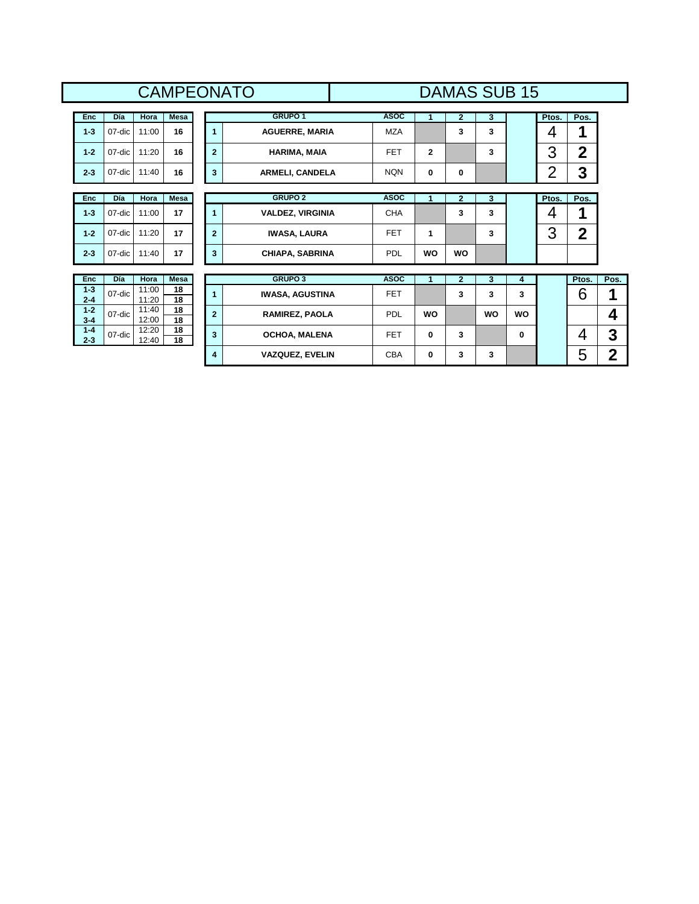# CAMPEONATO — DAMAS SUB 15

| Enc | Día | Hora | Mesa |
|---|---|---|---|
| 1-3 | 07-dic | 11:00 | 16 |
| 1-2 | 07-dic | 11:20 | 16 |
| 2-3 | 07-dic | 11:40 | 16 |

| | GRUPO 1 | ASOC | 1 | 2 | 3 | | Ptos. | Pos. |
|---|---|---|---|---|---|---|---|---|
| 1 | AGUERRE, MARIA | MZA | | 3 | 3 | | 4 | 1 |
| 2 | HARIMA, MAIA | FET | 2 | | 3 | | 3 | 2 |
| 3 | ARMELI, CANDELA | NQN | 0 | 0 | | | 2 | 3 |

| Enc | Día | Hora | Mesa |
|---|---|---|---|
| 1-3 | 07-dic | 11:00 | 17 |
| 1-2 | 07-dic | 11:20 | 17 |
| 2-3 | 07-dic | 11:40 | 17 |

| | GRUPO 2 | ASOC | 1 | 2 | 3 | | Ptos. | Pos. |
|---|---|---|---|---|---|---|---|---|
| 1 | VALDEZ, VIRGINIA | CHA | | 3 | 3 | | 4 | 1 |
| 2 | IWASA, LAURA | FET | 1 | | 3 | | 3 | 2 |
| 3 | CHIAPA, SABRINA | PDL | WO | WO | | | | |

| Enc | Día | Hora | Mesa |
|---|---|---|---|
| 1-3 | 07-dic | 11:00 | 18 |
| 2-4 | | 11:20 | 18 |
| 1-2 | 07-dic | 11:40 | 18 |
| 3-4 | | 12:00 | 18 |
| 1-4 | 07-dic | 12:20 | 18 |
| 2-3 | | 12:40 | 18 |

| | GRUPO 3 | ASOC | 1 | 2 | 3 | 4 | | Ptos. | Pos. |
|---|---|---|---|---|---|---|---|---|---|
| 1 | IWASA, AGUSTINA | FET | | 3 | 3 | 3 | | 6 | 1 |
| 2 | RAMIREZ, PAOLA | PDL | WO | | WO | WO | | | 4 |
| 3 | OCHOA, MALENA | FET | 0 | 3 | | 0 | | 4 | 3 |
| 4 | VAZQUEZ, EVELIN | CBA | 0 | 3 | 3 | | | 5 | 2 |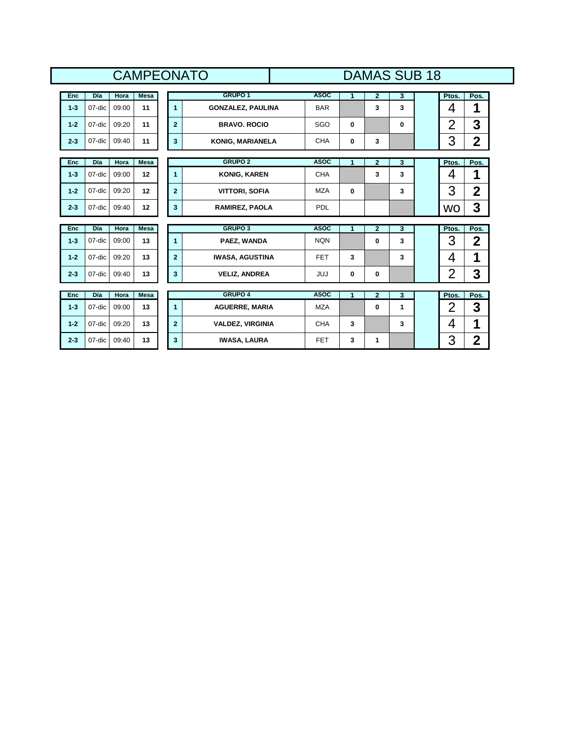# CAMPEONATO — DAMAS SUB 18

| Enc | Día | Hora | Mesa |
|---|---|---|---|
| 1-3 | 07-dic | 09:00 | 11 |
| 1-2 | 07-dic | 09:20 | 11 |
| 2-3 | 07-dic | 09:40 | 11 |

| | GRUPO 1 | ASOC | 1 | 2 | 3 | | Ptos. | Pos. |
|---|---|---|---|---|---|---|---|---|
| 1 | GONZALEZ, PAULINA | BAR | | 3 | 3 | | 4 | 1 |
| 2 | BRAVO. ROCIO | SGO | 0 | | 0 | | 2 | 3 |
| 3 | KONIG, MARIANELA | CHA | 0 | 3 | | | 3 | 2 |

| Enc | Día | Hora | Mesa |
|---|---|---|---|
| 1-3 | 07-dic | 09:00 | 12 |
| 1-2 | 07-dic | 09:20 | 12 |
| 2-3 | 07-dic | 09:40 | 12 |

| | GRUPO 2 | ASOC | 1 | 2 | 3 | | Ptos. | Pos. |
|---|---|---|---|---|---|---|---|---|
| 1 | KONIG, KAREN | CHA | | 3 | 3 | | 4 | 1 |
| 2 | VITTORI, SOFIA | MZA | 0 | | 3 | | 3 | 2 |
| 3 | RAMIREZ, PAOLA | PDL | | | | | WO | 3 |

| Enc | Día | Hora | Mesa |
|---|---|---|---|
| 1-3 | 07-dic | 09:00 | 13 |
| 1-2 | 07-dic | 09:20 | 13 |
| 2-3 | 07-dic | 09:40 | 13 |

| | GRUPO 3 | ASOC | 1 | 2 | 3 | | Ptos. | Pos. |
|---|---|---|---|---|---|---|---|---|
| 1 | PAEZ, WANDA | NQN | | 0 | 3 | | 3 | 2 |
| 2 | IWASA, AGUSTINA | FET | 3 | | 3 | | 4 | 1 |
| 3 | VELIZ, ANDREA | JUJ | 0 | 0 | | | 2 | 3 |

| Enc | Día | Hora | Mesa |
|---|---|---|---|
| 1-3 | 07-dic | 09:00 | 13 |
| 1-2 | 07-dic | 09:20 | 13 |
| 2-3 | 07-dic | 09:40 | 13 |

| | GRUPO 4 | ASOC | 1 | 2 | 3 | | Ptos. | Pos. |
|---|---|---|---|---|---|---|---|---|
| 1 | AGUERRE, MARIA | MZA | | 0 | 1 | | 2 | 3 |
| 2 | VALDEZ, VIRGINIA | CHA | 3 | | 3 | | 4 | 1 |
| 3 | IWASA, LAURA | FET | 3 | 1 | | | 3 | 2 |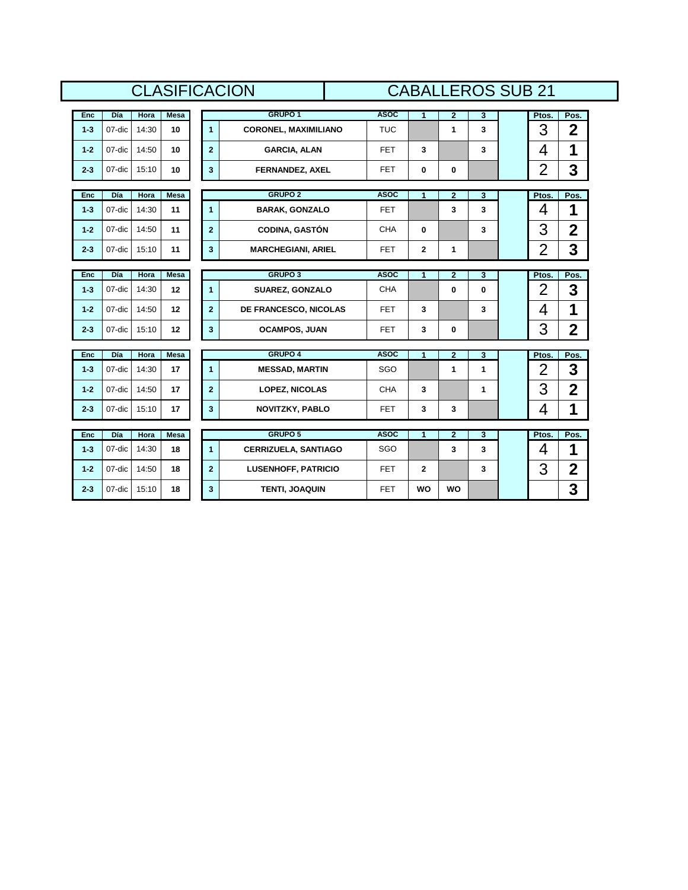# CLASIFICACION — CABALLEROS SUB 21

| Enc | Día | Hora | Mesa |
|---|---|---|---|
| 1-3 | 07-dic | 14:30 | 10 |
| 1-2 | 07-dic | 14:50 | 10 |
| 2-3 | 07-dic | 15:10 | 10 |

| | GRUPO 1 | ASOC | 1 | 2 | 3 | | Ptos. | Pos. |
|---|---|---|---|---|---|---|---|---|
| 1 | CORONEL, MAXIMILIANO | TUC | | 1 | 3 | | 3 | 2 |
| 2 | GARCIA, ALAN | FET | 3 | | 3 | | 4 | 1 |
| 3 | FERNANDEZ, AXEL | FET | 0 | 0 | | | 2 | 3 |

| Enc | Día | Hora | Mesa |
|---|---|---|---|
| 1-3 | 07-dic | 14:30 | 11 |
| 1-2 | 07-dic | 14:50 | 11 |
| 2-3 | 07-dic | 15:10 | 11 |

| | GRUPO 2 | ASOC | 1 | 2 | 3 | | Ptos. | Pos. |
|---|---|---|---|---|---|---|---|---|
| 1 | BARAK, GONZALO | FET | | 3 | 3 | | 4 | 1 |
| 2 | CODINA, GASTÓN | CHA | 0 | | 3 | | 3 | 2 |
| 3 | MARCHEGIANI, ARIEL | FET | 2 | 1 | | | 2 | 3 |

| Enc | Día | Hora | Mesa |
|---|---|---|---|
| 1-3 | 07-dic | 14:30 | 12 |
| 1-2 | 07-dic | 14:50 | 12 |
| 2-3 | 07-dic | 15:10 | 12 |

| | GRUPO 3 | ASOC | 1 | 2 | 3 | | Ptos. | Pos. |
|---|---|---|---|---|---|---|---|---|
| 1 | SUAREZ, GONZALO | CHA | | 0 | 0 | | 2 | 3 |
| 2 | DE FRANCESCO, NICOLAS | FET | 3 | | 3 | | 4 | 1 |
| 3 | OCAMPOS, JUAN | FET | 3 | 0 | | | 3 | 2 |

| Enc | Día | Hora | Mesa |
|---|---|---|---|
| 1-3 | 07-dic | 14:30 | 17 |
| 1-2 | 07-dic | 14:50 | 17 |
| 2-3 | 07-dic | 15:10 | 17 |

| | GRUPO 4 | ASOC | 1 | 2 | 3 | | Ptos. | Pos. |
|---|---|---|---|---|---|---|---|---|
| 1 | MESSAD, MARTIN | SGO | | 1 | 1 | | 2 | 3 |
| 2 | LOPEZ, NICOLAS | CHA | 3 | | 1 | | 3 | 2 |
| 3 | NOVITZKY, PABLO | FET | 3 | 3 | | | 4 | 1 |

| Enc | Día | Hora | Mesa |
|---|---|---|---|
| 1-3 | 07-dic | 14:30 | 18 |
| 1-2 | 07-dic | 14:50 | 18 |
| 2-3 | 07-dic | 15:10 | 18 |

| | GRUPO 5 | ASOC | 1 | 2 | 3 | | Ptos. | Pos. |
|---|---|---|---|---|---|---|---|---|
| 1 | CERRIZUELA, SANTIAGO | SGO | | 3 | 3 | | 4 | 1 |
| 2 | LUSENHOFF, PATRICIO | FET | 2 | | 3 | | 3 | 2 |
| 3 | TENTI, JOAQUIN | FET | WO | WO | | | | 3 |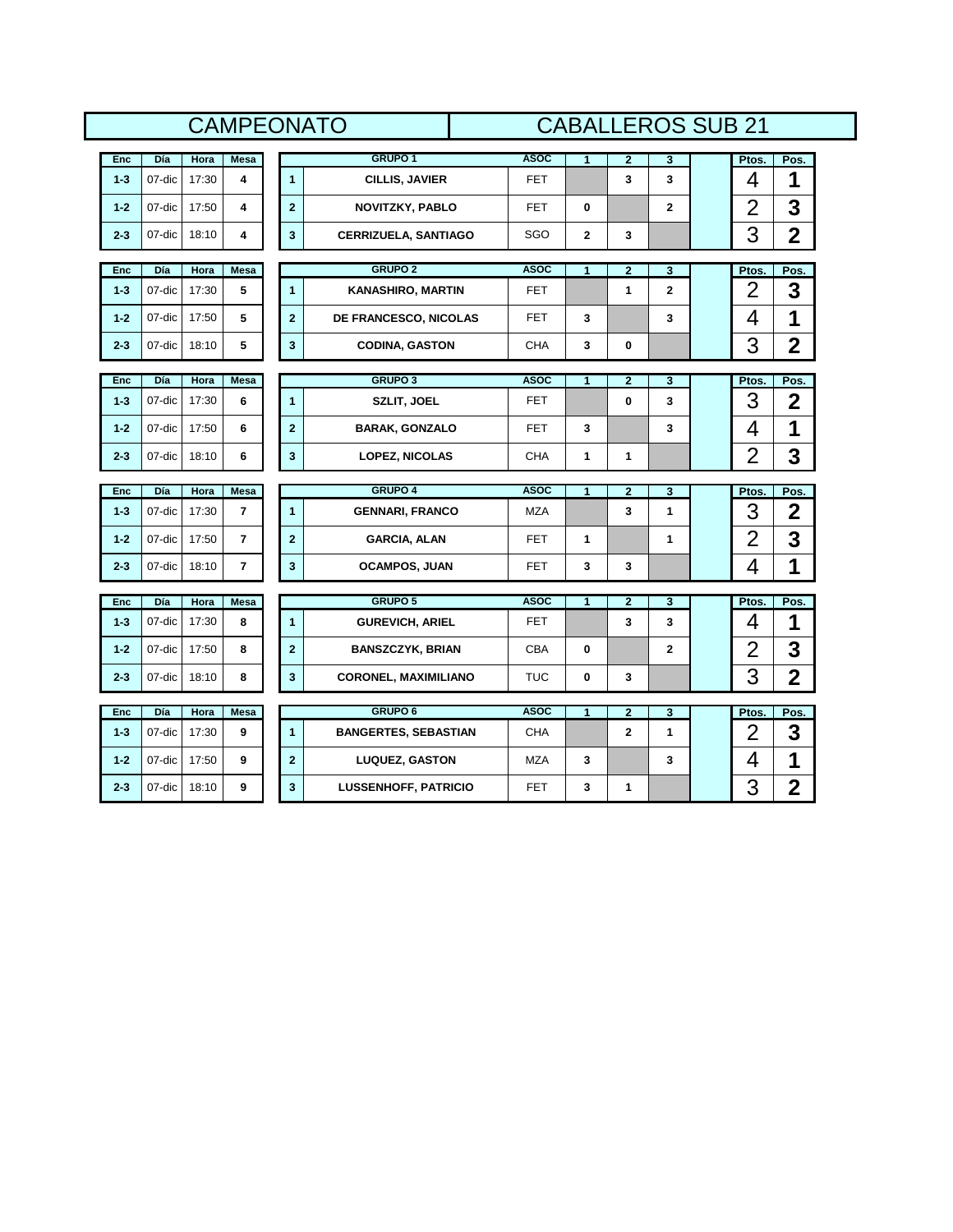# CAMPEONATO — CABALLEROS SUB 21

| Enc | Día | Hora | Mesa |
|---|---|---|---|
| 1-3 | 07-dic | 17:30 | 4 |
| 1-2 | 07-dic | 17:50 | 4 |
| 2-3 | 07-dic | 18:10 | 4 |

| | GRUPO 1 | ASOC | 1 | 2 | 3 | | Ptos. | Pos. |
|---|---|---|---|---|---|---|---|---|
| 1 | CILLIS, JAVIER | FET | | 3 | 3 | | 4 | 1 |
| 2 | NOVITZKY, PABLO | FET | 0 | | 2 | | 2 | 3 |
| 3 | CERRIZUELA, SANTIAGO | SGO | 2 | 3 | | | 3 | 2 |

| Enc | Día | Hora | Mesa |
|---|---|---|---|
| 1-3 | 07-dic | 17:30 | 5 |
| 1-2 | 07-dic | 17:50 | 5 |
| 2-3 | 07-dic | 18:10 | 5 |

| | GRUPO 2 | ASOC | 1 | 2 | 3 | | Ptos. | Pos. |
|---|---|---|---|---|---|---|---|---|
| 1 | KANASHIRO, MARTIN | FET | | 1 | 2 | | 2 | 3 |
| 2 | DE FRANCESCO, NICOLAS | FET | 3 | | 3 | | 4 | 1 |
| 3 | CODINA, GASTON | CHA | 3 | 0 | | | 3 | 2 |

| Enc | Día | Hora | Mesa |
|---|---|---|---|
| 1-3 | 07-dic | 17:30 | 6 |
| 1-2 | 07-dic | 17:50 | 6 |
| 2-3 | 07-dic | 18:10 | 6 |

| | GRUPO 3 | ASOC | 1 | 2 | 3 | | Ptos. | Pos. |
|---|---|---|---|---|---|---|---|---|
| 1 | SZLIT, JOEL | FET | | 0 | 3 | | 3 | 2 |
| 2 | BARAK, GONZALO | FET | 3 | | 3 | | 4 | 1 |
| 3 | LOPEZ, NICOLAS | CHA | 1 | 1 | | | 2 | 3 |

| Enc | Día | Hora | Mesa |
|---|---|---|---|
| 1-3 | 07-dic | 17:30 | 7 |
| 1-2 | 07-dic | 17:50 | 7 |
| 2-3 | 07-dic | 18:10 | 7 |

| | GRUPO 4 | ASOC | 1 | 2 | 3 | | Ptos. | Pos. |
|---|---|---|---|---|---|---|---|---|
| 1 | GENNARI, FRANCO | MZA | | 3 | 1 | | 3 | 2 |
| 2 | GARCIA, ALAN | FET | 1 | | 1 | | 2 | 3 |
| 3 | OCAMPOS, JUAN | FET | 3 | 3 | | | 4 | 1 |

| Enc | Día | Hora | Mesa |
|---|---|---|---|
| 1-3 | 07-dic | 17:30 | 8 |
| 1-2 | 07-dic | 17:50 | 8 |
| 2-3 | 07-dic | 18:10 | 8 |

| | GRUPO 5 | ASOC | 1 | 2 | 3 | | Ptos. | Pos. |
|---|---|---|---|---|---|---|---|---|
| 1 | GUREVICH, ARIEL | FET | | 3 | 3 | | 4 | 1 |
| 2 | BANSZCZYK, BRIAN | CBA | 0 | | 2 | | 2 | 3 |
| 3 | CORONEL, MAXIMILIANO | TUC | 0 | 3 | | | 3 | 2 |

| Enc | Día | Hora | Mesa |
|---|---|---|---|
| 1-3 | 07-dic | 17:30 | 9 |
| 1-2 | 07-dic | 17:50 | 9 |
| 2-3 | 07-dic | 18:10 | 9 |

| | GRUPO 6 | ASOC | 1 | 2 | 3 | | Ptos. | Pos. |
|---|---|---|---|---|---|---|---|---|
| 1 | BANGERTES, SEBASTIAN | CHA | | 2 | 1 | | 2 | 3 |
| 2 | LUQUEZ, GASTON | MZA | 3 | | 3 | | 4 | 1 |
| 3 | LUSSENHOFF, PATRICIO | FET | 3 | 1 | | | 3 | 2 |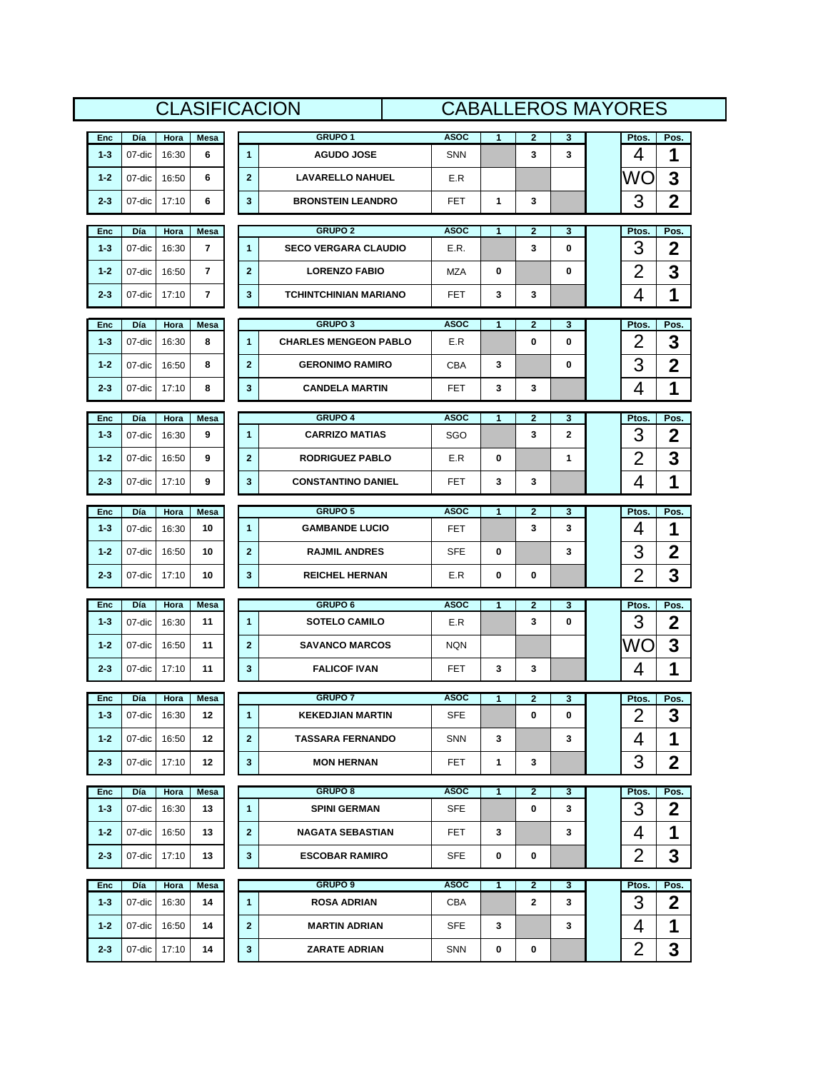# CLASIFICACION — CABALLEROS MAYORES

| Enc | Día | Hora | Mesa |
|---|---|---|---|
| 1-3 | 07-dic | 16:30 | 6 |
| 1-2 | 07-dic | 16:50 | 6 |
| 2-3 | 07-dic | 17:10 | 6 |

| | GRUPO 1 | ASOC | 1 | 2 | 3 | Ptos. | Pos. |
|---|---|---|---|---|---|---|---|
| 1 | AGUDO JOSE | SNN | | 3 | 3 | 4 | 1 |
| 2 | LAVARELLO NAHUEL | E.R | | | | WO | 3 |
| 3 | BRONSTEIN LEANDRO | FET | 1 | 3 | | 3 | 2 |

| Enc | Día | Hora | Mesa |
|---|---|---|---|
| 1-3 | 07-dic | 16:30 | 7 |
| 1-2 | 07-dic | 16:50 | 7 |
| 2-3 | 07-dic | 17:10 | 7 |

| | GRUPO 2 | ASOC | 1 | 2 | 3 | Ptos. | Pos. |
|---|---|---|---|---|---|---|---|
| 1 | SECO VERGARA CLAUDIO | E.R. | | 3 | 0 | 3 | 2 |
| 2 | LORENZO FABIO | MZA | 0 | | 0 | 2 | 3 |
| 3 | TCHINTCHINIAN MARIANO | FET | 3 | 3 | | 4 | 1 |

| Enc | Día | Hora | Mesa |
|---|---|---|---|
| 1-3 | 07-dic | 16:30 | 8 |
| 1-2 | 07-dic | 16:50 | 8 |
| 2-3 | 07-dic | 17:10 | 8 |

| | GRUPO 3 | ASOC | 1 | 2 | 3 | Ptos. | Pos. |
|---|---|---|---|---|---|---|---|
| 1 | CHARLES MENGEON PABLO | E.R | | 0 | 0 | 2 | 3 |
| 2 | GERONIMO RAMIRO | CBA | 3 | | 0 | 3 | 2 |
| 3 | CANDELA MARTIN | FET | 3 | 3 | | 4 | 1 |

| Enc | Día | Hora | Mesa |
|---|---|---|---|
| 1-3 | 07-dic | 16:30 | 9 |
| 1-2 | 07-dic | 16:50 | 9 |
| 2-3 | 07-dic | 17:10 | 9 |

| | GRUPO 4 | ASOC | 1 | 2 | 3 | Ptos. | Pos. |
|---|---|---|---|---|---|---|---|
| 1 | CARRIZO MATIAS | SGO | | 3 | 2 | 3 | 2 |
| 2 | RODRIGUEZ PABLO | E.R | 0 | | 1 | 2 | 3 |
| 3 | CONSTANTINO DANIEL | FET | 3 | 3 | | 4 | 1 |

| Enc | Día | Hora | Mesa |
|---|---|---|---|
| 1-3 | 07-dic | 16:30 | 10 |
| 1-2 | 07-dic | 16:50 | 10 |
| 2-3 | 07-dic | 17:10 | 10 |

| | GRUPO 5 | ASOC | 1 | 2 | 3 | Ptos. | Pos. |
|---|---|---|---|---|---|---|---|
| 1 | GAMBANDE LUCIO | FET | | 3 | 3 | 4 | 1 |
| 2 | RAJMIL ANDRES | SFE | 0 | | 3 | 3 | 2 |
| 3 | REICHEL HERNAN | E.R | 0 | 0 | | 2 | 3 |

| Enc | Día | Hora | Mesa |
|---|---|---|---|
| 1-3 | 07-dic | 16:30 | 11 |
| 1-2 | 07-dic | 16:50 | 11 |
| 2-3 | 07-dic | 17:10 | 11 |

| | GRUPO 6 | ASOC | 1 | 2 | 3 | Ptos. | Pos. |
|---|---|---|---|---|---|---|---|
| 1 | SOTELO CAMILO | E.R | | 3 | 0 | 3 | 2 |
| 2 | SAVANCO MARCOS | NQN | | | | WO | 3 |
| 3 | FALICOF IVAN | FET | 3 | 3 | | 4 | 1 |

| Enc | Día | Hora | Mesa |
|---|---|---|---|
| 1-3 | 07-dic | 16:30 | 12 |
| 1-2 | 07-dic | 16:50 | 12 |
| 2-3 | 07-dic | 17:10 | 12 |

| | GRUPO 7 | ASOC | 1 | 2 | 3 | Ptos. | Pos. |
|---|---|---|---|---|---|---|---|
| 1 | KEKEDJIAN MARTIN | SFE | | 0 | 0 | 2 | 3 |
| 2 | TASSARA FERNANDO | SNN | 3 | | 3 | 4 | 1 |
| 3 | MON HERNAN | FET | 1 | 3 | | 3 | 2 |

| Enc | Día | Hora | Mesa |
|---|---|---|---|
| 1-3 | 07-dic | 16:30 | 13 |
| 1-2 | 07-dic | 16:50 | 13 |
| 2-3 | 07-dic | 17:10 | 13 |

| | GRUPO 8 | ASOC | 1 | 2 | 3 | Ptos. | Pos. |
|---|---|---|---|---|---|---|---|
| 1 | SPINI GERMAN | SFE | | 0 | 3 | 3 | 2 |
| 2 | NAGATA SEBASTIAN | FET | 3 | | 3 | 4 | 1 |
| 3 | ESCOBAR RAMIRO | SFE | 0 | 0 | | 2 | 3 |

| Enc | Día | Hora | Mesa |
|---|---|---|---|
| 1-3 | 07-dic | 16:30 | 14 |
| 1-2 | 07-dic | 16:50 | 14 |
| 2-3 | 07-dic | 17:10 | 14 |

| | GRUPO 9 | ASOC | 1 | 2 | 3 | Ptos. | Pos. |
|---|---|---|---|---|---|---|---|
| 1 | ROSA ADRIAN | CBA | | 2 | 3 | 3 | 2 |
| 2 | MARTIN ADRIAN | SFE | 3 | | 3 | 4 | 1 |
| 3 | ZARATE ADRIAN | SNN | 0 | 0 | | 2 | 3 |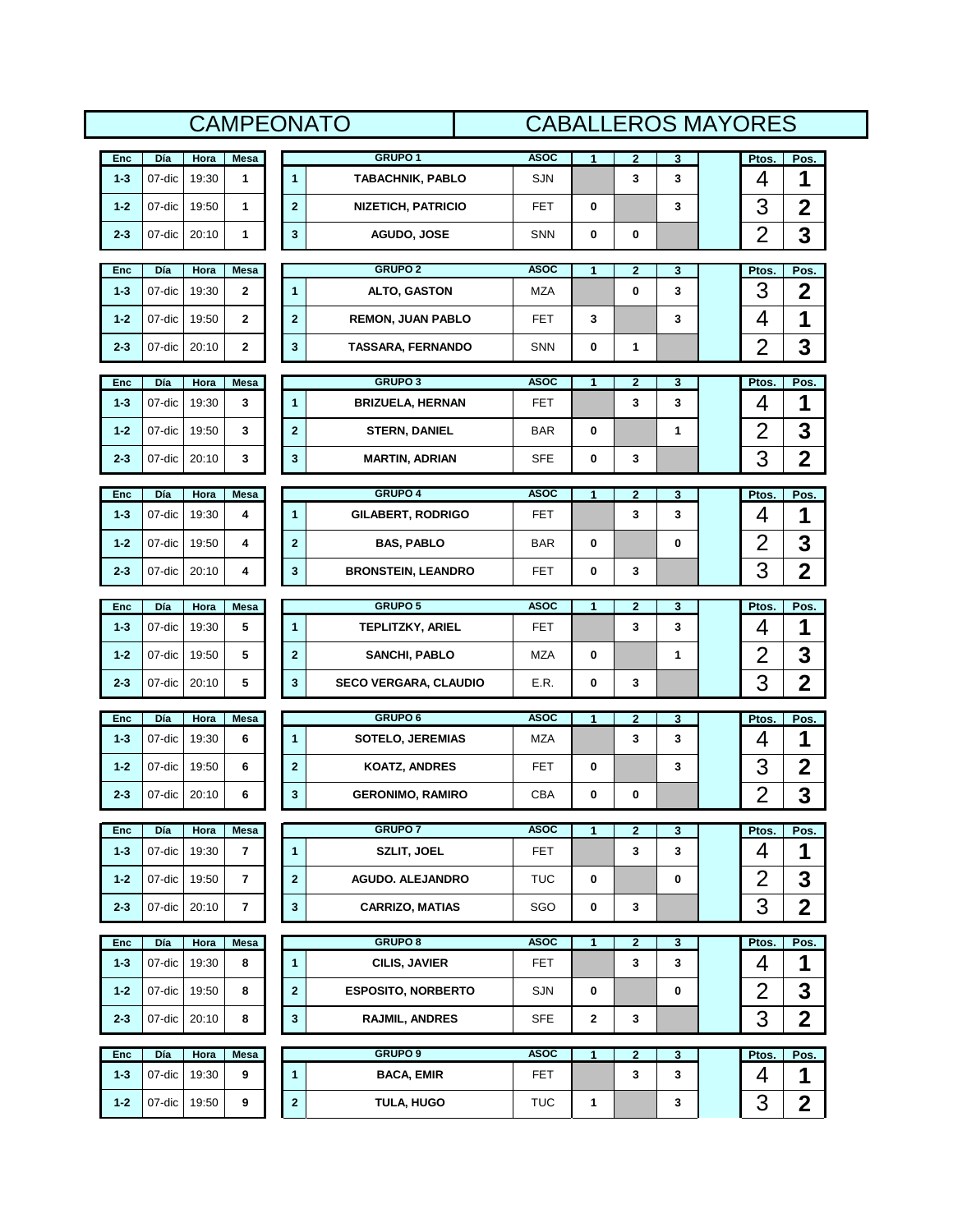# CAMPEONATO CABALLEROS MAYORES

| Enc | Día | Hora | Mesa |
|---|---|---|---|
| 1-3 | 07-dic | 19:30 | 1 |
| 1-2 | 07-dic | 19:50 | 1 |
| 2-3 | 07-dic | 20:10 | 1 |

| | GRUPO 1 | ASOC | 1 | 2 | 3 | | Ptos. | Pos. |
|---|---|---|---|---|---|---|---|---|
| 1 | TABACHNIK, PABLO | SJN | | 3 | 3 | | 4 | 1 |
| 2 | NIZETICH, PATRICIO | FET | 0 | | 3 | | 3 | 2 |
| 3 | AGUDO, JOSE | SNN | 0 | 0 | | | 2 | 3 |

| Enc | Día | Hora | Mesa |
|---|---|---|---|
| 1-3 | 07-dic | 19:30 | 2 |
| 1-2 | 07-dic | 19:50 | 2 |
| 2-3 | 07-dic | 20:10 | 2 |

| | GRUPO 2 | ASOC | 1 | 2 | 3 | | Ptos. | Pos. |
|---|---|---|---|---|---|---|---|---|
| 1 | ALTO, GASTON | MZA | | 0 | 3 | | 3 | 2 |
| 2 | REMON, JUAN PABLO | FET | 3 | | 3 | | 4 | 1 |
| 3 | TASSARA, FERNANDO | SNN | 0 | 1 | | | 2 | 3 |

| Enc | Día | Hora | Mesa |
|---|---|---|---|
| 1-3 | 07-dic | 19:30 | 3 |
| 1-2 | 07-dic | 19:50 | 3 |
| 2-3 | 07-dic | 20:10 | 3 |

| | GRUPO 3 | ASOC | 1 | 2 | 3 | | Ptos. | Pos. |
|---|---|---|---|---|---|---|---|---|
| 1 | BRIZUELA, HERNAN | FET | | 3 | 3 | | 4 | 1 |
| 2 | STERN, DANIEL | BAR | 0 | | 1 | | 2 | 3 |
| 3 | MARTIN, ADRIAN | SFE | 0 | 3 | | | 3 | 2 |

| Enc | Día | Hora | Mesa |
|---|---|---|---|
| 1-3 | 07-dic | 19:30 | 4 |
| 1-2 | 07-dic | 19:50 | 4 |
| 2-3 | 07-dic | 20:10 | 4 |

| | GRUPO 4 | ASOC | 1 | 2 | 3 | | Ptos. | Pos. |
|---|---|---|---|---|---|---|---|---|
| 1 | GILABERT, RODRIGO | FET | | 3 | 3 | | 4 | 1 |
| 2 | BAS, PABLO | BAR | 0 | | 0 | | 2 | 3 |
| 3 | BRONSTEIN, LEANDRO | FET | 0 | 3 | | | 3 | 2 |

| Enc | Día | Hora | Mesa |
|---|---|---|---|
| 1-3 | 07-dic | 19:30 | 5 |
| 1-2 | 07-dic | 19:50 | 5 |
| 2-3 | 07-dic | 20:10 | 5 |

| | GRUPO 5 | ASOC | 1 | 2 | 3 | | Ptos. | Pos. |
|---|---|---|---|---|---|---|---|---|
| 1 | TEPLITZKY, ARIEL | FET | | 3 | 3 | | 4 | 1 |
| 2 | SANCHI, PABLO | MZA | 0 | | 1 | | 2 | 3 |
| 3 | SECO VERGARA, CLAUDIO | E.R. | 0 | 3 | | | 3 | 2 |

| Enc | Día | Hora | Mesa |
|---|---|---|---|
| 1-3 | 07-dic | 19:30 | 6 |
| 1-2 | 07-dic | 19:50 | 6 |
| 2-3 | 07-dic | 20:10 | 6 |

| | GRUPO 6 | ASOC | 1 | 2 | 3 | | Ptos. | Pos. |
|---|---|---|---|---|---|---|---|---|
| 1 | SOTELO, JEREMIAS | MZA | | 3 | 3 | | 4 | 1 |
| 2 | KOATZ, ANDRES | FET | 0 | | 3 | | 3 | 2 |
| 3 | GERONIMO, RAMIRO | CBA | 0 | 0 | | | 2 | 3 |

| Enc | Día | Hora | Mesa |
|---|---|---|---|
| 1-3 | 07-dic | 19:30 | 7 |
| 1-2 | 07-dic | 19:50 | 7 |
| 2-3 | 07-dic | 20:10 | 7 |

| | GRUPO 7 | ASOC | 1 | 2 | 3 | | Ptos. | Pos. |
|---|---|---|---|---|---|---|---|---|
| 1 | SZLIT, JOEL | FET | | 3 | 3 | | 4 | 1 |
| 2 | AGUDO. ALEJANDRO | TUC | 0 | | 0 | | 2 | 3 |
| 3 | CARRIZO, MATIAS | SGO | 0 | 3 | | | 3 | 2 |

| Enc | Día | Hora | Mesa |
|---|---|---|---|
| 1-3 | 07-dic | 19:30 | 8 |
| 1-2 | 07-dic | 19:50 | 8 |
| 2-3 | 07-dic | 20:10 | 8 |

| | GRUPO 8 | ASOC | 1 | 2 | 3 | | Ptos. | Pos. |
|---|---|---|---|---|---|---|---|---|
| 1 | CILIS, JAVIER | FET | | 3 | 3 | | 4 | 1 |
| 2 | ESPOSITO, NORBERTO | SJN | 0 | | 0 | | 2 | 3 |
| 3 | RAJMIL, ANDRES | SFE | 2 | 3 | | | 3 | 2 |

| Enc | Día | Hora | Mesa |
|---|---|---|---|
| 1-3 | 07-dic | 19:30 | 9 |
| 1-2 | 07-dic | 19:50 | 9 |

| | GRUPO 9 | ASOC | 1 | 2 | 3 | | Ptos. | Pos. |
|---|---|---|---|---|---|---|---|---|
| 1 | BACA, EMIR | FET | | 3 | 3 | | 4 | 1 |
| 2 | TULA, HUGO | TUC | 1 | | 3 | | 3 | 2 |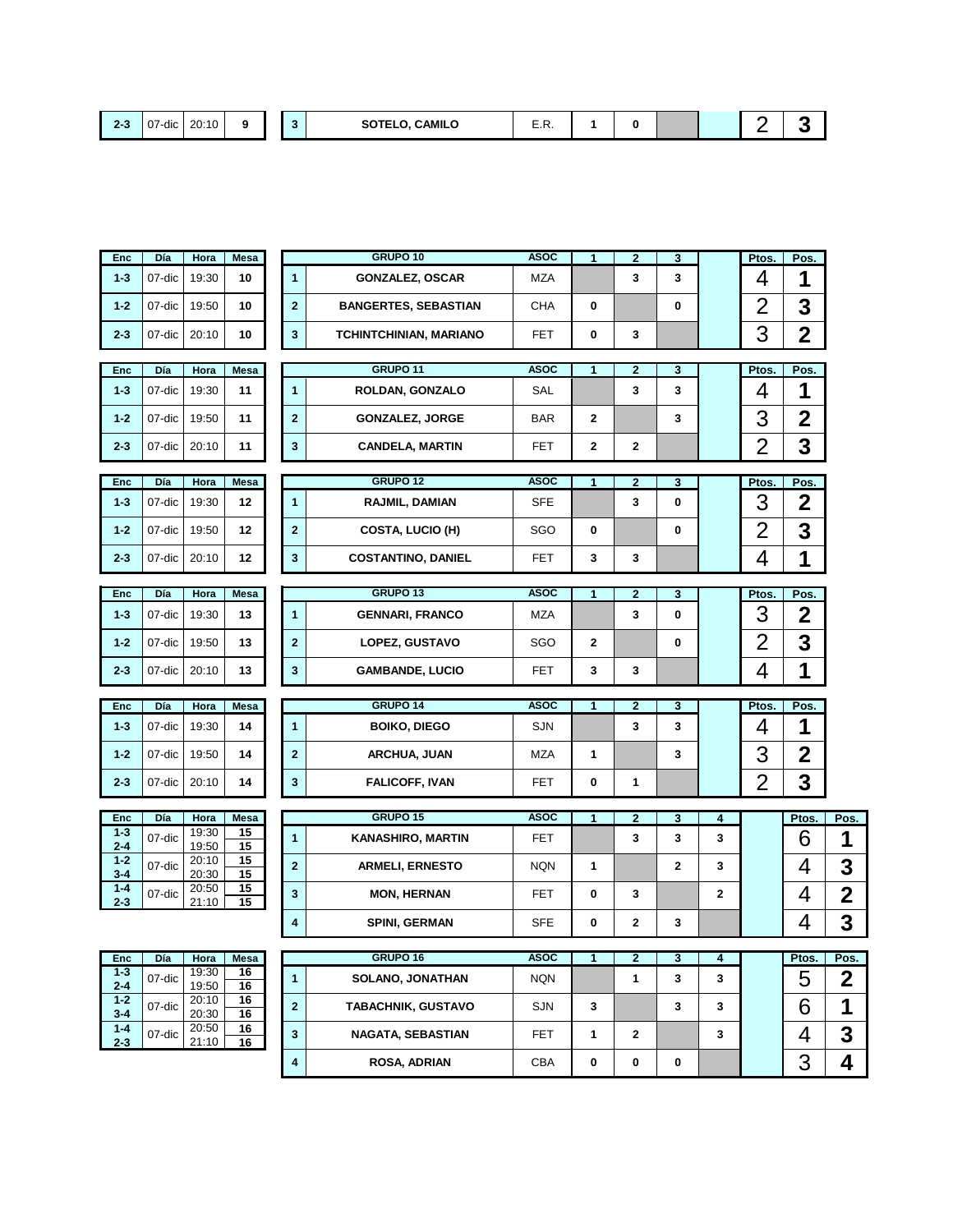| 2-3 | 07-dic | 20:10 | 9 | 3 | SOTELO, CAMILO | E.R. | 1 | 0 | | | 2 | 3 |
|---|---|---|---|---|---|---|---|---|---|---|---|---|

| Enc | Día | Hora | Mesa | | GRUPO 10 | ASOC | 1 | 2 | 3 | | Ptos. | Pos. |
|---|---|---|---|---|---|---|---|---|---|---|---|---|
| 1-3 | 07-dic | 19:30 | 10 | 1 | GONZALEZ, OSCAR | MZA | | 3 | 3 | | 4 | 1 |
| 1-2 | 07-dic | 19:50 | 10 | 2 | BANGERTES, SEBASTIAN | CHA | 0 | | 0 | | 2 | 3 |
| 2-3 | 07-dic | 20:10 | 10 | 3 | TCHINTCHINIAN, MARIANO | FET | 0 | 3 | | | 3 | 2 |

| Enc | Día | Hora | Mesa | | GRUPO 11 | ASOC | 1 | 2 | 3 | | Ptos. | Pos. |
|---|---|---|---|---|---|---|---|---|---|---|---|---|
| 1-3 | 07-dic | 19:30 | 11 | 1 | ROLDAN, GONZALO | SAL | | 3 | 3 | | 4 | 1 |
| 1-2 | 07-dic | 19:50 | 11 | 2 | GONZALEZ, JORGE | BAR | 2 | | 3 | | 3 | 2 |
| 2-3 | 07-dic | 20:10 | 11 | 3 | CANDELA, MARTIN | FET | 2 | 2 | | | 2 | 3 |

| Enc | Día | Hora | Mesa | | GRUPO 12 | ASOC | 1 | 2 | 3 | | Ptos. | Pos. |
|---|---|---|---|---|---|---|---|---|---|---|---|---|
| 1-3 | 07-dic | 19:30 | 12 | 1 | RAJMIL, DAMIAN | SFE | | 3 | 0 | | 3 | 2 |
| 1-2 | 07-dic | 19:50 | 12 | 2 | COSTA, LUCIO (H) | SGO | 0 | | 0 | | 2 | 3 |
| 2-3 | 07-dic | 20:10 | 12 | 3 | COSTANTINO, DANIEL | FET | 3 | 3 | | | 4 | 1 |

| Enc | Día | Hora | Mesa | | GRUPO 13 | ASOC | 1 | 2 | 3 | | Ptos. | Pos. |
|---|---|---|---|---|---|---|---|---|---|---|---|---|
| 1-3 | 07-dic | 19:30 | 13 | 1 | GENNARI, FRANCO | MZA | | 3 | 0 | | 3 | 2 |
| 1-2 | 07-dic | 19:50 | 13 | 2 | LOPEZ, GUSTAVO | SGO | 2 | | 0 | | 2 | 3 |
| 2-3 | 07-dic | 20:10 | 13 | 3 | GAMBANDE, LUCIO | FET | 3 | 3 | | | 4 | 1 |

| Enc | Día | Hora | Mesa | | GRUPO 14 | ASOC | 1 | 2 | 3 | | Ptos. | Pos. |
|---|---|---|---|---|---|---|---|---|---|---|---|---|
| 1-3 | 07-dic | 19:30 | 14 | 1 | BOIKO, DIEGO | SJN | | 3 | 3 | | 4 | 1 |
| 1-2 | 07-dic | 19:50 | 14 | 2 | ARCHUA, JUAN | MZA | 1 | | 3 | | 3 | 2 |
| 2-3 | 07-dic | 20:10 | 14 | 3 | FALICOFF, IVAN | FET | 0 | 1 | | | 2 | 3 |

| Enc | Día | Hora | Mesa |
|---|---|---|---|
| 1-3 | 07-dic | 19:30 | 15 |
| 2-4 | | 19:50 | 15 |
| 1-2 | 07-dic | 20:10 | 15 |
| 3-4 | | 20:30 | 15 |
| 1-4 | 07-dic | 20:50 | 15 |
| 2-3 | | 21:10 | 15 |

| | GRUPO 15 | ASOC | 1 | 2 | 3 | 4 | | Ptos. | Pos. |
|---|---|---|---|---|---|---|---|---|---|
| 1 | KANASHIRO, MARTIN | FET | | 3 | 3 | 3 | | 6 | 1 |
| 2 | ARMELI, ERNESTO | NQN | 1 | | 2 | 3 | | 4 | 3 |
| 3 | MON, HERNAN | FET | 0 | 3 | | 2 | | 4 | 2 |
| 4 | SPINI, GERMAN | SFE | 0 | 2 | 3 | | | 4 | 3 |

| Enc | Día | Hora | Mesa |
|---|---|---|---|
| 1-3 | 07-dic | 19:30 | 16 |
| 2-4 | | 19:50 | 16 |
| 1-2 | 07-dic | 20:10 | 16 |
| 3-4 | | 20:30 | 16 |
| 1-4 | 07-dic | 20:50 | 16 |
| 2-3 | | 21:10 | 16 |

| | GRUPO 16 | ASOC | 1 | 2 | 3 | 4 | | Ptos. | Pos. |
|---|---|---|---|---|---|---|---|---|---|
| 1 | SOLANO, JONATHAN | NQN | | 1 | 3 | 3 | | 5 | 2 |
| 2 | TABACHNIK, GUSTAVO | SJN | 3 | | 3 | 3 | | 6 | 1 |
| 3 | NAGATA, SEBASTIAN | FET | 1 | 2 | | 3 | | 4 | 3 |
| 4 | ROSA, ADRIAN | CBA | 0 | 0 | 0 | | | 3 | 4 |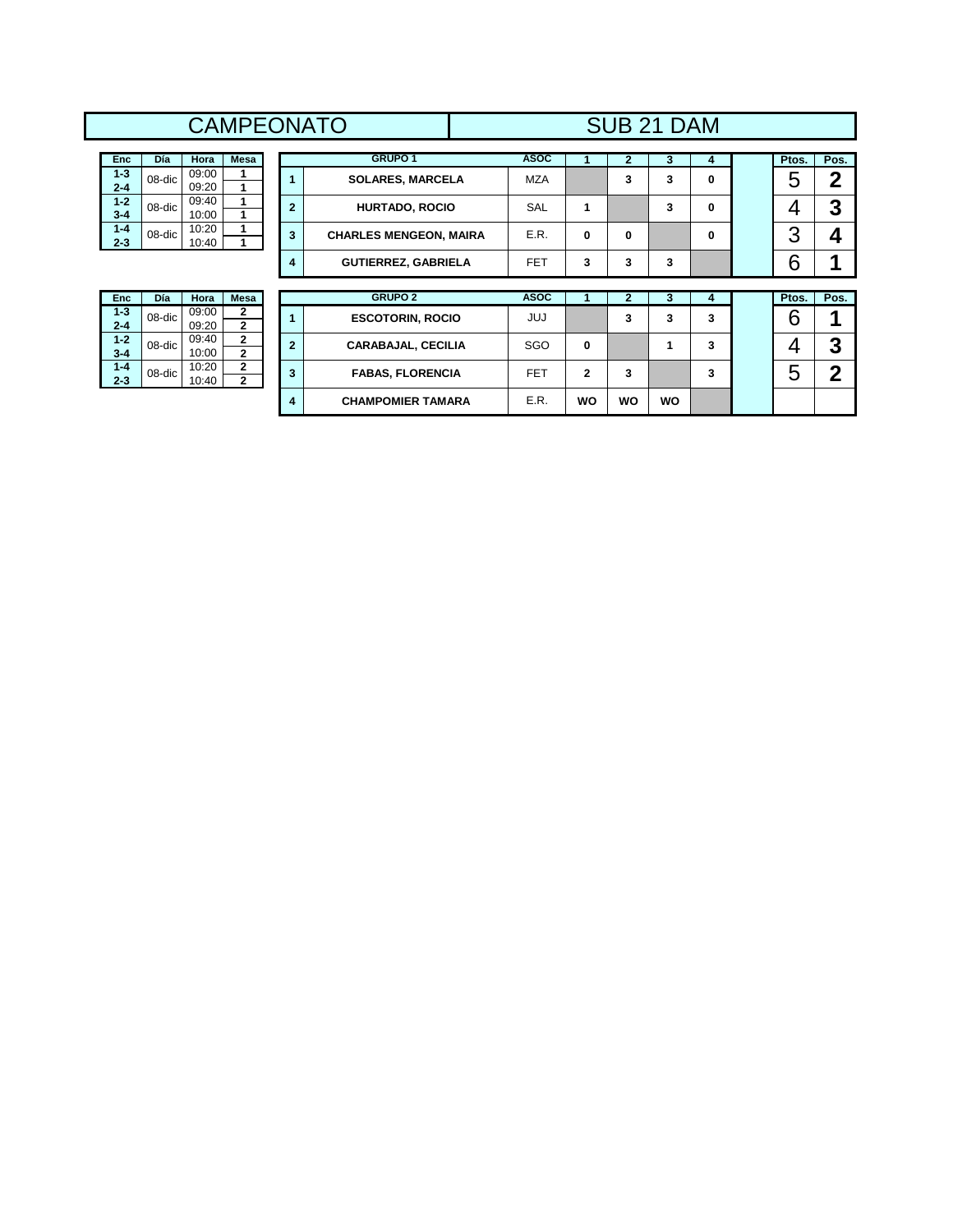# CAMPEONATO — SUB 21 DAM

| Enc | Día | Hora | Mesa |
|---|---|---|---|
| 1-3 | 08-dic | 09:00 | 1 |
| 2-4 | | 09:20 | 1 |
| 1-2 | 08-dic | 09:40 | 1 |
| 3-4 | | 10:00 | 1 |
| 1-4 | 08-dic | 10:20 | 1 |
| 2-3 | | 10:40 | 1 |

| | GRUPO 1 | ASOC | 1 | 2 | 3 | 4 | | Ptos. | Pos. |
|---|---|---|---|---|---|---|---|---|---|
| 1 | SOLARES, MARCELA | MZA | | 3 | 3 | 0 | | 5 | 2 |
| 2 | HURTADO, ROCIO | SAL | 1 | | 3 | 0 | | 4 | 3 |
| 3 | CHARLES MENGEON, MAIRA | E.R. | 0 | 0 | | 0 | | 3 | 4 |
| 4 | GUTIERREZ, GABRIELA | FET | 3 | 3 | 3 | | | 6 | 1 |

| Enc | Día | Hora | Mesa |
|---|---|---|---|
| 1-3 | 08-dic | 09:00 | 2 |
| 2-4 | | 09:20 | 2 |
| 1-2 | 08-dic | 09:40 | 2 |
| 3-4 | | 10:00 | 2 |
| 1-4 | 08-dic | 10:20 | 2 |
| 2-3 | | 10:40 | 2 |

| | GRUPO 2 | ASOC | 1 | 2 | 3 | 4 | | Ptos. | Pos. |
|---|---|---|---|---|---|---|---|---|---|
| 1 | ESCOTORIN, ROCIO | JUJ | | 3 | 3 | 3 | | 6 | 1 |
| 2 | CARABAJAL, CECILIA | SGO | 0 | | 1 | 3 | | 4 | 3 |
| 3 | FABAS, FLORENCIA | FET | 2 | 3 | | 3 | | 5 | 2 |
| 4 | CHAMPOMIER TAMARA | E.R. | WO | WO | WO | | | | |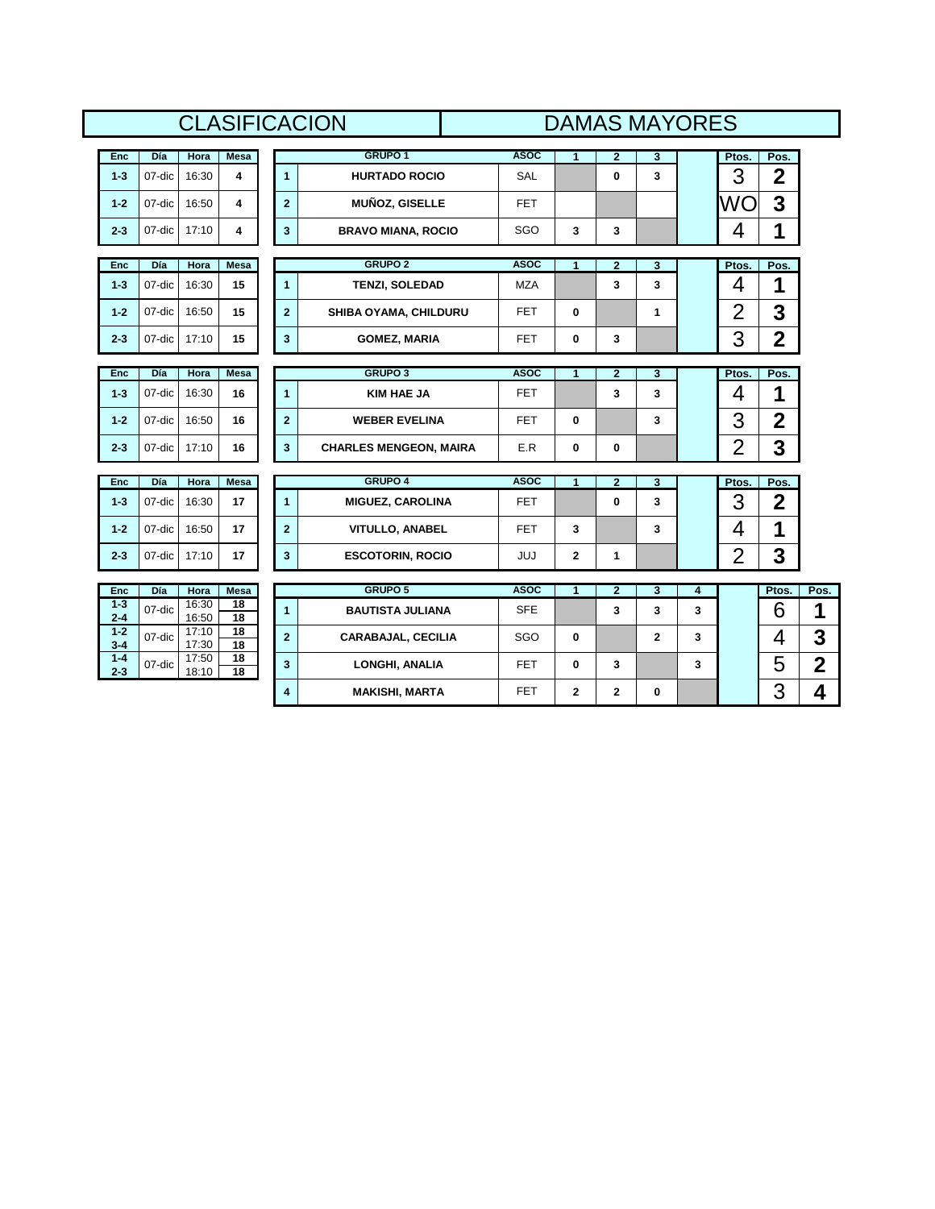# CLASIFICACION — DAMAS MAYORES

| Enc | Día | Hora | Mesa |
|---|---|---|---|
| 1-3 | 07-dic | 16:30 | 4 |
| 1-2 | 07-dic | 16:50 | 4 |
| 2-3 | 07-dic | 17:10 | 4 |

| | GRUPO 1 | ASOC | 1 | 2 | 3 | | Ptos. | Pos. |
|---|---|---|---|---|---|---|---|---|
| 1 | HURTADO ROCIO | SAL | | 0 | 3 | | 3 | 2 |
| 2 | MUÑOZ, GISELLE | FET | | | | | WO | 3 |
| 3 | BRAVO MIANA, ROCIO | SGO | 3 | 3 | | | 4 | 1 |

| Enc | Día | Hora | Mesa |
|---|---|---|---|
| 1-3 | 07-dic | 16:30 | 15 |
| 1-2 | 07-dic | 16:50 | 15 |
| 2-3 | 07-dic | 17:10 | 15 |

| | GRUPO 2 | ASOC | 1 | 2 | 3 | | Ptos. | Pos. |
|---|---|---|---|---|---|---|---|---|
| 1 | TENZI, SOLEDAD | MZA | | 3 | 3 | | 4 | 1 |
| 2 | SHIBA OYAMA, CHILDURU | FET | 0 | | 1 | | 2 | 3 |
| 3 | GOMEZ, MARIA | FET | 0 | 3 | | | 3 | 2 |

| Enc | Día | Hora | Mesa |
|---|---|---|---|
| 1-3 | 07-dic | 16:30 | 16 |
| 1-2 | 07-dic | 16:50 | 16 |
| 2-3 | 07-dic | 17:10 | 16 |

| | GRUPO 3 | ASOC | 1 | 2 | 3 | | Ptos. | Pos. |
|---|---|---|---|---|---|---|---|---|
| 1 | KIM HAE JA | FET | | 3 | 3 | | 4 | 1 |
| 2 | WEBER EVELINA | FET | 0 | | 3 | | 3 | 2 |
| 3 | CHARLES MENGEON, MAIRA | E.R | 0 | 0 | | | 2 | 3 |

| Enc | Día | Hora | Mesa |
|---|---|---|---|
| 1-3 | 07-dic | 16:30 | 17 |
| 1-2 | 07-dic | 16:50 | 17 |
| 2-3 | 07-dic | 17:10 | 17 |

| | GRUPO 4 | ASOC | 1 | 2 | 3 | | Ptos. | Pos. |
|---|---|---|---|---|---|---|---|---|
| 1 | MIGUEZ, CAROLINA | FET | | 0 | 3 | | 3 | 2 |
| 2 | VITULLO, ANABEL | FET | 3 | | 3 | | 4 | 1 |
| 3 | ESCOTORIN, ROCIO | JUJ | 2 | 1 | | | 2 | 3 |

| Enc | Día | Hora | Mesa |
|---|---|---|---|
| 1-3 | 07-dic | 16:30 | 18 |
| 2-4 | | 16:50 | 18 |
| 1-2 | 07-dic | 17:10 | 18 |
| 3-4 | | 17:30 | 18 |
| 1-4 | 07-dic | 17:50 | 18 |
| 2-3 | | 18:10 | 18 |

| | GRUPO 5 | ASOC | 1 | 2 | 3 | 4 | | Ptos. | Pos. |
|---|---|---|---|---|---|---|---|---|---|
| 1 | BAUTISTA JULIANA | SFE | | 3 | 3 | 3 | | 6 | 1 |
| 2 | CARABAJAL, CECILIA | SGO | 0 | | 2 | 3 | | 4 | 3 |
| 3 | LONGHI, ANALIA | FET | 0 | 3 | | 3 | | 5 | 2 |
| 4 | MAKISHI, MARTA | FET | 2 | 2 | 0 | | | 3 | 4 |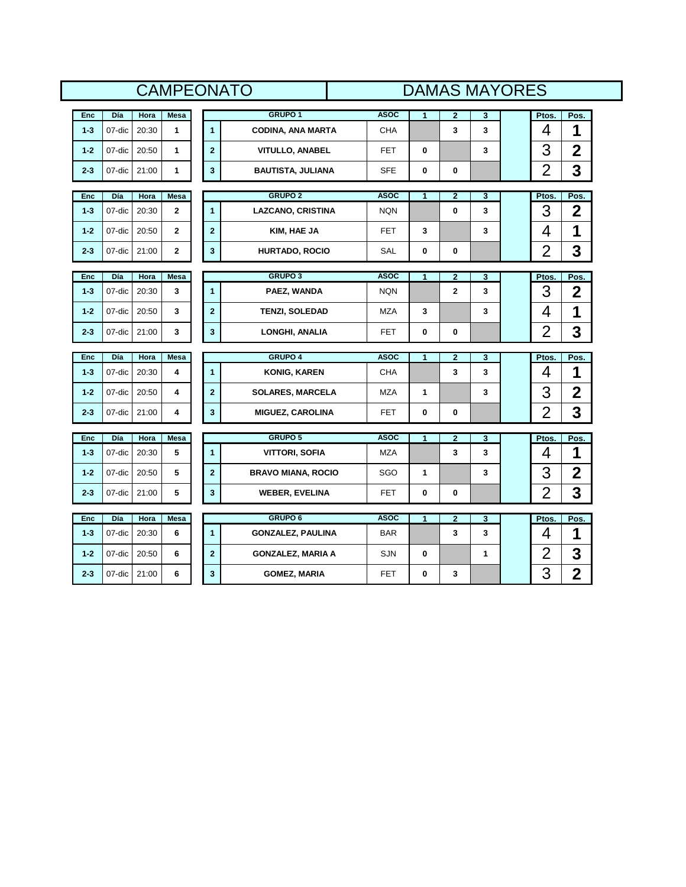# CAMPEONATO — DAMAS MAYORES

| Enc | Día | Hora | Mesa |
|---|---|---|---|
| 1-3 | 07-dic | 20:30 | 1 |
| 1-2 | 07-dic | 20:50 | 1 |
| 2-3 | 07-dic | 21:00 | 1 |

| | GRUPO 1 | ASOC | 1 | 2 | 3 | | Ptos. | Pos. |
|---|---|---|---|---|---|---|---|---|
| 1 | CODINA, ANA MARTA | CHA | | 3 | 3 | | 4 | 1 |
| 2 | VITULLO, ANABEL | FET | 0 | | 3 | | 3 | 2 |
| 3 | BAUTISTA, JULIANA | SFE | 0 | 0 | | | 2 | 3 |

| Enc | Día | Hora | Mesa |
|---|---|---|---|
| 1-3 | 07-dic | 20:30 | 2 |
| 1-2 | 07-dic | 20:50 | 2 |
| 2-3 | 07-dic | 21:00 | 2 |

| | GRUPO 2 | ASOC | 1 | 2 | 3 | | Ptos. | Pos. |
|---|---|---|---|---|---|---|---|---|
| 1 | LAZCANO, CRISTINA | NQN | | 0 | 3 | | 3 | 2 |
| 2 | KIM, HAE JA | FET | 3 | | 3 | | 4 | 1 |
| 3 | HURTADO, ROCIO | SAL | 0 | 0 | | | 2 | 3 |

| Enc | Día | Hora | Mesa |
|---|---|---|---|
| 1-3 | 07-dic | 20:30 | 3 |
| 1-2 | 07-dic | 20:50 | 3 |
| 2-3 | 07-dic | 21:00 | 3 |

| | GRUPO 3 | ASOC | 1 | 2 | 3 | | Ptos. | Pos. |
|---|---|---|---|---|---|---|---|---|
| 1 | PAEZ, WANDA | NQN | | 2 | 3 | | 3 | 2 |
| 2 | TENZI, SOLEDAD | MZA | 3 | | 3 | | 4 | 1 |
| 3 | LONGHI, ANALIA | FET | 0 | 0 | | | 2 | 3 |

| Enc | Día | Hora | Mesa |
|---|---|---|---|
| 1-3 | 07-dic | 20:30 | 4 |
| 1-2 | 07-dic | 20:50 | 4 |
| 2-3 | 07-dic | 21:00 | 4 |

| | GRUPO 4 | ASOC | 1 | 2 | 3 | | Ptos. | Pos. |
|---|---|---|---|---|---|---|---|---|
| 1 | KONIG, KAREN | CHA | | 3 | 3 | | 4 | 1 |
| 2 | SOLARES, MARCELA | MZA | 1 | | 3 | | 3 | 2 |
| 3 | MIGUEZ, CAROLINA | FET | 0 | 0 | | | 2 | 3 |

| Enc | Día | Hora | Mesa |
|---|---|---|---|
| 1-3 | 07-dic | 20:30 | 5 |
| 1-2 | 07-dic | 20:50 | 5 |
| 2-3 | 07-dic | 21:00 | 5 |

| | GRUPO 5 | ASOC | 1 | 2 | 3 | | Ptos. | Pos. |
|---|---|---|---|---|---|---|---|---|
| 1 | VITTORI, SOFIA | MZA | | 3 | 3 | | 4 | 1 |
| 2 | BRAVO MIANA, ROCIO | SGO | 1 | | 3 | | 3 | 2 |
| 3 | WEBER, EVELINA | FET | 0 | 0 | | | 2 | 3 |

| Enc | Día | Hora | Mesa |
|---|---|---|---|
| 1-3 | 07-dic | 20:30 | 6 |
| 1-2 | 07-dic | 20:50 | 6 |
| 2-3 | 07-dic | 21:00 | 6 |

| | GRUPO 6 | ASOC | 1 | 2 | 3 | | Ptos. | Pos. |
|---|---|---|---|---|---|---|---|---|
| 1 | GONZALEZ, PAULINA | BAR | | 3 | 3 | | 4 | 1 |
| 2 | GONZALEZ, MARIA A | SJN | 0 | | 1 | | 2 | 3 |
| 3 | GOMEZ, MARIA | FET | 0 | 3 | | | 3 | 2 |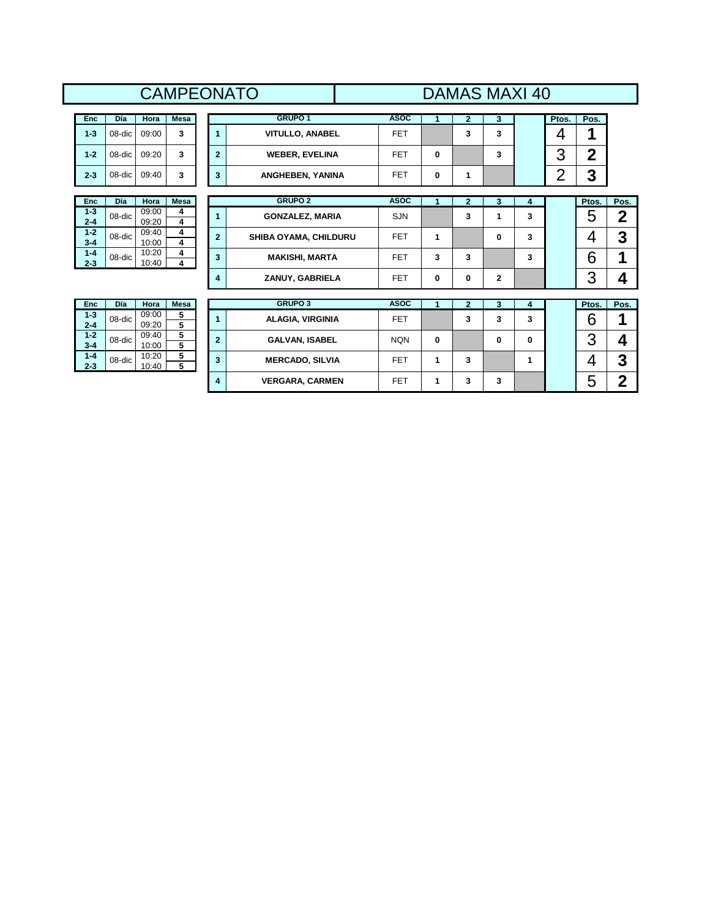# CAMPEONATO — DAMAS MAXI 40

| Enc | Día | Hora | Mesa |
|---|---|---|---|
| 1-3 | 08-dic | 09:00 | 3 |
| 1-2 | 08-dic | 09:20 | 3 |
| 2-3 | 08-dic | 09:40 | 3 |

| | GRUPO 1 | ASOC | 1 | 2 | 3 | | Ptos. | Pos. |
|---|---|---|---|---|---|---|---|---|
| 1 | VITULLO, ANABEL | FET | | 3 | 3 | | 4 | 1 |
| 2 | WEBER, EVELINA | FET | 0 | | 3 | | 3 | 2 |
| 3 | ANGHEBEN, YANINA | FET | 0 | 1 | | | 2 | 3 |

| Enc | Día | Hora | Mesa |
|---|---|---|---|
| 1-3 | 08-dic | 09:00 | 4 |
| 2-4 | | 09:20 | 4 |
| 1-2 | 08-dic | 09:40 | 4 |
| 3-4 | | 10:00 | 4 |
| 1-4 | 08-dic | 10:20 | 4 |
| 2-3 | | 10:40 | 4 |

| | GRUPO 2 | ASOC | 1 | 2 | 3 | 4 | | Ptos. | Pos. |
|---|---|---|---|---|---|---|---|---|---|
| 1 | GONZALEZ, MARIA | SJN | | 3 | 1 | 3 | | 5 | 2 |
| 2 | SHIBA OYAMA, CHILDURU | FET | 1 | | 0 | 3 | | 4 | 3 |
| 3 | MAKISHI, MARTA | FET | 3 | 3 | | 3 | | 6 | 1 |
| 4 | ZANUY, GABRIELA | FET | 0 | 0 | 2 | | | 3 | 4 |

| Enc | Día | Hora | Mesa |
|---|---|---|---|
| 1-3 | 08-dic | 09:00 | 5 |
| 2-4 | | 09:20 | 5 |
| 1-2 | 08-dic | 09:40 | 5 |
| 3-4 | | 10:00 | 5 |
| 1-4 | 08-dic | 10:20 | 5 |
| 2-3 | | 10:40 | 5 |

| | GRUPO 3 | ASOC | 1 | 2 | 3 | 4 | | Ptos. | Pos. |
|---|---|---|---|---|---|---|---|---|---|
| 1 | ALAGIA, VIRGINIA | FET | | 3 | 3 | 3 | | 6 | 1 |
| 2 | GALVAN, ISABEL | NQN | 0 | | 0 | 0 | | 3 | 4 |
| 3 | MERCADO, SILVIA | FET | 1 | 3 | | 1 | | 4 | 3 |
| 4 | VERGARA, CARMEN | FET | 1 | 3 | 3 | | | 5 | 2 |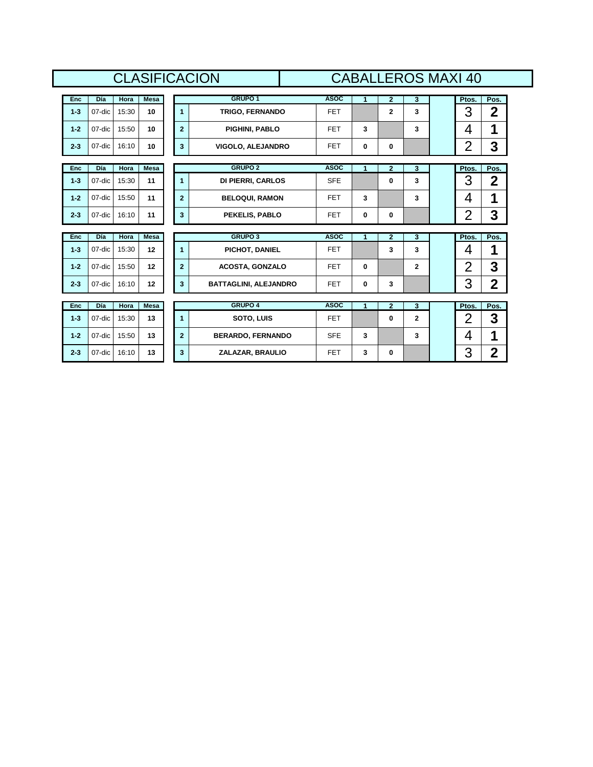# CLASIFICACION — CABALLEROS MAXI 40

| Enc | Día | Hora | Mesa |
|---|---|---|---|
| 1-3 | 07-dic | 15:30 | 10 |
| 1-2 | 07-dic | 15:50 | 10 |
| 2-3 | 07-dic | 16:10 | 10 |

| | GRUPO 1 | ASOC | 1 | 2 | 3 | | Ptos. | Pos. |
|---|---|---|---|---|---|---|---|---|
| 1 | TRIGO, FERNANDO | FET | | 2 | 3 | | 3 | 2 |
| 2 | PIGHINI, PABLO | FET | 3 | | 3 | | 4 | 1 |
| 3 | VIGOLO, ALEJANDRO | FET | 0 | 0 | | | 2 | 3 |

| Enc | Día | Hora | Mesa |
|---|---|---|---|
| 1-3 | 07-dic | 15:30 | 11 |
| 1-2 | 07-dic | 15:50 | 11 |
| 2-3 | 07-dic | 16:10 | 11 |

| | GRUPO 2 | ASOC | 1 | 2 | 3 | | Ptos. | Pos. |
|---|---|---|---|---|---|---|---|---|
| 1 | DI PIERRI, CARLOS | SFE | | 0 | 3 | | 3 | 2 |
| 2 | BELOQUI, RAMON | FET | 3 | | 3 | | 4 | 1 |
| 3 | PEKELIS, PABLO | FET | 0 | 0 | | | 2 | 3 |

| Enc | Día | Hora | Mesa |
|---|---|---|---|
| 1-3 | 07-dic | 15:30 | 12 |
| 1-2 | 07-dic | 15:50 | 12 |
| 2-3 | 07-dic | 16:10 | 12 |

| | GRUPO 3 | ASOC | 1 | 2 | 3 | | Ptos. | Pos. |
|---|---|---|---|---|---|---|---|---|
| 1 | PICHOT, DANIEL | FET | | 3 | 3 | | 4 | 1 |
| 2 | ACOSTA, GONZALO | FET | 0 | | 2 | | 2 | 3 |
| 3 | BATTAGLINI, ALEJANDRO | FET | 0 | 3 | | | 3 | 2 |

| Enc | Día | Hora | Mesa |
|---|---|---|---|
| 1-3 | 07-dic | 15:30 | 13 |
| 1-2 | 07-dic | 15:50 | 13 |
| 2-3 | 07-dic | 16:10 | 13 |

| | GRUPO 4 | ASOC | 1 | 2 | 3 | | Ptos. | Pos. |
|---|---|---|---|---|---|---|---|---|
| 1 | SOTO, LUIS | FET | | 0 | 2 | | 2 | 3 |
| 2 | BERARDO, FERNANDO | SFE | 3 | | 3 | | 4 | 1 |
| 3 | ZALAZAR, BRAULIO | FET | 3 | 0 | | | 3 | 2 |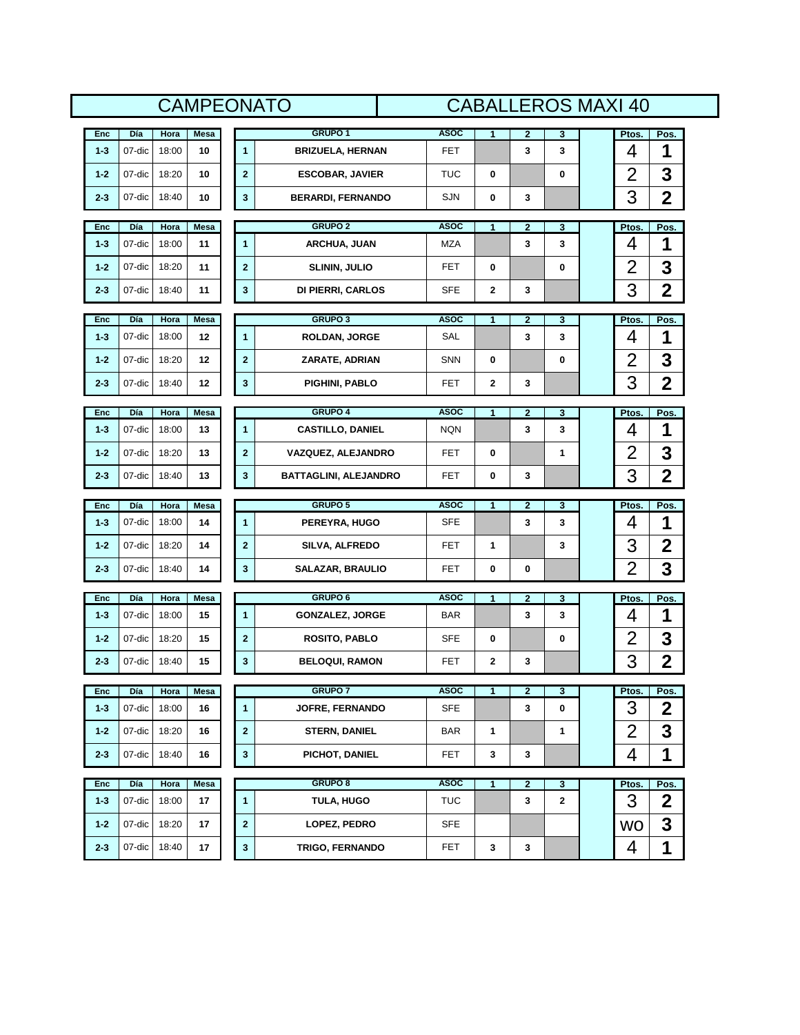# CAMPEONATO CABALLEROS MAXI 40

| Enc | Día | Hora | Mesa |
|---|---|---|---|
| 1-3 | 07-dic | 18:00 | 10 |
| 1-2 | 07-dic | 18:20 | 10 |
| 2-3 | 07-dic | 18:40 | 10 |

| | GRUPO 1 | ASOC | 1 | 2 | 3 | | Ptos. | Pos. |
|---|---|---|---|---|---|---|---|---|
| 1 | BRIZUELA, HERNAN | FET | | 3 | 3 | | 4 | 1 |
| 2 | ESCOBAR, JAVIER | TUC | 0 | | 0 | | 2 | 3 |
| 3 | BERARDI, FERNANDO | SJN | 0 | 3 | | | 3 | 2 |

| Enc | Día | Hora | Mesa |
|---|---|---|---|
| 1-3 | 07-dic | 18:00 | 11 |
| 1-2 | 07-dic | 18:20 | 11 |
| 2-3 | 07-dic | 18:40 | 11 |

| | GRUPO 2 | ASOC | 1 | 2 | 3 | | Ptos. | Pos. |
|---|---|---|---|---|---|---|---|---|
| 1 | ARCHUA, JUAN | MZA | | 3 | 3 | | 4 | 1 |
| 2 | SLININ, JULIO | FET | 0 | | 0 | | 2 | 3 |
| 3 | DI PIERRI, CARLOS | SFE | 2 | 3 | | | 3 | 2 |

| Enc | Día | Hora | Mesa |
|---|---|---|---|
| 1-3 | 07-dic | 18:00 | 12 |
| 1-2 | 07-dic | 18:20 | 12 |
| 2-3 | 07-dic | 18:40 | 12 |

| | GRUPO 3 | ASOC | 1 | 2 | 3 | | Ptos. | Pos. |
|---|---|---|---|---|---|---|---|---|
| 1 | ROLDAN, JORGE | SAL | | 3 | 3 | | 4 | 1 |
| 2 | ZARATE, ADRIAN | SNN | 0 | | 0 | | 2 | 3 |
| 3 | PIGHINI, PABLO | FET | 2 | 3 | | | 3 | 2 |

| Enc | Día | Hora | Mesa |
|---|---|---|---|
| 1-3 | 07-dic | 18:00 | 13 |
| 1-2 | 07-dic | 18:20 | 13 |
| 2-3 | 07-dic | 18:40 | 13 |

| | GRUPO 4 | ASOC | 1 | 2 | 3 | | Ptos. | Pos. |
|---|---|---|---|---|---|---|---|---|
| 1 | CASTILLO, DANIEL | NQN | | 3 | 3 | | 4 | 1 |
| 2 | VAZQUEZ, ALEJANDRO | FET | 0 | | 1 | | 2 | 3 |
| 3 | BATTAGLINI, ALEJANDRO | FET | 0 | 3 | | | 3 | 2 |

| Enc | Día | Hora | Mesa |
|---|---|---|---|
| 1-3 | 07-dic | 18:00 | 14 |
| 1-2 | 07-dic | 18:20 | 14 |
| 2-3 | 07-dic | 18:40 | 14 |

| | GRUPO 5 | ASOC | 1 | 2 | 3 | | Ptos. | Pos. |
|---|---|---|---|---|---|---|---|---|
| 1 | PEREYRA, HUGO | SFE | | 3 | 3 | | 4 | 1 |
| 2 | SILVA, ALFREDO | FET | 1 | | 3 | | 3 | 2 |
| 3 | SALAZAR, BRAULIO | FET | 0 | 0 | | | 2 | 3 |

| Enc | Día | Hora | Mesa |
|---|---|---|---|
| 1-3 | 07-dic | 18:00 | 15 |
| 1-2 | 07-dic | 18:20 | 15 |
| 2-3 | 07-dic | 18:40 | 15 |

| | GRUPO 6 | ASOC | 1 | 2 | 3 | | Ptos. | Pos. |
|---|---|---|---|---|---|---|---|---|
| 1 | GONZALEZ, JORGE | BAR | | 3 | 3 | | 4 | 1 |
| 2 | ROSITO, PABLO | SFE | 0 | | 0 | | 2 | 3 |
| 3 | BELOQUI, RAMON | FET | 2 | 3 | | | 3 | 2 |

| Enc | Día | Hora | Mesa |
|---|---|---|---|
| 1-3 | 07-dic | 18:00 | 16 |
| 1-2 | 07-dic | 18:20 | 16 |
| 2-3 | 07-dic | 18:40 | 16 |

| | GRUPO 7 | ASOC | 1 | 2 | 3 | | Ptos. | Pos. |
|---|---|---|---|---|---|---|---|---|
| 1 | JOFRE, FERNANDO | SFE | | 3 | 0 | | 3 | 2 |
| 2 | STERN, DANIEL | BAR | 1 | | 1 | | 2 | 3 |
| 3 | PICHOT, DANIEL | FET | 3 | 3 | | | 4 | 1 |

| Enc | Día | Hora | Mesa |
|---|---|---|---|
| 1-3 | 07-dic | 18:00 | 17 |
| 1-2 | 07-dic | 18:20 | 17 |
| 2-3 | 07-dic | 18:40 | 17 |

| | GRUPO 8 | ASOC | 1 | 2 | 3 | | Ptos. | Pos. |
|---|---|---|---|---|---|---|---|---|
| 1 | TULA, HUGO | TUC | | 3 | 2 | | 3 | 2 |
| 2 | LOPEZ, PEDRO | SFE | | | | | WO | 3 |
| 3 | TRIGO, FERNANDO | FET | 3 | 3 | | | 4 | 1 |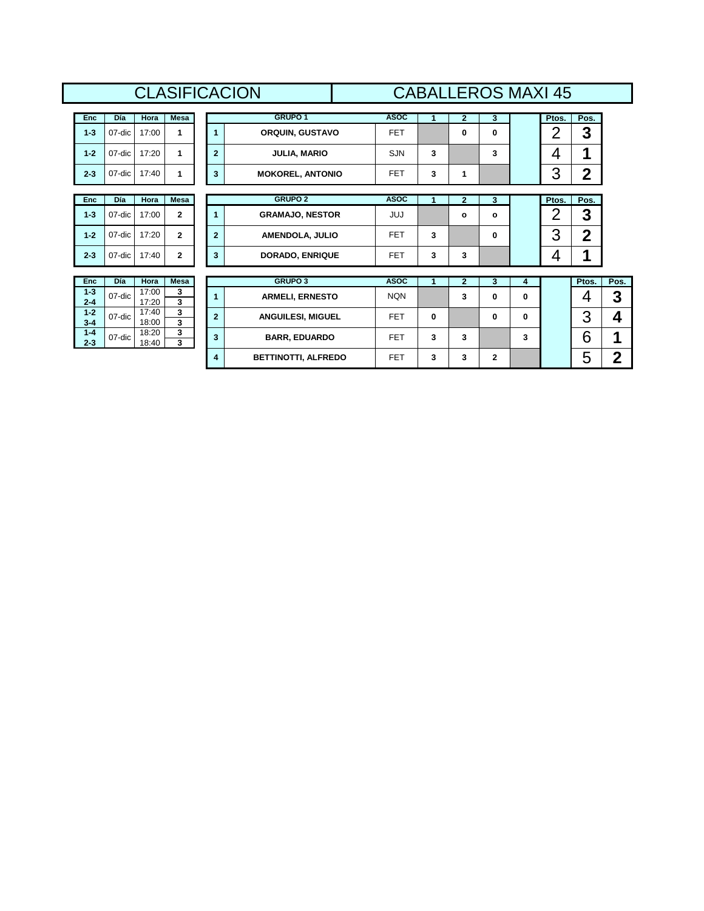# CLASIFICACION — CABALLEROS MAXI 45

| Enc | Día | Hora | Mesa |
|---|---|---|---|
| 1-3 | 07-dic | 17:00 | 1 |
| 1-2 | 07-dic | 17:20 | 1 |
| 2-3 | 07-dic | 17:40 | 1 |

| | GRUPO 1 | ASOC | 1 | 2 | 3 | | Ptos. | Pos. |
|---|---|---|---|---|---|---|---|---|
| 1 | ORQUIN, GUSTAVO | FET | | 0 | 0 | | 2 | 3 |
| 2 | JULIA, MARIO | SJN | 3 | | 3 | | 4 | 1 |
| 3 | MOKOREL, ANTONIO | FET | 3 | 1 | | | 3 | 2 |

| Enc | Día | Hora | Mesa |
|---|---|---|---|
| 1-3 | 07-dic | 17:00 | 2 |
| 1-2 | 07-dic | 17:20 | 2 |
| 2-3 | 07-dic | 17:40 | 2 |

| | GRUPO 2 | ASOC | 1 | 2 | 3 | | Ptos. | Pos. |
|---|---|---|---|---|---|---|---|---|
| 1 | GRAMAJO, NESTOR | JUJ | | o | o | | 2 | 3 |
| 2 | AMENDOLA, JULIO | FET | 3 | | 0 | | 3 | 2 |
| 3 | DORADO, ENRIQUE | FET | 3 | 3 | | | 4 | 1 |

| Enc | Día | Hora | Mesa |
|---|---|---|---|
| 1-3 | 07-dic | 17:00 | 3 |
| 2-4 | | 17:20 | 3 |
| 1-2 | 07-dic | 17:40 | 3 |
| 3-4 | | 18:00 | 3 |
| 1-4 | 07-dic | 18:20 | 3 |
| 2-3 | | 18:40 | 3 |

| | GRUPO 3 | ASOC | 1 | 2 | 3 | 4 | | Ptos. | Pos. |
|---|---|---|---|---|---|---|---|---|---|
| 1 | ARMELI, ERNESTO | NQN | | 3 | 0 | 0 | | 4 | 3 |
| 2 | ANGUILESI, MIGUEL | FET | 0 | | 0 | 0 | | 3 | 4 |
| 3 | BARR, EDUARDO | FET | 3 | 3 | | 3 | | 6 | 1 |
| 4 | BETTINOTTI, ALFREDO | FET | 3 | 3 | 2 | | | 5 | 2 |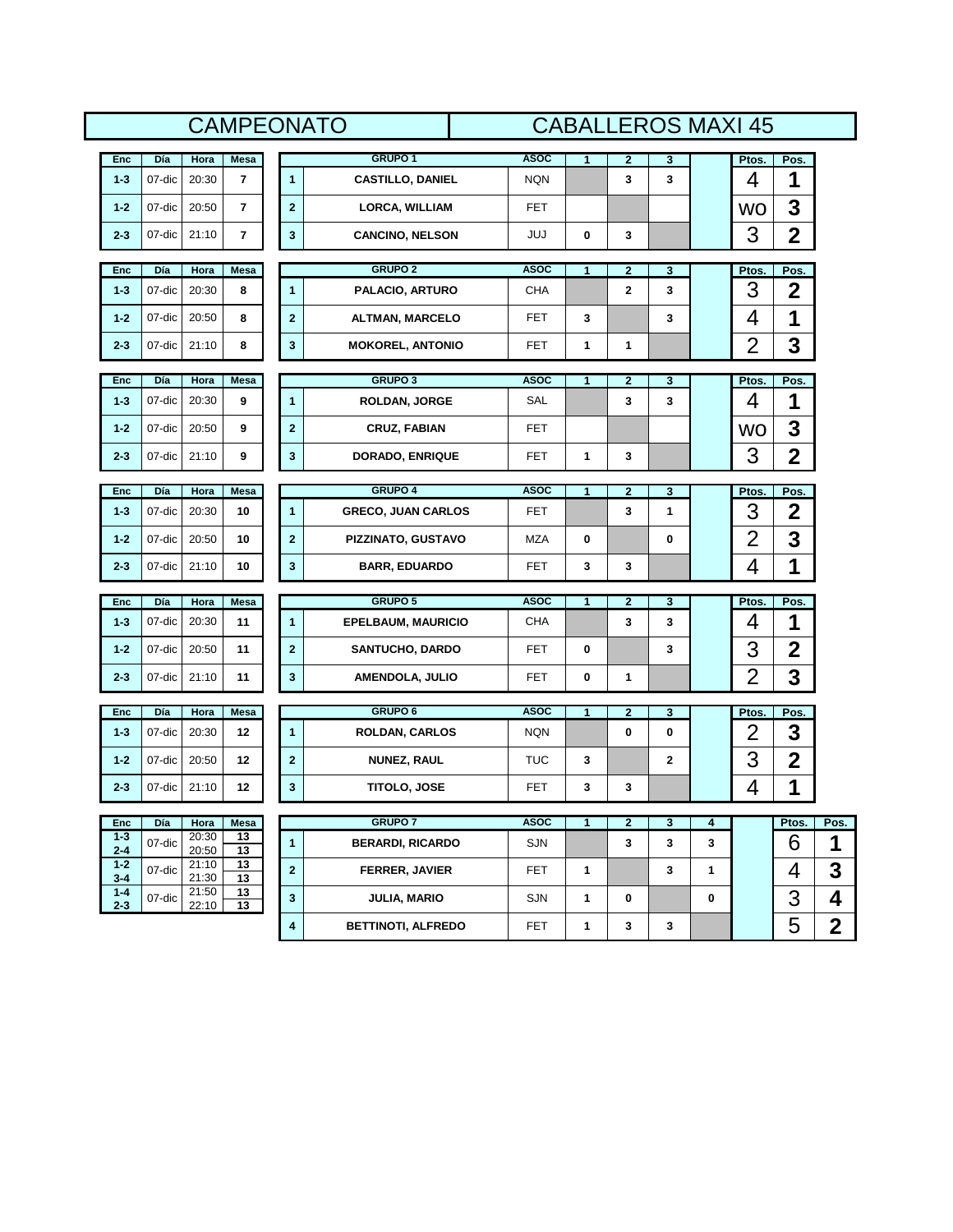# CAMPEONATO — CABALLEROS MAXI 45

| Enc | Día | Hora | Mesa |
|---|---|---|---|
| 1-3 | 07-dic | 20:30 | 7 |
| 1-2 | 07-dic | 20:50 | 7 |
| 2-3 | 07-dic | 21:10 | 7 |

| | GRUPO 1 | ASOC | 1 | 2 | 3 | | Ptos. | Pos. |
|---|---|---|---|---|---|---|---|---|
| 1 | CASTILLO, DANIEL | NQN | | 3 | 3 | | 4 | 1 |
| 2 | LORCA, WILLIAM | FET | | | | | WO | 3 |
| 3 | CANCINO, NELSON | JUJ | 0 | 3 | | | 3 | 2 |

| Enc | Día | Hora | Mesa |
|---|---|---|---|
| 1-3 | 07-dic | 20:30 | 8 |
| 1-2 | 07-dic | 20:50 | 8 |
| 2-3 | 07-dic | 21:10 | 8 |

| | GRUPO 2 | ASOC | 1 | 2 | 3 | | Ptos. | Pos. |
|---|---|---|---|---|---|---|---|---|
| 1 | PALACIO, ARTURO | CHA | | 2 | 3 | | 3 | 2 |
| 2 | ALTMAN, MARCELO | FET | 3 | | 3 | | 4 | 1 |
| 3 | MOKOREL, ANTONIO | FET | 1 | 1 | | | 2 | 3 |

| Enc | Día | Hora | Mesa |
|---|---|---|---|
| 1-3 | 07-dic | 20:30 | 9 |
| 1-2 | 07-dic | 20:50 | 9 |
| 2-3 | 07-dic | 21:10 | 9 |

| | GRUPO 3 | ASOC | 1 | 2 | 3 | | Ptos. | Pos. |
|---|---|---|---|---|---|---|---|---|
| 1 | ROLDAN, JORGE | SAL | | 3 | 3 | | 4 | 1 |
| 2 | CRUZ, FABIAN | FET | | | | | WO | 3 |
| 3 | DORADO, ENRIQUE | FET | 1 | 3 | | | 3 | 2 |

| Enc | Día | Hora | Mesa |
|---|---|---|---|
| 1-3 | 07-dic | 20:30 | 10 |
| 1-2 | 07-dic | 20:50 | 10 |
| 2-3 | 07-dic | 21:10 | 10 |

| | GRUPO 4 | ASOC | 1 | 2 | 3 | | Ptos. | Pos. |
|---|---|---|---|---|---|---|---|---|
| 1 | GRECO, JUAN CARLOS | FET | | 3 | 1 | | 3 | 2 |
| 2 | PIZZINATO, GUSTAVO | MZA | 0 | | 0 | | 2 | 3 |
| 3 | BARR, EDUARDO | FET | 3 | 3 | | | 4 | 1 |

| Enc | Día | Hora | Mesa |
|---|---|---|---|
| 1-3 | 07-dic | 20:30 | 11 |
| 1-2 | 07-dic | 20:50 | 11 |
| 2-3 | 07-dic | 21:10 | 11 |

| | GRUPO 5 | ASOC | 1 | 2 | 3 | | Ptos. | Pos. |
|---|---|---|---|---|---|---|---|---|
| 1 | EPELBAUM, MAURICIO | CHA | | 3 | 3 | | 4 | 1 |
| 2 | SANTUCHO, DARDO | FET | 0 | | 3 | | 3 | 2 |
| 3 | AMENDOLA, JULIO | FET | 0 | 1 | | | 2 | 3 |

| Enc | Día | Hora | Mesa |
|---|---|---|---|
| 1-3 | 07-dic | 20:30 | 12 |
| 1-2 | 07-dic | 20:50 | 12 |
| 2-3 | 07-dic | 21:10 | 12 |

| | GRUPO 6 | ASOC | 1 | 2 | 3 | | Ptos. | Pos. |
|---|---|---|---|---|---|---|---|---|
| 1 | ROLDAN, CARLOS | NQN | | 0 | 0 | | 2 | 3 |
| 2 | NUNEZ, RAUL | TUC | 3 | | 2 | | 3 | 2 |
| 3 | TITOLO, JOSE | FET | 3 | 3 | | | 4 | 1 |

| Enc | Día | Hora | Mesa |
|---|---|---|---|
| 1-3 | 07-dic | 20:30 | 13 |
| 2-4 | | 20:50 | 13 |
| 1-2 | 07-dic | 21:10 | 13 |
| 3-4 | | 21:30 | 13 |
| 1-4 | 07-dic | 21:50 | 13 |
| 2-3 | | 22:10 | 13 |

| | GRUPO 7 | ASOC | 1 | 2 | 3 | 4 | | Ptos. | Pos. |
|---|---|---|---|---|---|---|---|---|---|
| 1 | BERARDI, RICARDO | SJN | | 3 | 3 | 3 | | 6 | 1 |
| 2 | FERRER, JAVIER | FET | 1 | | 3 | 1 | | 4 | 3 |
| 3 | JULIA, MARIO | SJN | 1 | 0 | | 0 | | 3 | 4 |
| 4 | BETTINOTI, ALFREDO | FET | 1 | 3 | 3 | | | 5 | 2 |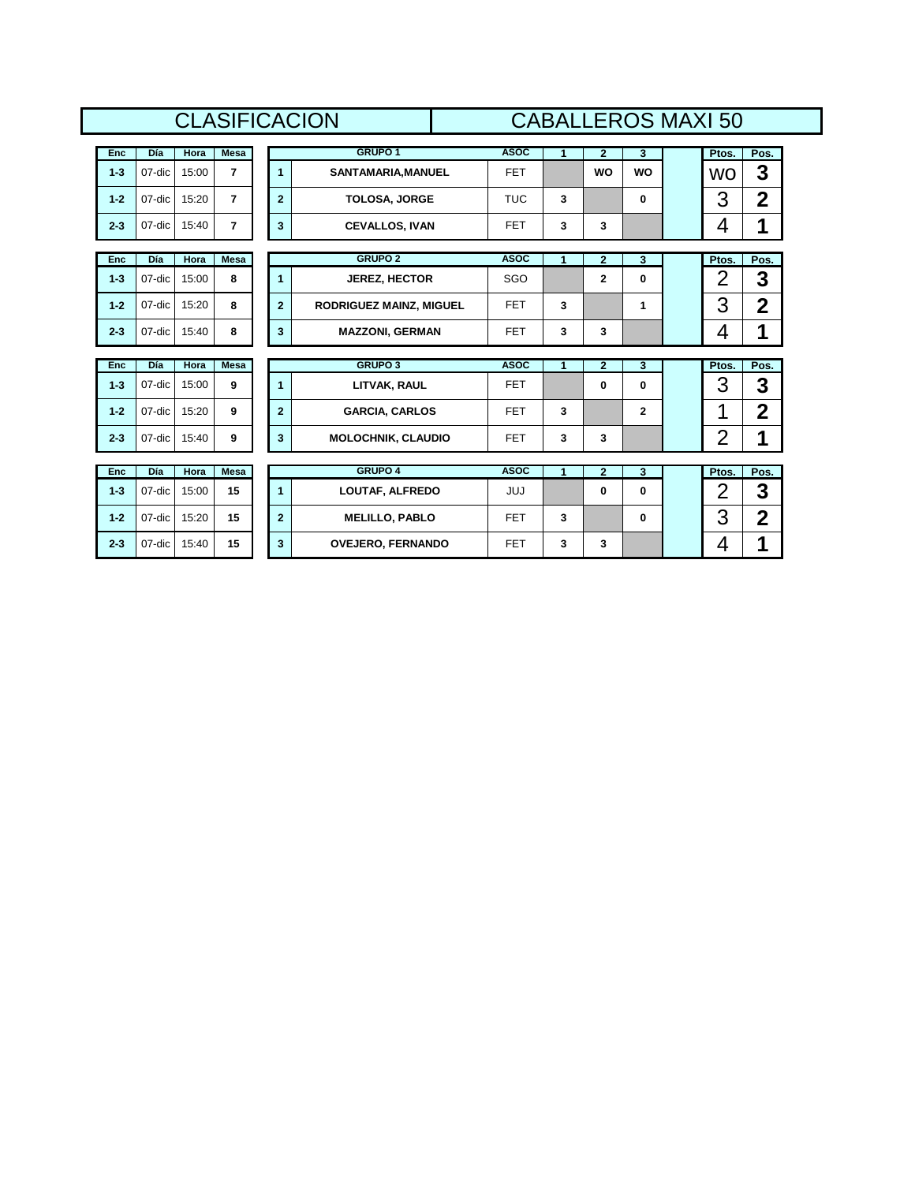# CLASIFICACION — CABALLEROS MAXI 50

| Enc | Día | Hora | Mesa |
|---|---|---|---|
| 1-3 | 07-dic | 15:00 | 7 |
| 1-2 | 07-dic | 15:20 | 7 |
| 2-3 | 07-dic | 15:40 | 7 |

| | GRUPO 1 | ASOC | 1 | 2 | 3 | | Ptos. | Pos. |
|---|---|---|---|---|---|---|---|---|
| 1 | SANTAMARIA,MANUEL | FET | | WO | WO | | WO | 3 |
| 2 | TOLOSA, JORGE | TUC | 3 | | 0 | | 3 | 2 |
| 3 | CEVALLOS, IVAN | FET | 3 | 3 | | | 4 | 1 |

| Enc | Día | Hora | Mesa |
|---|---|---|---|
| 1-3 | 07-dic | 15:00 | 8 |
| 1-2 | 07-dic | 15:20 | 8 |
| 2-3 | 07-dic | 15:40 | 8 |

| | GRUPO 2 | ASOC | 1 | 2 | 3 | | Ptos. | Pos. |
|---|---|---|---|---|---|---|---|---|
| 1 | JEREZ, HECTOR | SGO | | 2 | 0 | | 2 | 3 |
| 2 | RODRIGUEZ MAINZ, MIGUEL | FET | 3 | | 1 | | 3 | 2 |
| 3 | MAZZONI, GERMAN | FET | 3 | 3 | | | 4 | 1 |

| Enc | Día | Hora | Mesa |
|---|---|---|---|
| 1-3 | 07-dic | 15:00 | 9 |
| 1-2 | 07-dic | 15:20 | 9 |
| 2-3 | 07-dic | 15:40 | 9 |

| | GRUPO 3 | ASOC | 1 | 2 | 3 | | Ptos. | Pos. |
|---|---|---|---|---|---|---|---|---|
| 1 | LITVAK, RAUL | FET | | 0 | 0 | | 3 | 3 |
| 2 | GARCIA, CARLOS | FET | 3 | | 2 | | 1 | 2 |
| 3 | MOLOCHNIK, CLAUDIO | FET | 3 | 3 | | | 2 | 1 |

| Enc | Día | Hora | Mesa |
|---|---|---|---|
| 1-3 | 07-dic | 15:00 | 15 |
| 1-2 | 07-dic | 15:20 | 15 |
| 2-3 | 07-dic | 15:40 | 15 |

| | GRUPO 4 | ASOC | 1 | 2 | 3 | | Ptos. | Pos. |
|---|---|---|---|---|---|---|---|---|
| 1 | LOUTAF, ALFREDO | JUJ | | 0 | 0 | | 2 | 3 |
| 2 | MELILLO, PABLO | FET | 3 | | 0 | | 3 | 2 |
| 3 | OVEJERO, FERNANDO | FET | 3 | 3 | | | 4 | 1 |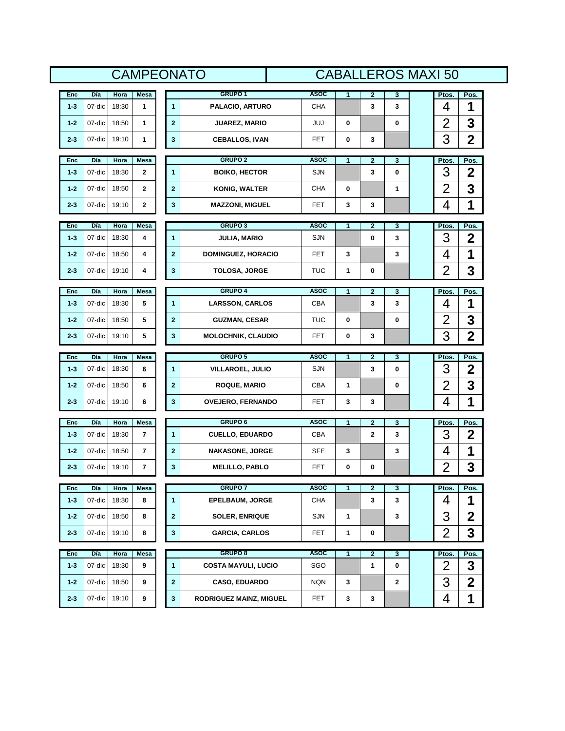# CAMPEONATO CABALLEROS MAXI 50

| Enc | Día | Hora | Mesa |
|---|---|---|---|
| 1-3 | 07-dic | 18:30 | 1 |
| 1-2 | 07-dic | 18:50 | 1 |
| 2-3 | 07-dic | 19:10 | 1 |

| | GRUPO 1 | ASOC | 1 | 2 | 3 | Ptos. | Pos. |
|---|---|---|---|---|---|---|---|
| 1 | PALACIO, ARTURO | CHA | | 3 | 3 | 4 | 1 |
| 2 | JUAREZ, MARIO | JUJ | 0 | | 0 | 2 | 3 |
| 3 | CEBALLOS, IVAN | FET | 0 | 3 | | 3 | 2 |

| Enc | Día | Hora | Mesa |
|---|---|---|---|
| 1-3 | 07-dic | 18:30 | 2 |
| 1-2 | 07-dic | 18:50 | 2 |
| 2-3 | 07-dic | 19:10 | 2 |

| | GRUPO 2 | ASOC | 1 | 2 | 3 | Ptos. | Pos. |
|---|---|---|---|---|---|---|---|
| 1 | BOIKO, HECTOR | SJN | | 3 | 0 | 3 | 2 |
| 2 | KONIG, WALTER | CHA | 0 | | 1 | 2 | 3 |
| 3 | MAZZONI, MIGUEL | FET | 3 | 3 | | 4 | 1 |

| Enc | Día | Hora | Mesa |
|---|---|---|---|
| 1-3 | 07-dic | 18:30 | 4 |
| 1-2 | 07-dic | 18:50 | 4 |
| 2-3 | 07-dic | 19:10 | 4 |

| | GRUPO 3 | ASOC | 1 | 2 | 3 | Ptos. | Pos. |
|---|---|---|---|---|---|---|---|
| 1 | JULIA, MARIO | SJN | | 0 | 3 | 3 | 2 |
| 2 | DOMINGUEZ, HORACIO | FET | 3 | | 3 | 4 | 1 |
| 3 | TOLOSA, JORGE | TUC | 1 | 0 | | 2 | 3 |

| Enc | Día | Hora | Mesa |
|---|---|---|---|
| 1-3 | 07-dic | 18:30 | 5 |
| 1-2 | 07-dic | 18:50 | 5 |
| 2-3 | 07-dic | 19:10 | 5 |

| | GRUPO 4 | ASOC | 1 | 2 | 3 | Ptos. | Pos. |
|---|---|---|---|---|---|---|---|
| 1 | LARSSON, CARLOS | CBA | | 3 | 3 | 4 | 1 |
| 2 | GUZMAN, CESAR | TUC | 0 | | 0 | 2 | 3 |
| 3 | MOLOCHNIK, CLAUDIO | FET | 0 | 3 | | 3 | 2 |

| Enc | Día | Hora | Mesa |
|---|---|---|---|
| 1-3 | 07-dic | 18:30 | 6 |
| 1-2 | 07-dic | 18:50 | 6 |
| 2-3 | 07-dic | 19:10 | 6 |

| | GRUPO 5 | ASOC | 1 | 2 | 3 | Ptos. | Pos. |
|---|---|---|---|---|---|---|---|
| 1 | VILLAROEL, JULIO | SJN | | 3 | 0 | 3 | 2 |
| 2 | ROQUE, MARIO | CBA | 1 | | 0 | 2 | 3 |
| 3 | OVEJERO, FERNANDO | FET | 3 | 3 | | 4 | 1 |

| Enc | Día | Hora | Mesa |
|---|---|---|---|
| 1-3 | 07-dic | 18:30 | 7 |
| 1-2 | 07-dic | 18:50 | 7 |
| 2-3 | 07-dic | 19:10 | 7 |

| | GRUPO 6 | ASOC | 1 | 2 | 3 | Ptos. | Pos. |
|---|---|---|---|---|---|---|---|
| 1 | CUELLO, EDUARDO | CBA | | 2 | 3 | 3 | 2 |
| 2 | NAKASONE, JORGE | SFE | 3 | | 3 | 4 | 1 |
| 3 | MELILLO, PABLO | FET | 0 | 0 | | 2 | 3 |

| Enc | Día | Hora | Mesa |
|---|---|---|---|
| 1-3 | 07-dic | 18:30 | 8 |
| 1-2 | 07-dic | 18:50 | 8 |
| 2-3 | 07-dic | 19:10 | 8 |

| | GRUPO 7 | ASOC | 1 | 2 | 3 | Ptos. | Pos. |
|---|---|---|---|---|---|---|---|
| 1 | EPELBAUM, JORGE | CHA | | 3 | 3 | 4 | 1 |
| 2 | SOLER, ENRIQUE | SJN | 1 | | 3 | 3 | 2 |
| 3 | GARCIA, CARLOS | FET | 1 | 0 | | 2 | 3 |

| Enc | Día | Hora | Mesa |
|---|---|---|---|
| 1-3 | 07-dic | 18:30 | 9 |
| 1-2 | 07-dic | 18:50 | 9 |
| 2-3 | 07-dic | 19:10 | 9 |

| | GRUPO 8 | ASOC | 1 | 2 | 3 | Ptos. | Pos. |
|---|---|---|---|---|---|---|---|
| 1 | COSTA MAYULI, LUCIO | SGO | | 1 | 0 | 2 | 3 |
| 2 | CASO, EDUARDO | NQN | 3 | | 2 | 3 | 2 |
| 3 | RODRIGUEZ MAINZ, MIGUEL | FET | 3 | 3 | | 4 | 1 |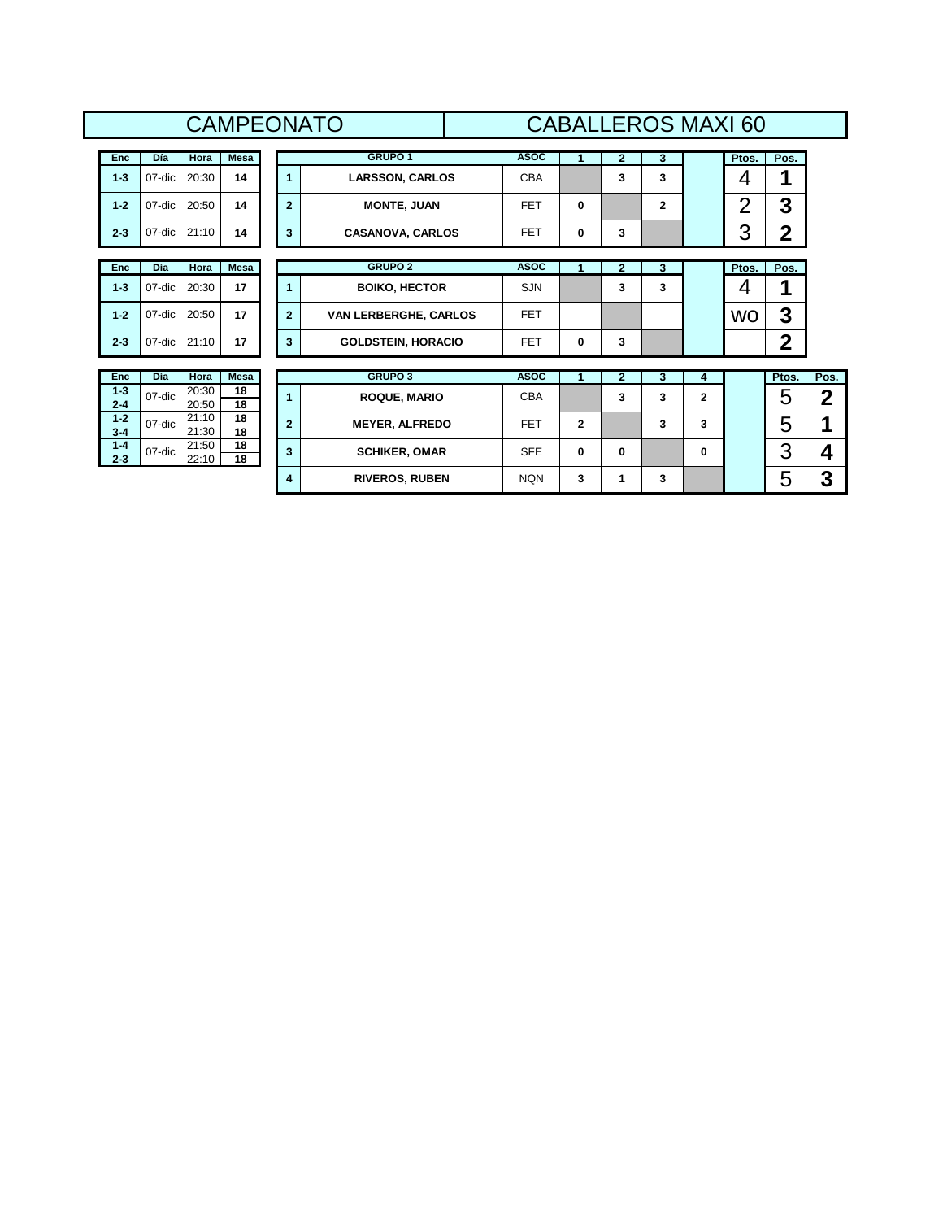# CAMPEONATO — CABALLEROS MAXI 60

| Enc | Día | Hora | Mesa |
|---|---|---|---|
| 1-3 | 07-dic | 20:30 | 14 |
| 1-2 | 07-dic | 20:50 | 14 |
| 2-3 | 07-dic | 21:10 | 14 |

| | GRUPO 1 | ASOC | 1 | 2 | 3 | | Ptos. | Pos. |
|---|---|---|---|---|---|---|---|---|
| 1 | LARSSON, CARLOS | CBA | | 3 | 3 | | 4 | 1 |
| 2 | MONTE, JUAN | FET | 0 | | 2 | | 2 | 3 |
| 3 | CASANOVA, CARLOS | FET | 0 | 3 | | | 3 | 2 |

| Enc | Día | Hora | Mesa |
|---|---|---|---|
| 1-3 | 07-dic | 20:30 | 17 |
| 1-2 | 07-dic | 20:50 | 17 |
| 2-3 | 07-dic | 21:10 | 17 |

| | GRUPO 2 | ASOC | 1 | 2 | 3 | | Ptos. | Pos. |
|---|---|---|---|---|---|---|---|---|
| 1 | BOIKO, HECTOR | SJN | | 3 | 3 | | 4 | 1 |
| 2 | VAN LERBERGHE, CARLOS | FET | | | | | WO | 3 |
| 3 | GOLDSTEIN, HORACIO | FET | 0 | 3 | | | | 2 |

| Enc | Día | Hora | Mesa |
|---|---|---|---|
| 1-3 | 07-dic | 20:30 | 18 |
| 2-4 | | 20:50 | 18 |
| 1-2 | 07-dic | 21:10 | 18 |
| 3-4 | | 21:30 | 18 |
| 1-4 | 07-dic | 21:50 | 18 |
| 2-3 | | 22:10 | 18 |

| | GRUPO 3 | ASOC | 1 | 2 | 3 | 4 | | Ptos. | Pos. |
|---|---|---|---|---|---|---|---|---|---|
| 1 | ROQUE, MARIO | CBA | | 3 | 3 | 2 | | 5 | 2 |
| 2 | MEYER, ALFREDO | FET | 2 | | 3 | 3 | | 5 | 1 |
| 3 | SCHIKER, OMAR | SFE | 0 | 0 | | 0 | | 3 | 4 |
| 4 | RIVEROS, RUBEN | NQN | 3 | 1 | 3 | | | 5 | 3 |